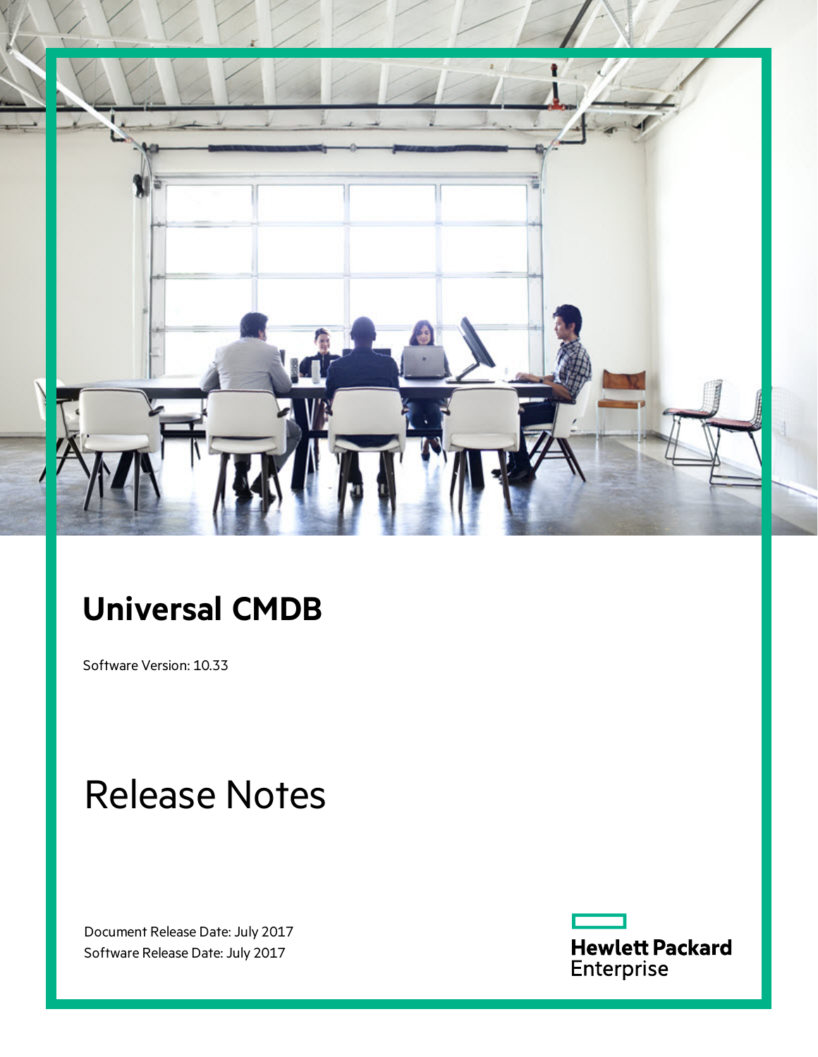# Universal CMDB

Software Version: 10.33

# Release Notes

Document Release Date: July 2017
Software Release Date: July 2017

Hewlett Packard Enterprise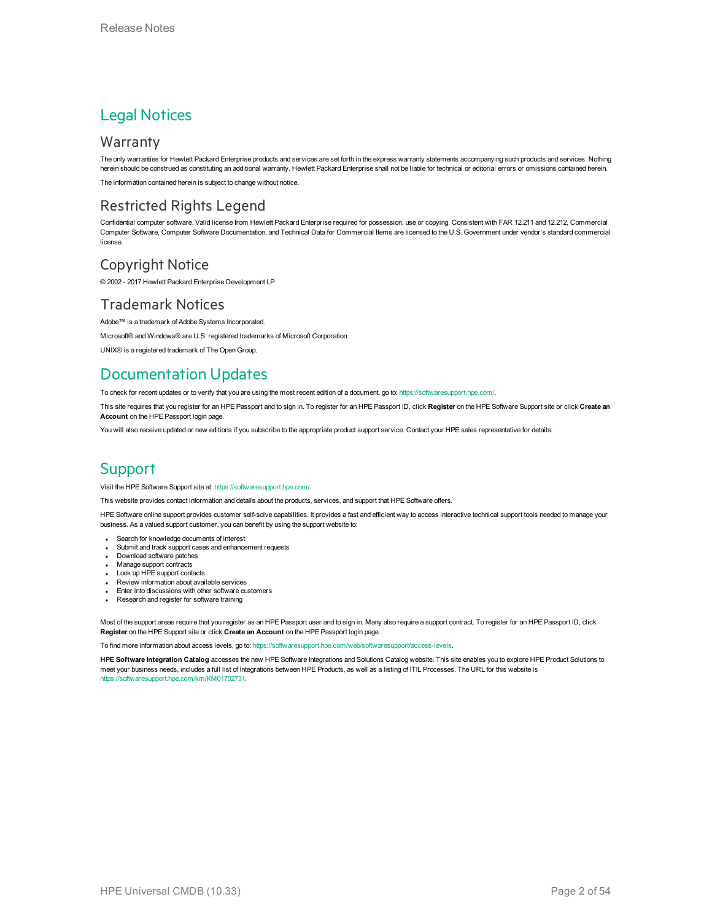# Legal Notices

## Warranty

The only warranties for Hewlett Packard Enterprise products and services are set forth in the express warranty statements accompanying such products and services. Nothing herein should be construed as constituting an additional warranty. Hewlett Packard Enterprise shall not be liable for technical or editorial errors or omissions contained herein.

The information contained herein is subject to change without notice.

## Restricted Rights Legend

Confidential computer software. Valid license from Hewlett Packard Enterprise required for possession, use or copying. Consistent with FAR 12.211 and 12.212, Commercial Computer Software, Computer Software Documentation, and Technical Data for Commercial Items are licensed to the U.S. Government under vendor's standard commercial license.

## Copyright Notice

© 2002 - 2017 Hewlett Packard Enterprise Development LP

## Trademark Notices

Adobe™ is a trademark of Adobe Systems Incorporated.

Microsoft® and Windows® are U.S. registered trademarks of Microsoft Corporation.

UNIX® is a registered trademark of The Open Group.

# Documentation Updates

To check for recent updates or to verify that you are using the most recent edition of a document, go to: https://softwaresupport.hpe.com/.

This site requires that you register for an HPE Passport and to sign in. To register for an HPE Passport ID, click **Register** on the HPE Software Support site or click **Create an Account** on the HPE Passport login page.

You will also receive updated or new editions if you subscribe to the appropriate product support service. Contact your HPE sales representative for details.

# Support

Visit the HPE Software Support site at: https://softwaresupport.hpe.com/.

This website provides contact information and details about the products, services, and support that HPE Software offers.

HPE Software online support provides customer self-solve capabilities. It provides a fast and efficient way to access interactive technical support tools needed to manage your business. As a valued support customer, you can benefit by using the support website to:

- Search for knowledge documents of interest
- Submit and track support cases and enhancement requests
- Download software patches
- Manage support contracts
- Look up HPE support contacts
- Review information about available services
- Enter into discussions with other software customers
- Research and register for software training

Most of the support areas require that you register as an HPE Passport user and to sign in. Many also require a support contract. To register for an HPE Passport ID, click **Register** on the HPE Support site or click **Create an Account** on the HPE Passport login page.

To find more information about access levels, go to: https://softwaresupport.hpe.com/web/softwaresupport/access-levels.

**HPE Software Integration Catalog** accesses the new HPE Software Integrations and Solutions Catalog website. This site enables you to explore HPE Product Solutions to meet your business needs, includes a full list of Integrations between HPE Products, as well as a listing of ITIL Processes. The URL for this website is https://softwaresupport.hpe.com/km/KM01702731.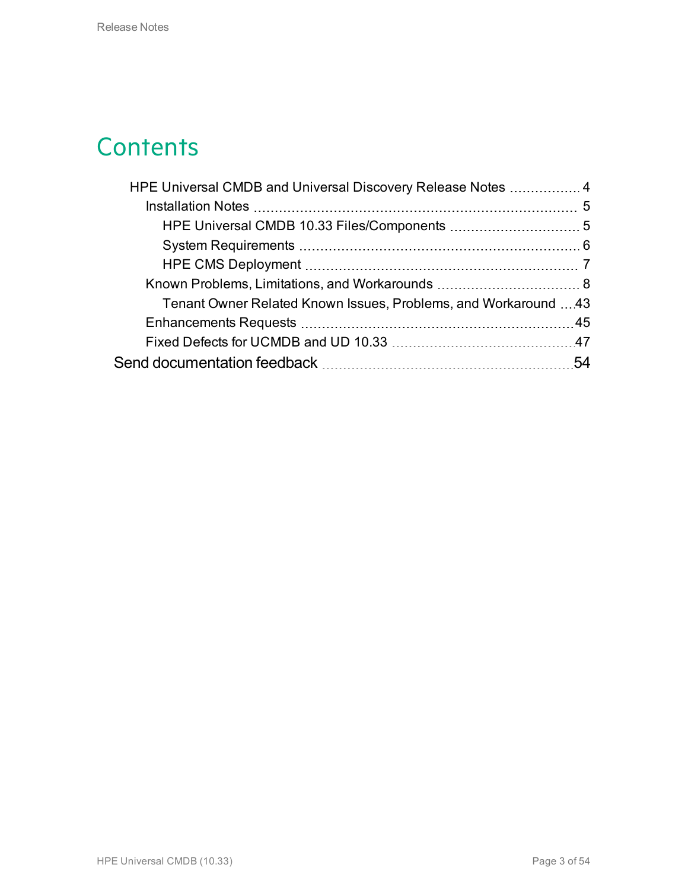# Contents

- HPE Universal CMDB and Universal Discovery Release Notes ... 4
  - Installation Notes ... 5
    - HPE Universal CMDB 10.33 Files/Components ... 5
    - System Requirements ... 6
    - HPE CMS Deployment ... 7
  - Known Problems, Limitations, and Workarounds ... 8
    - Tenant Owner Related Known Issues, Problems, and Workaround ... 43
  - Enhancements Requests ... 45
  - Fixed Defects for UCMDB and UD 10.33 ... 47
- Send documentation feedback ... 54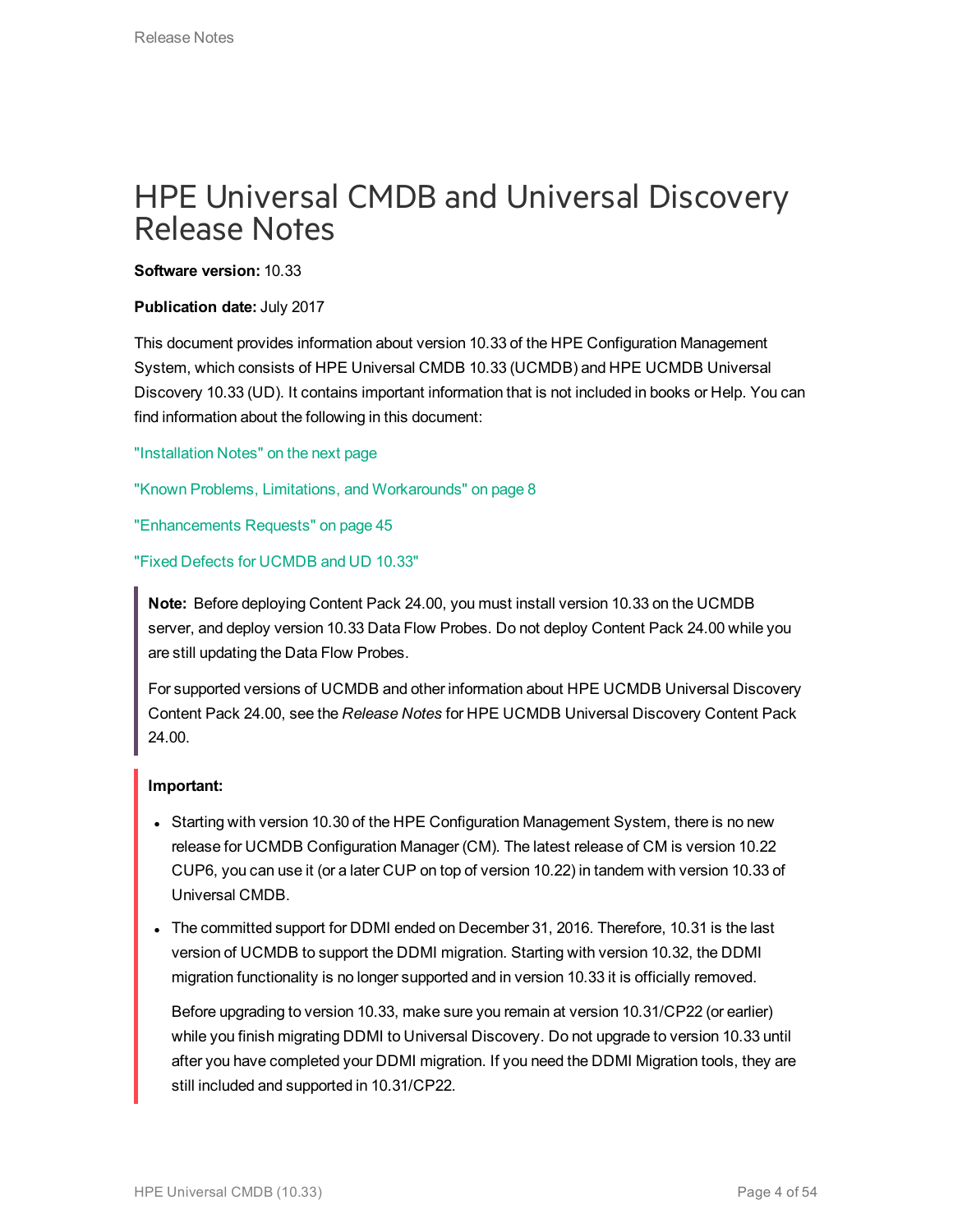# HPE Universal CMDB and Universal Discovery Release Notes

**Software version:** 10.33

**Publication date:** July 2017

This document provides information about version 10.33 of the HPE Configuration Management System, which consists of HPE Universal CMDB 10.33 (UCMDB) and HPE UCMDB Universal Discovery 10.33 (UD). It contains important information that is not included in books or Help. You can find information about the following in this document:

"Installation Notes" on the next page

"Known Problems, Limitations, and Workarounds" on page 8

"Enhancements Requests" on page 45

"Fixed Defects for UCMDB and UD 10.33"

> **Note:** Before deploying Content Pack 24.00, you must install version 10.33 on the UCMDB server, and deploy version 10.33 Data Flow Probes. Do not deploy Content Pack 24.00 while you are still updating the Data Flow Probes.
>
> For supported versions of UCMDB and other information about HPE UCMDB Universal Discovery Content Pack 24.00, see the *Release Notes* for HPE UCMDB Universal Discovery Content Pack 24.00.

> **Important:**
>
> - Starting with version 10.30 of the HPE Configuration Management System, there is no new release for UCMDB Configuration Manager (CM). The latest release of CM is version 10.22 CUP6, you can use it (or a later CUP on top of version 10.22) in tandem with version 10.33 of Universal CMDB.
> - The committed support for DDMI ended on December 31, 2016. Therefore, 10.31 is the last version of UCMDB to support the DDMI migration. Starting with version 10.32, the DDMI migration functionality is no longer supported and in version 10.33 it is officially removed.
>
>   Before upgrading to version 10.33, make sure you remain at version 10.31/CP22 (or earlier) while you finish migrating DDMI to Universal Discovery. Do not upgrade to version 10.33 until after you have completed your DDMI migration. If you need the DDMI Migration tools, they are still included and supported in 10.31/CP22.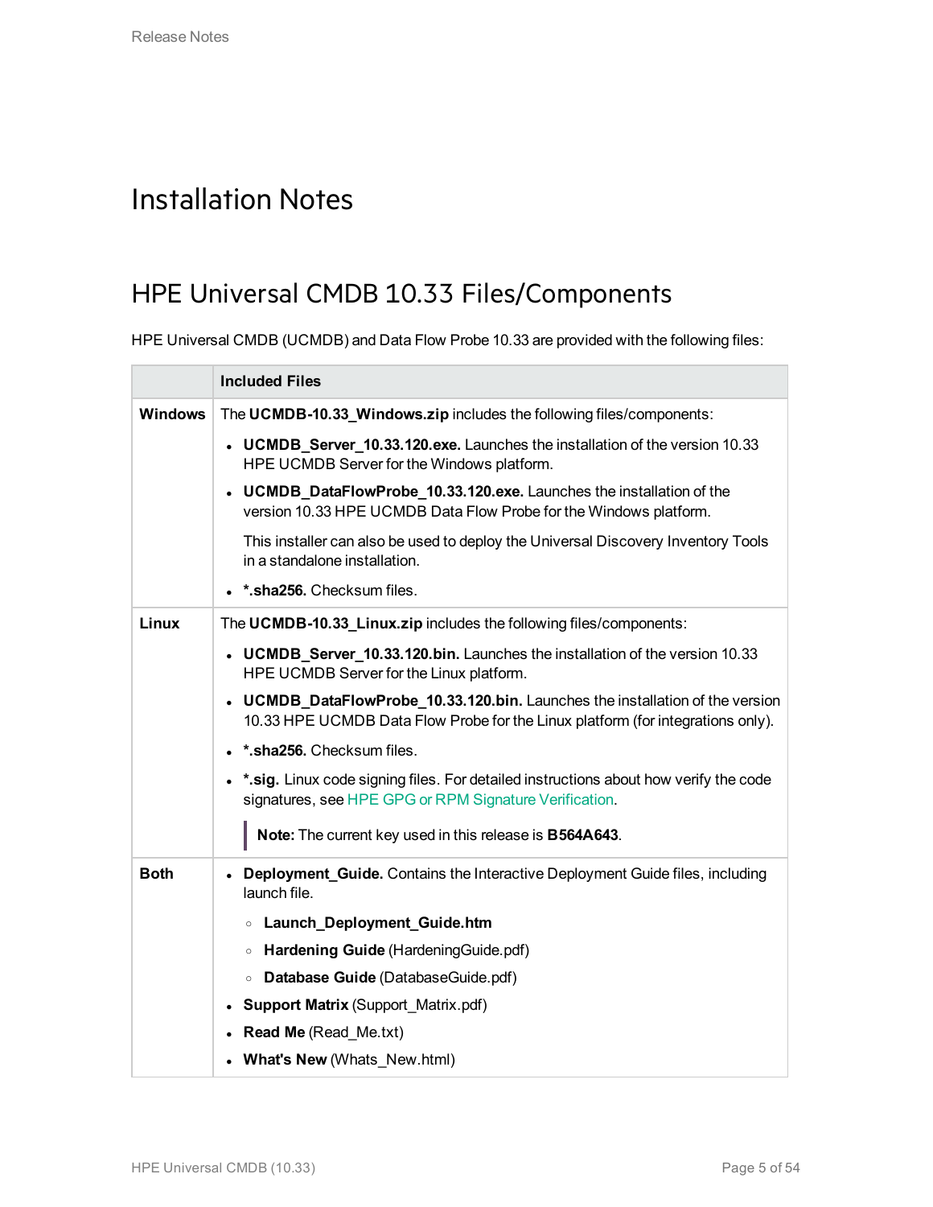# Installation Notes

## HPE Universal CMDB 10.33 Files/Components

HPE Universal CMDB (UCMDB) and Data Flow Probe 10.33 are provided with the following files:

| | Included Files |
|---|---|
| **Windows** | The **UCMDB-10.33_Windows.zip** includes the following files/components:<br>• **UCMDB_Server_10.33.120.exe.** Launches the installation of the version 10.33 HPE UCMDB Server for the Windows platform.<br>• **UCMDB_DataFlowProbe_10.33.120.exe.** Launches the installation of the version 10.33 HPE UCMDB Data Flow Probe for the Windows platform.<br>This installer can also be used to deploy the Universal Discovery Inventory Tools in a standalone installation.<br>• ***.sha256.** Checksum files. |
| **Linux** | The **UCMDB-10.33_Linux.zip** includes the following files/components:<br>• **UCMDB_Server_10.33.120.bin.** Launches the installation of the version 10.33 HPE UCMDB Server for the Linux platform.<br>• **UCMDB_DataFlowProbe_10.33.120.bin.** Launches the installation of the version 10.33 HPE UCMDB Data Flow Probe for the Linux platform (for integrations only).<br>• ***.sha256.** Checksum files.<br>• ***.sig.** Linux code signing files. For detailed instructions about how verify the code signatures, see HPE GPG or RPM Signature Verification.<br>**Note:** The current key used in this release is **B564A643**. |
| **Both** | • **Deployment_Guide.** Contains the Interactive Deployment Guide files, including launch file.<br>  ◦ **Launch_Deployment_Guide.htm**<br>  ◦ **Hardening Guide** (HardeningGuide.pdf)<br>  ◦ **Database Guide** (DatabaseGuide.pdf)<br>• **Support Matrix** (Support_Matrix.pdf)<br>• **Read Me** (Read_Me.txt)<br>• **What's New** (Whats_New.html) |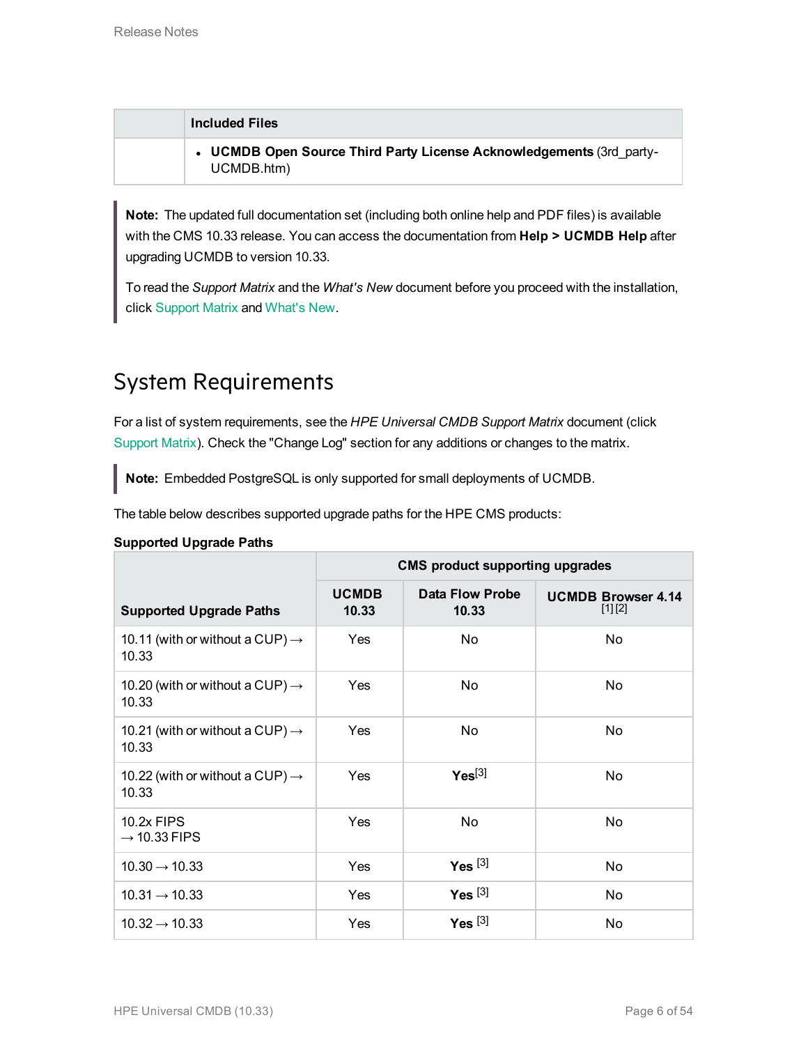| | Included Files |
|---|---|
| | • **UCMDB Open Source Third Party License Acknowledgements** (3rd_party-UCMDB.htm) |

> **Note:** The updated full documentation set (including both online help and PDF files) is available with the CMS 10.33 release. You can access the documentation from **Help > UCMDB Help** after upgrading UCMDB to version 10.33.
>
> To read the *Support Matrix* and the *What's New* document before you proceed with the installation, click Support Matrix and What's New.

# System Requirements

For a list of system requirements, see the *HPE Universal CMDB Support Matrix* document (click Support Matrix). Check the "Change Log" section for any additions or changes to the matrix.

> **Note:** Embedded PostgreSQL is only supported for small deployments of UCMDB.

The table below describes supported upgrade paths for the HPE CMS products:

**Supported Upgrade Paths**

| Supported Upgrade Paths | CMS product supporting upgrades | | |
|---|---|---|---|
| | **UCMDB 10.33** | **Data Flow Probe 10.33** | **UCMDB Browser 4.14** [1] [2] |
| 10.11 (with or without a CUP) → 10.33 | Yes | No | No |
| 10.20 (with or without a CUP) → 10.33 | Yes | No | No |
| 10.21 (with or without a CUP) → 10.33 | Yes | No | No |
| 10.22 (with or without a CUP) → 10.33 | Yes | **Yes**[3] | No |
| 10.2x FIPS → 10.33 FIPS | Yes | No | No |
| 10.30 → 10.33 | Yes | **Yes** [3] | No |
| 10.31 → 10.33 | Yes | **Yes** [3] | No |
| 10.32 → 10.33 | Yes | **Yes** [3] | No |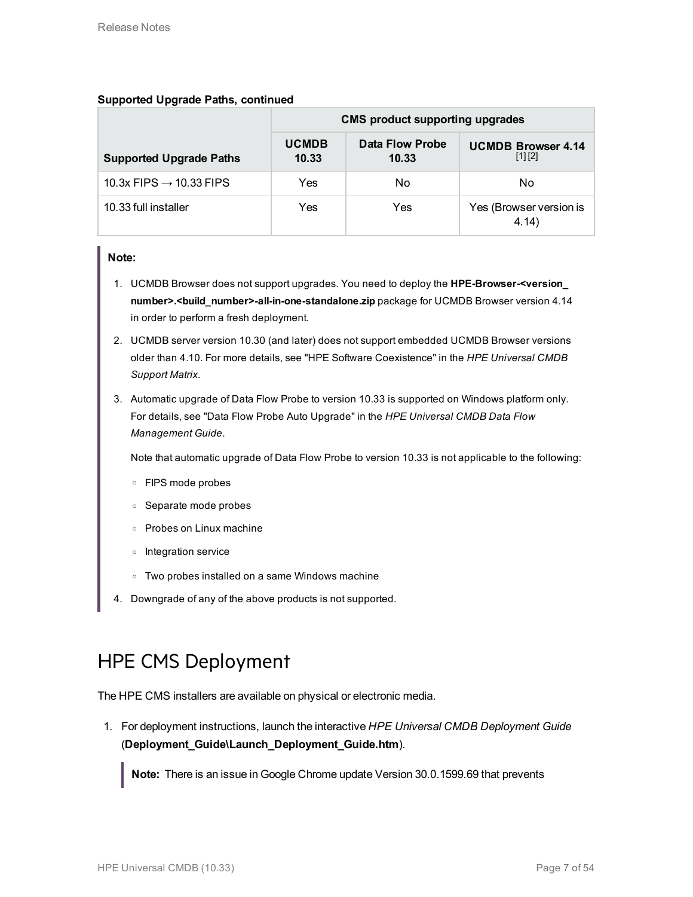**Supported Upgrade Paths, continued**

| Supported Upgrade Paths | CMS product supporting upgrades | | |
|---|---|---|---|
| | **UCMDB 10.33** | **Data Flow Probe 10.33** | **UCMDB Browser 4.14** [1] [2] |
| 10.3x FIPS → 10.33 FIPS | Yes | No | No |
| 10.33 full installer | Yes | Yes | Yes (Browser version is 4.14) |

> **Note:**
>
> 1. UCMDB Browser does not support upgrades. You need to deploy the **HPE-Browser-<version_number>.<build_number>-all-in-one-standalone.zip** package for UCMDB Browser version 4.14 in order to perform a fresh deployment.
> 2. UCMDB server version 10.30 (and later) does not support embedded UCMDB Browser versions older than 4.10. For more details, see "HPE Software Coexistence" in the *HPE Universal CMDB Support Matrix*.
> 3. Automatic upgrade of Data Flow Probe to version 10.33 is supported on Windows platform only. For details, see "Data Flow Probe Auto Upgrade" in the *HPE Universal CMDB Data Flow Management Guide*.
>
>    Note that automatic upgrade of Data Flow Probe to version 10.33 is not applicable to the following:
>
>    - FIPS mode probes
>    - Separate mode probes
>    - Probes on Linux machine
>    - Integration service
>    - Two probes installed on a same Windows machine
> 4. Downgrade of any of the above products is not supported.

# HPE CMS Deployment

The HPE CMS installers are available on physical or electronic media.

1. For deployment instructions, launch the interactive *HPE Universal CMDB Deployment Guide* (**Deployment_Guide\Launch_Deployment_Guide.htm**).

   > **Note:** There is an issue in Google Chrome update Version 30.0.1599.69 that prevents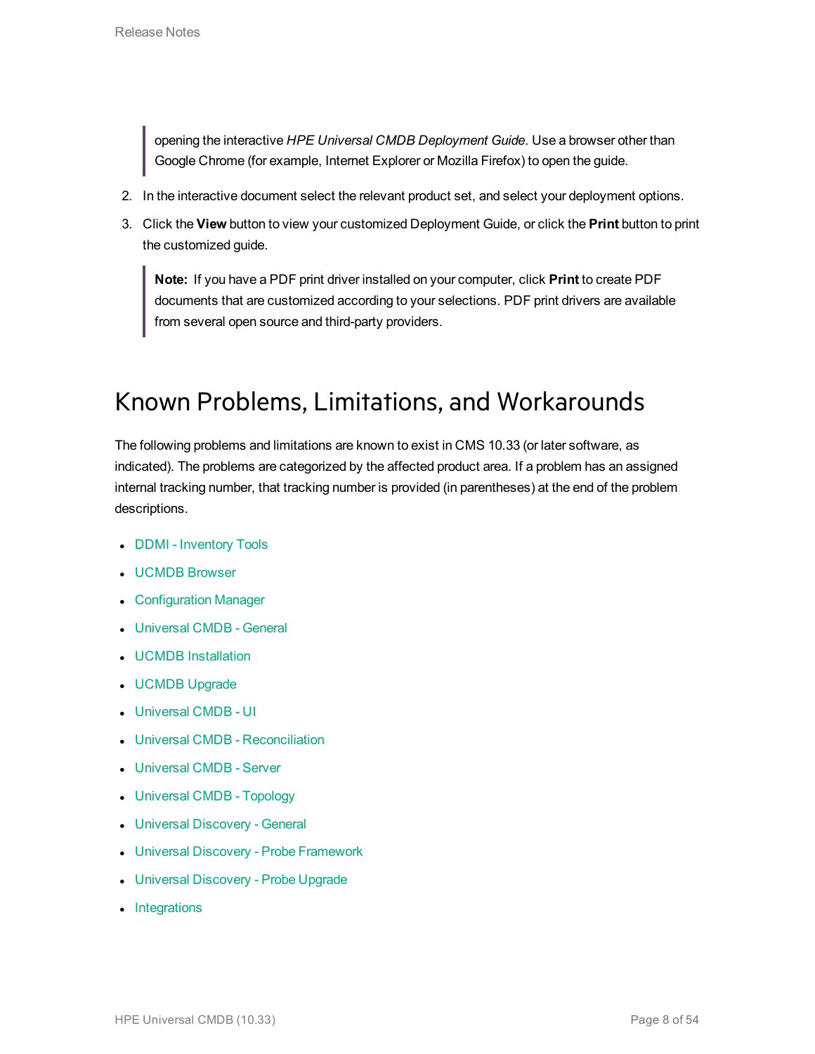> opening the interactive *HPE Universal CMDB Deployment Guide*. Use a browser other than Google Chrome (for example, Internet Explorer or Mozilla Firefox) to open the guide.

2. In the interactive document select the relevant product set, and select your deployment options.
3. Click the **View** button to view your customized Deployment Guide, or click the **Print** button to print the customized guide.

> **Note:** If you have a PDF print driver installed on your computer, click **Print** to create PDF documents that are customized according to your selections. PDF print drivers are available from several open source and third-party providers.

# Known Problems, Limitations, and Workarounds

The following problems and limitations are known to exist in CMS 10.33 (or later software, as indicated). The problems are categorized by the affected product area. If a problem has an assigned internal tracking number, that tracking number is provided (in parentheses) at the end of the problem descriptions.

- DDMI - Inventory Tools
- UCMDB Browser
- Configuration Manager
- Universal CMDB - General
- UCMDB Installation
- UCMDB Upgrade
- Universal CMDB - UI
- Universal CMDB - Reconciliation
- Universal CMDB - Server
- Universal CMDB - Topology
- Universal Discovery - General
- Universal Discovery - Probe Framework
- Universal Discovery - Probe Upgrade
- Integrations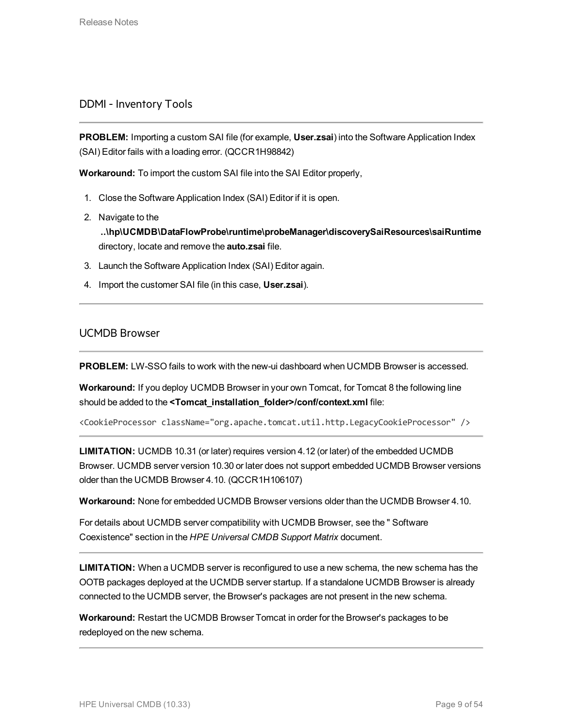## DDMI - Inventory Tools

**PROBLEM:** Importing a custom SAI file (for example, **User.zsai**) into the Software Application Index (SAI) Editor fails with a loading error. (QCCR1H98842)

**Workaround:** To import the custom SAI file into the SAI Editor properly,

1. Close the Software Application Index (SAI) Editor if it is open.
2. Navigate to the **..\hp\UCMDB\DataFlowProbe\runtime\probeManager\discoverySaiResources\saiRuntime** directory, locate and remove the **auto.zsai** file.
3. Launch the Software Application Index (SAI) Editor again.
4. Import the customer SAI file (in this case, **User.zsai**).

---

## UCMDB Browser

**PROBLEM:** LW-SSO fails to work with the new-ui dashboard when UCMDB Browser is accessed.

**Workaround:** If you deploy UCMDB Browser in your own Tomcat, for Tomcat 8 the following line should be added to the **<Tomcat_installation_folder>/conf/context.xml** file:

```
<CookieProcessor className="org.apache.tomcat.util.http.LegacyCookieProcessor" />
```

---

**LIMITATION:** UCMDB 10.31 (or later) requires version 4.12 (or later) of the embedded UCMDB Browser. UCMDB server version 10.30 or later does not support embedded UCMDB Browser versions older than the UCMDB Browser 4.10. (QCCR1H106107)

**Workaround:** None for embedded UCMDB Browser versions older than the UCMDB Browser 4.10.

For details about UCMDB server compatibility with UCMDB Browser, see the " Software Coexistence" section in the *HPE Universal CMDB Support Matrix* document.

---

**LIMITATION:** When a UCMDB server is reconfigured to use a new schema, the new schema has the OOTB packages deployed at the UCMDB server startup. If a standalone UCMDB Browser is already connected to the UCMDB server, the Browser's packages are not present in the new schema.

**Workaround:** Restart the UCMDB Browser Tomcat in order for the Browser's packages to be redeployed on the new schema.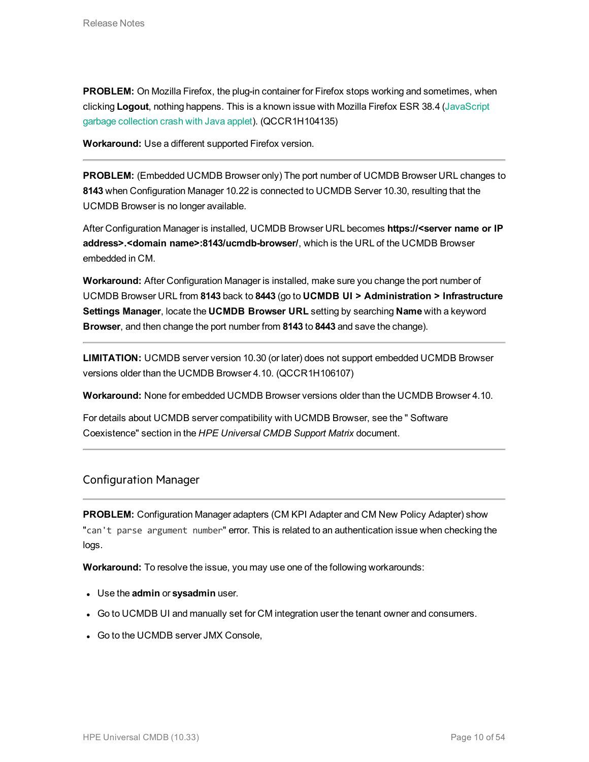**PROBLEM:** On Mozilla Firefox, the plug-in container for Firefox stops working and sometimes, when clicking **Logout**, nothing happens. This is a known issue with Mozilla Firefox ESR 38.4 (JavaScript garbage collection crash with Java applet). (QCCR1H104135)

**Workaround:** Use a different supported Firefox version.

---

**PROBLEM:** (Embedded UCMDB Browser only) The port number of UCMDB Browser URL changes to **8143** when Configuration Manager 10.22 is connected to UCMDB Server 10.30, resulting that the UCMDB Browser is no longer available.

After Configuration Manager is installed, UCMDB Browser URL becomes **https://<server name or IP address>.<domain name>:8143/ucmdb-browser/**, which is the URL of the UCMDB Browser embedded in CM.

**Workaround:** After Configuration Manager is installed, make sure you change the port number of UCMDB Browser URL from **8143** back to **8443** (go to **UCMDB UI > Administration > Infrastructure Settings Manager**, locate the **UCMDB Browser URL** setting by searching **Name** with a keyword **Browser**, and then change the port number from **8143** to **8443** and save the change).

---

**LIMITATION:** UCMDB server version 10.30 (or later) does not support embedded UCMDB Browser versions older than the UCMDB Browser 4.10. (QCCR1H106107)

**Workaround:** None for embedded UCMDB Browser versions older than the UCMDB Browser 4.10.

For details about UCMDB server compatibility with UCMDB Browser, see the " Software Coexistence" section in the *HPE Universal CMDB Support Matrix* document.

---

## Configuration Manager

---

**PROBLEM:** Configuration Manager adapters (CM KPI Adapter and CM New Policy Adapter) show "`can't parse argument number`" error. This is related to an authentication issue when checking the logs.

**Workaround:** To resolve the issue, you may use one of the following workarounds:

- Use the **admin** or **sysadmin** user.
- Go to UCMDB UI and manually set for CM integration user the tenant owner and consumers.
- Go to the UCMDB server JMX Console,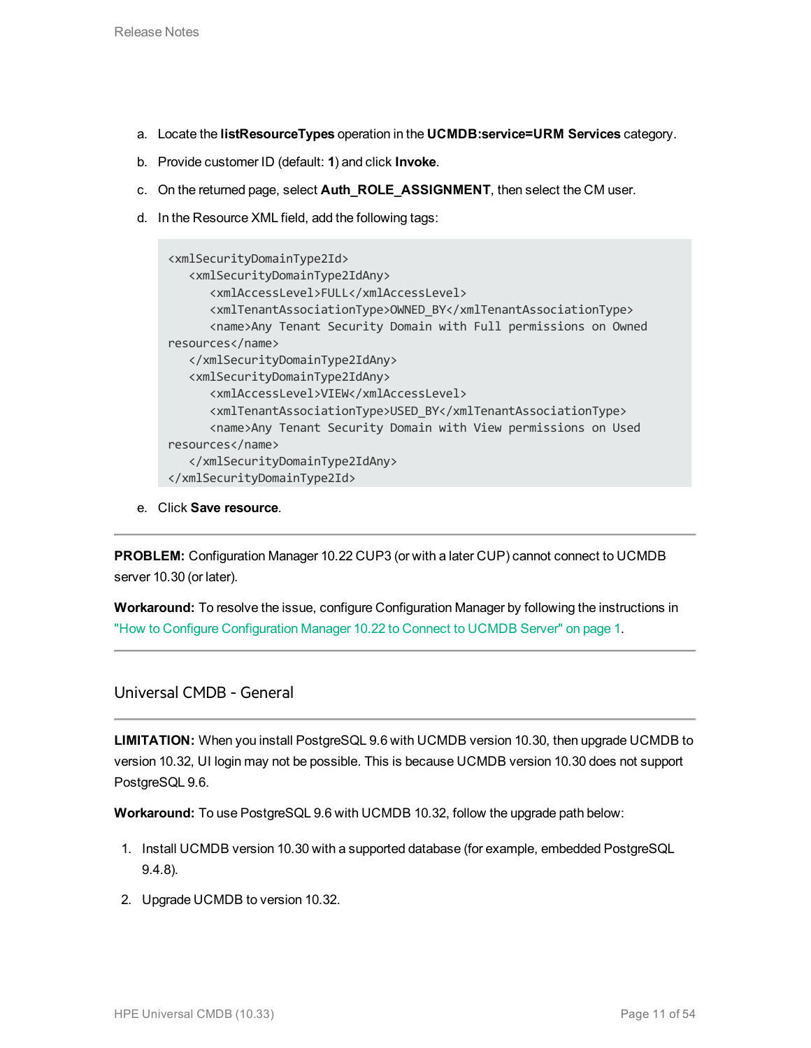a. Locate the **listResourceTypes** operation in the **UCMDB:service=URM Services** category.

b. Provide customer ID (default: **1**) and click **Invoke**.

c. On the returned page, select **Auth_ROLE_ASSIGNMENT**, then select the CM user.

d. In the Resource XML field, add the following tags:

```
<xmlSecurityDomainType2Id>
   <xmlSecurityDomainType2IdAny>
      <xmlAccessLevel>FULL</xmlAccessLevel>
      <xmlTenantAssociationType>OWNED_BY</xmlTenantAssociationType>
      <name>Any Tenant Security Domain with Full permissions on Owned
resources</name>
   </xmlSecurityDomainType2IdAny>
   <xmlSecurityDomainType2IdAny>
      <xmlAccessLevel>VIEW</xmlAccessLevel>
      <xmlTenantAssociationType>USED_BY</xmlTenantAssociationType>
      <name>Any Tenant Security Domain with View permissions on Used
resources</name>
   </xmlSecurityDomainType2IdAny>
</xmlSecurityDomainType2Id>
```

e. Click **Save resource**.

---

**PROBLEM:** Configuration Manager 10.22 CUP3 (or with a later CUP) cannot connect to UCMDB server 10.30 (or later).

**Workaround:** To resolve the issue, configure Configuration Manager by following the instructions in "How to Configure Configuration Manager 10.22 to Connect to UCMDB Server" on page 1.

---

## Universal CMDB - General

---

**LIMITATION:** When you install PostgreSQL 9.6 with UCMDB version 10.30, then upgrade UCMDB to version 10.32, UI login may not be possible. This is because UCMDB version 10.30 does not support PostgreSQL 9.6.

**Workaround:** To use PostgreSQL 9.6 with UCMDB 10.32, follow the upgrade path below:

1. Install UCMDB version 10.30 with a supported database (for example, embedded PostgreSQL 9.4.8).
2. Upgrade UCMDB to version 10.32.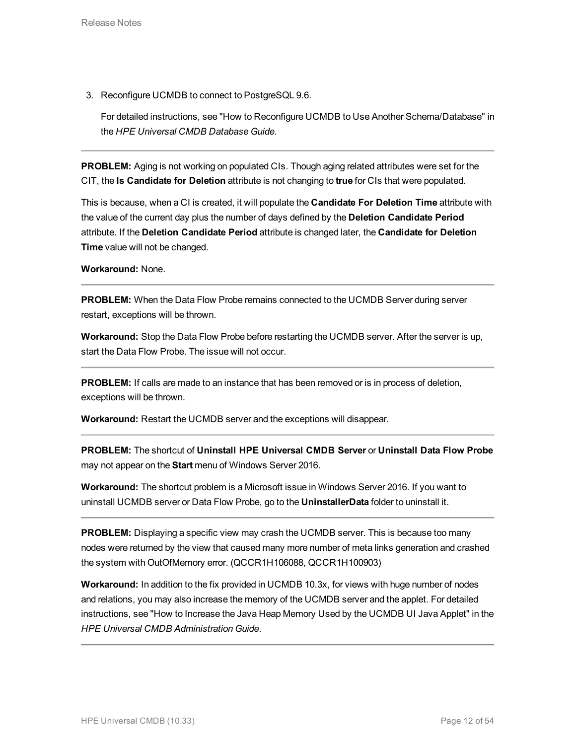3. Reconfigure UCMDB to connect to PostgreSQL 9.6.

   For detailed instructions, see "How to Reconfigure UCMDB to Use Another Schema/Database" in the *HPE Universal CMDB Database Guide*.

---

**PROBLEM:** Aging is not working on populated CIs. Though aging related attributes were set for the CIT, the **Is Candidate for Deletion** attribute is not changing to **true** for CIs that were populated.

This is because, when a CI is created, it will populate the **Candidate For Deletion Time** attribute with the value of the current day plus the number of days defined by the **Deletion Candidate Period** attribute. If the **Deletion Candidate Period** attribute is changed later, the **Candidate for Deletion Time** value will not be changed.

**Workaround:** None.

---

**PROBLEM:** When the Data Flow Probe remains connected to the UCMDB Server during server restart, exceptions will be thrown.

**Workaround:** Stop the Data Flow Probe before restarting the UCMDB server. After the server is up, start the Data Flow Probe. The issue will not occur.

---

**PROBLEM:** If calls are made to an instance that has been removed or is in process of deletion, exceptions will be thrown.

**Workaround:** Restart the UCMDB server and the exceptions will disappear.

---

**PROBLEM:** The shortcut of **Uninstall HPE Universal CMDB Server** or **Uninstall Data Flow Probe** may not appear on the **Start** menu of Windows Server 2016.

**Workaround:** The shortcut problem is a Microsoft issue in Windows Server 2016. If you want to uninstall UCMDB server or Data Flow Probe, go to the **UninstallerData** folder to uninstall it.

---

**PROBLEM:** Displaying a specific view may crash the UCMDB server. This is because too many nodes were returned by the view that caused many more number of meta links generation and crashed the system with OutOfMemory error. (QCCR1H106088, QCCR1H100903)

**Workaround:** In addition to the fix provided in UCMDB 10.3x, for views with huge number of nodes and relations, you may also increase the memory of the UCMDB server and the applet. For detailed instructions, see "How to Increase the Java Heap Memory Used by the UCMDB UI Java Applet" in the *HPE Universal CMDB Administration Guide*.

---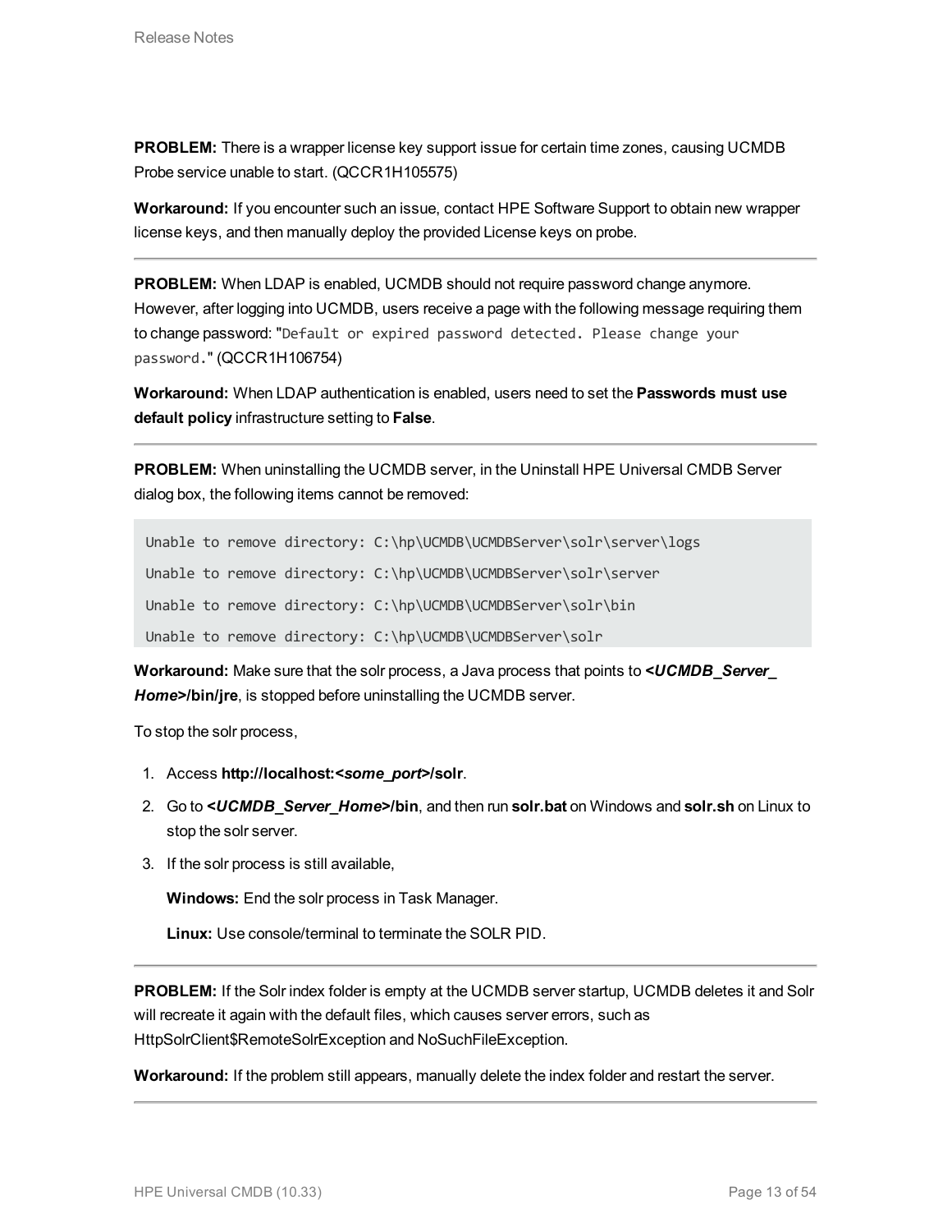**PROBLEM:** There is a wrapper license key support issue for certain time zones, causing UCMDB Probe service unable to start. (QCCR1H105575)

**Workaround:** If you encounter such an issue, contact HPE Software Support to obtain new wrapper license keys, and then manually deploy the provided License keys on probe.

---

**PROBLEM:** When LDAP is enabled, UCMDB should not require password change anymore. However, after logging into UCMDB, users receive a page with the following message requiring them to change password: "`Default or expired password detected. Please change your password.`" (QCCR1H106754)

**Workaround:** When LDAP authentication is enabled, users need to set the **Passwords must use default policy** infrastructure setting to **False**.

---

**PROBLEM:** When uninstalling the UCMDB server, in the Uninstall HPE Universal CMDB Server dialog box, the following items cannot be removed:

```
Unable to remove directory: C:\hp\UCMDB\UCMDBServer\solr\server\logs
Unable to remove directory: C:\hp\UCMDB\UCMDBServer\solr\server
Unable to remove directory: C:\hp\UCMDB\UCMDBServer\solr\bin
Unable to remove directory: C:\hp\UCMDB\UCMDBServer\solr
```

**Workaround:** Make sure that the solr process, a Java process that points to ***<UCMDB_Server_Home>*/bin/jre**, is stopped before uninstalling the UCMDB server.

To stop the solr process,

1. Access **http://localhost:*<some_port>*/solr**.
2. Go to ***<UCMDB_Server_Home>*/bin**, and then run **solr.bat** on Windows and **solr.sh** on Linux to stop the solr server.
3. If the solr process is still available,

   **Windows:** End the solr process in Task Manager.

   **Linux:** Use console/terminal to terminate the SOLR PID.

---

**PROBLEM:** If the Solr index folder is empty at the UCMDB server startup, UCMDB deletes it and Solr will recreate it again with the default files, which causes server errors, such as HttpSolrClient$RemoteSolrException and NoSuchFileException.

**Workaround:** If the problem still appears, manually delete the index folder and restart the server.

---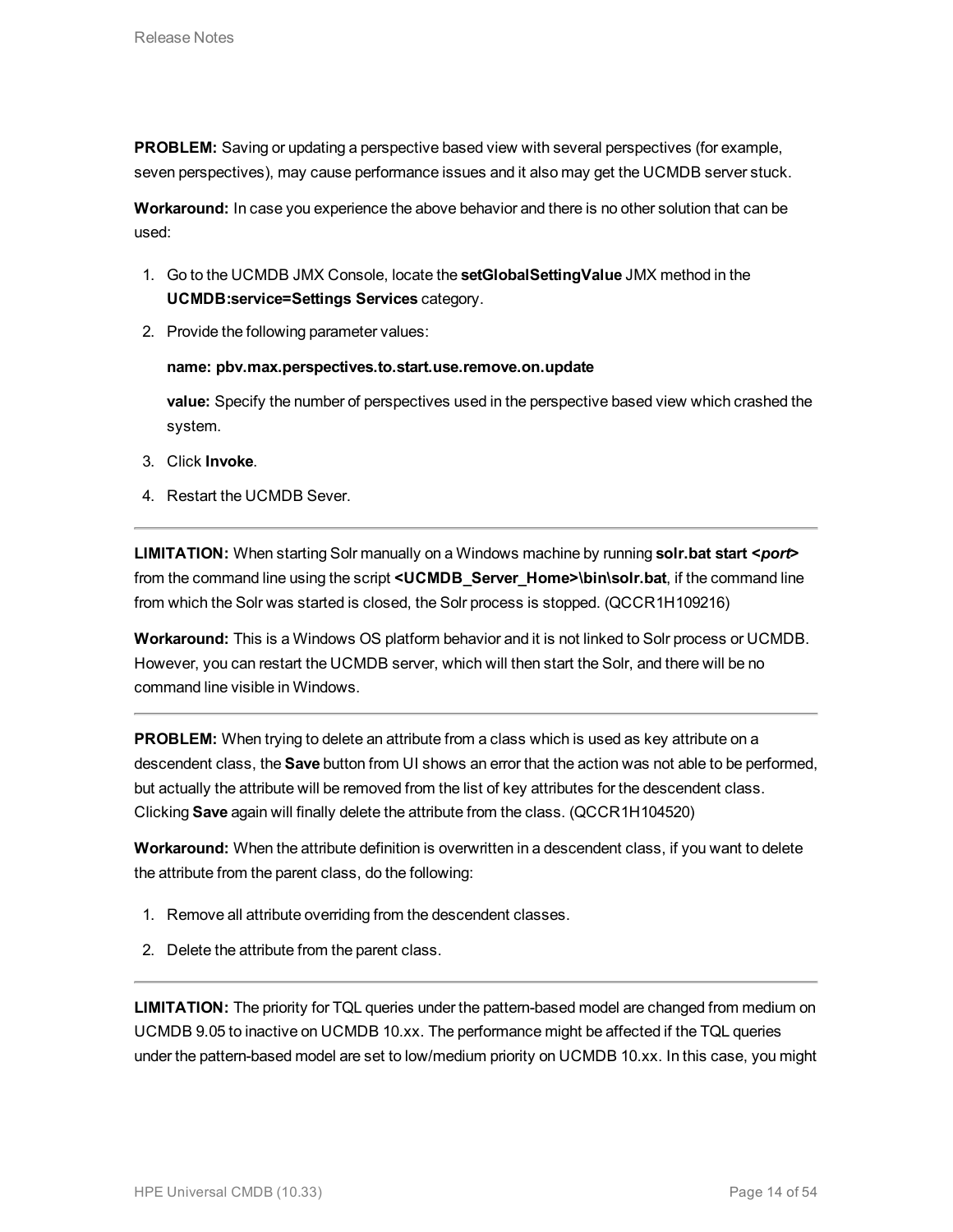**PROBLEM:** Saving or updating a perspective based view with several perspectives (for example, seven perspectives), may cause performance issues and it also may get the UCMDB server stuck.

**Workaround:** In case you experience the above behavior and there is no other solution that can be used:

1. Go to the UCMDB JMX Console, locate the **setGlobalSettingValue** JMX method in the **UCMDB:service=Settings Services** category.
2. Provide the following parameter values:

   **name: pbv.max.perspectives.to.start.use.remove.on.update**

   **value:** Specify the number of perspectives used in the perspective based view which crashed the system.
3. Click **Invoke**.
4. Restart the UCMDB Sever.

---

**LIMITATION:** When starting Solr manually on a Windows machine by running **solr.bat start <*port*>** from the command line using the script **<UCMDB_Server_Home>\bin\solr.bat**, if the command line from which the Solr was started is closed, the Solr process is stopped. (QCCR1H109216)

**Workaround:** This is a Windows OS platform behavior and it is not linked to Solr process or UCMDB. However, you can restart the UCMDB server, which will then start the Solr, and there will be no command line visible in Windows.

---

**PROBLEM:** When trying to delete an attribute from a class which is used as key attribute on a descendent class, the **Save** button from UI shows an error that the action was not able to be performed, but actually the attribute will be removed from the list of key attributes for the descendent class. Clicking **Save** again will finally delete the attribute from the class. (QCCR1H104520)

**Workaround:** When the attribute definition is overwritten in a descendent class, if you want to delete the attribute from the parent class, do the following:

1. Remove all attribute overriding from the descendent classes.
2. Delete the attribute from the parent class.

---

**LIMITATION:** The priority for TQL queries under the pattern-based model are changed from medium on UCMDB 9.05 to inactive on UCMDB 10.xx. The performance might be affected if the TQL queries under the pattern-based model are set to low/medium priority on UCMDB 10.xx. In this case, you might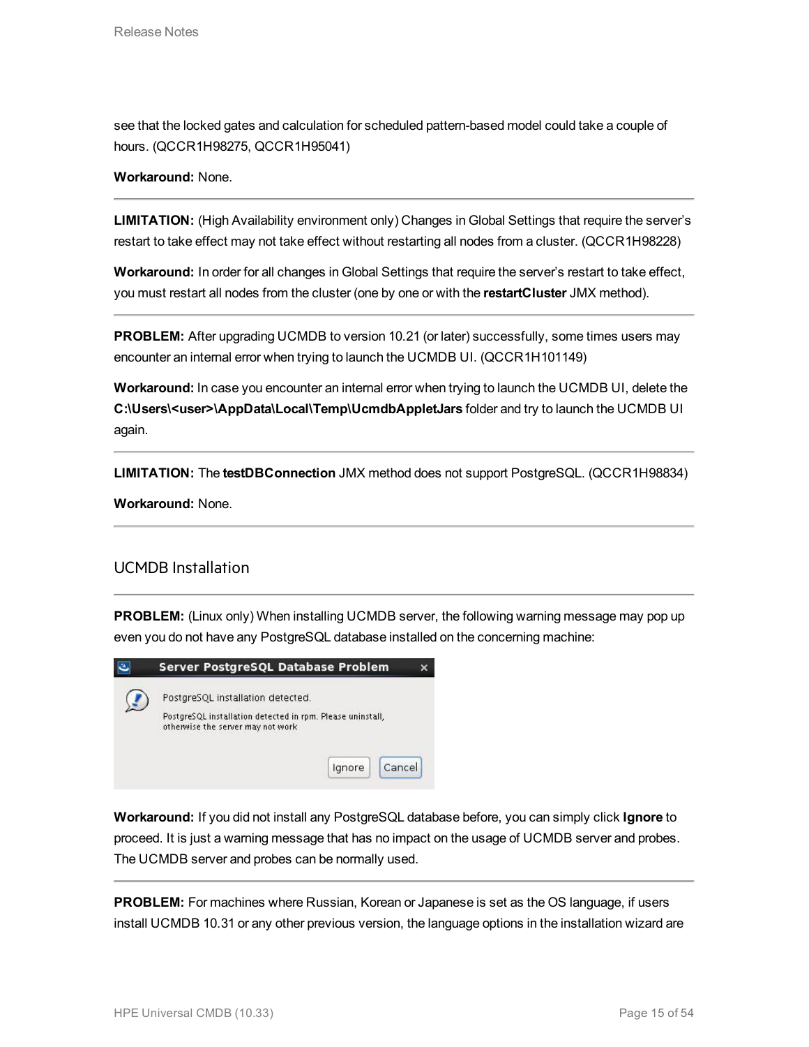see that the locked gates and calculation for scheduled pattern-based model could take a couple of hours. (QCCR1H98275, QCCR1H95041)

**Workaround:** None.

---

**LIMITATION:** (High Availability environment only) Changes in Global Settings that require the server's restart to take effect may not take effect without restarting all nodes from a cluster. (QCCR1H98228)

**Workaround:** In order for all changes in Global Settings that require the server's restart to take effect, you must restart all nodes from the cluster (one by one or with the **restartCluster** JMX method).

---

**PROBLEM:** After upgrading UCMDB to version 10.21 (or later) successfully, some times users may encounter an internal error when trying to launch the UCMDB UI. (QCCR1H101149)

**Workaround:** In case you encounter an internal error when trying to launch the UCMDB UI, delete the **C:\Users\<user>\AppData\Local\Temp\UcmdbAppletJars** folder and try to launch the UCMDB UI again.

---

**LIMITATION:** The **testDBConnection** JMX method does not support PostgreSQL. (QCCR1H98834)

**Workaround:** None.

---

## UCMDB Installation

---

**PROBLEM:** (Linux only) When installing UCMDB server, the following warning message may pop up even you do not have any PostgreSQL database installed on the concerning machine:

**Workaround:** If you did not install any PostgreSQL database before, you can simply click **Ignore** to proceed. It is just a warning message that has no impact on the usage of UCMDB server and probes. The UCMDB server and probes can be normally used.

---

**PROBLEM:** For machines where Russian, Korean or Japanese is set as the OS language, if users install UCMDB 10.31 or any other previous version, the language options in the installation wizard are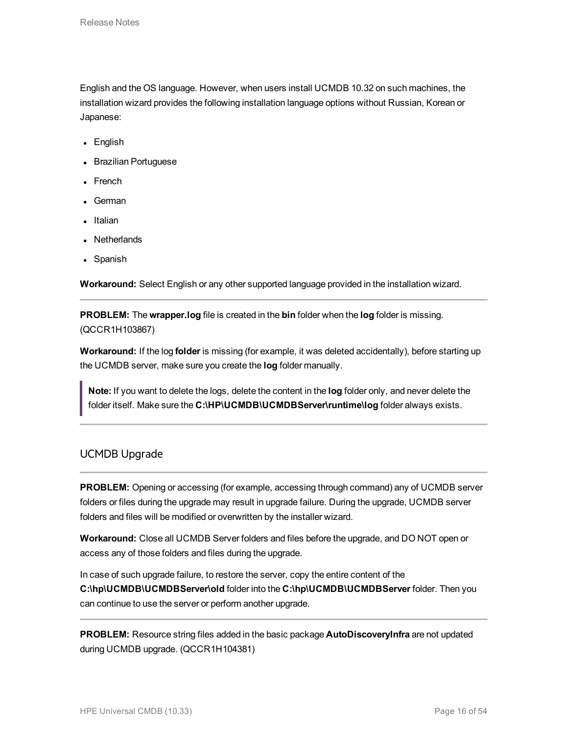English and the OS language. However, when users install UCMDB 10.32 on such machines, the installation wizard provides the following installation language options without Russian, Korean or Japanese:

- English
- Brazilian Portuguese
- French
- German
- Italian
- Netherlands
- Spanish

**Workaround:** Select English or any other supported language provided in the installation wizard.

---

**PROBLEM:** The **wrapper.log** file is created in the **bin** folder when the **log** folder is missing. (QCCR1H103867)

**Workaround:** If the log **folder** is missing (for example, it was deleted accidentally), before starting up the UCMDB server, make sure you create the **log** folder manually.

> **Note:** If you want to delete the logs, delete the content in the **log** folder only, and never delete the folder itself. Make sure the **C:\HP\UCMDB\UCMDBServer\runtime\log** folder always exists.

---

## UCMDB Upgrade

---

**PROBLEM:** Opening or accessing (for example, accessing through command) any of UCMDB server folders or files during the upgrade may result in upgrade failure. During the upgrade, UCMDB server folders and files will be modified or overwritten by the installer wizard.

**Workaround:** Close all UCMDB Server folders and files before the upgrade, and DO NOT open or access any of those folders and files during the upgrade.

In case of such upgrade failure, to restore the server, copy the entire content of the **C:\hp\UCMDB\UCMDBServer\old** folder into the **C:\hp\UCMDB\UCMDBServer** folder. Then you can continue to use the server or perform another upgrade.

---

**PROBLEM:** Resource string files added in the basic package **AutoDiscoveryInfra** are not updated during UCMDB upgrade. (QCCR1H104381)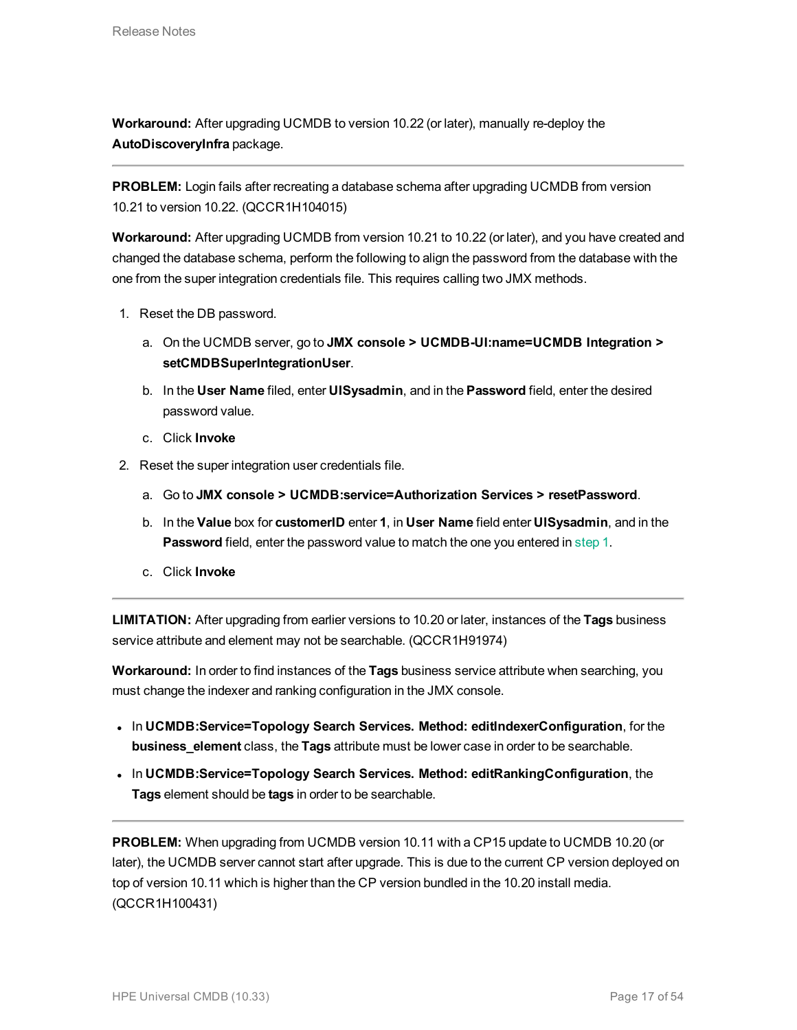**Workaround:** After upgrading UCMDB to version 10.22 (or later), manually re-deploy the **AutoDiscoveryInfra** package.

---

**PROBLEM:** Login fails after recreating a database schema after upgrading UCMDB from version 10.21 to version 10.22. (QCCR1H104015)

**Workaround:** After upgrading UCMDB from version 10.21 to 10.22 (or later), and you have created and changed the database schema, perform the following to align the password from the database with the one from the super integration credentials file. This requires calling two JMX methods.

1. Reset the DB password.
    a. On the UCMDB server, go to **JMX console > UCMDB-UI:name=UCMDB Integration > setCMDBSuperIntegrationUser**.
    b. In the **User Name** filed, enter **UISysadmin**, and in the **Password** field, enter the desired password value.
    c. Click **Invoke**
2. Reset the super integration user credentials file.
    a. Go to **JMX console > UCMDB:service=Authorization Services > resetPassword**.
    b. In the **Value** box for **customerID** enter **1**, in **User Name** field enter **UISysadmin**, and in the **Password** field, enter the password value to match the one you entered in step 1.
    c. Click **Invoke**

---

**LIMITATION:** After upgrading from earlier versions to 10.20 or later, instances of the **Tags** business service attribute and element may not be searchable. (QCCR1H91974)

**Workaround:** In order to find instances of the **Tags** business service attribute when searching, you must change the indexer and ranking configuration in the JMX console.

- In **UCMDB:Service=Topology Search Services. Method: editIndexerConfiguration**, for the **business_element** class, the **Tags** attribute must be lower case in order to be searchable.
- In **UCMDB:Service=Topology Search Services. Method: editRankingConfiguration**, the **Tags** element should be **tags** in order to be searchable.

---

**PROBLEM:** When upgrading from UCMDB version 10.11 with a CP15 update to UCMDB 10.20 (or later), the UCMDB server cannot start after upgrade. This is due to the current CP version deployed on top of version 10.11 which is higher than the CP version bundled in the 10.20 install media. (QCCR1H100431)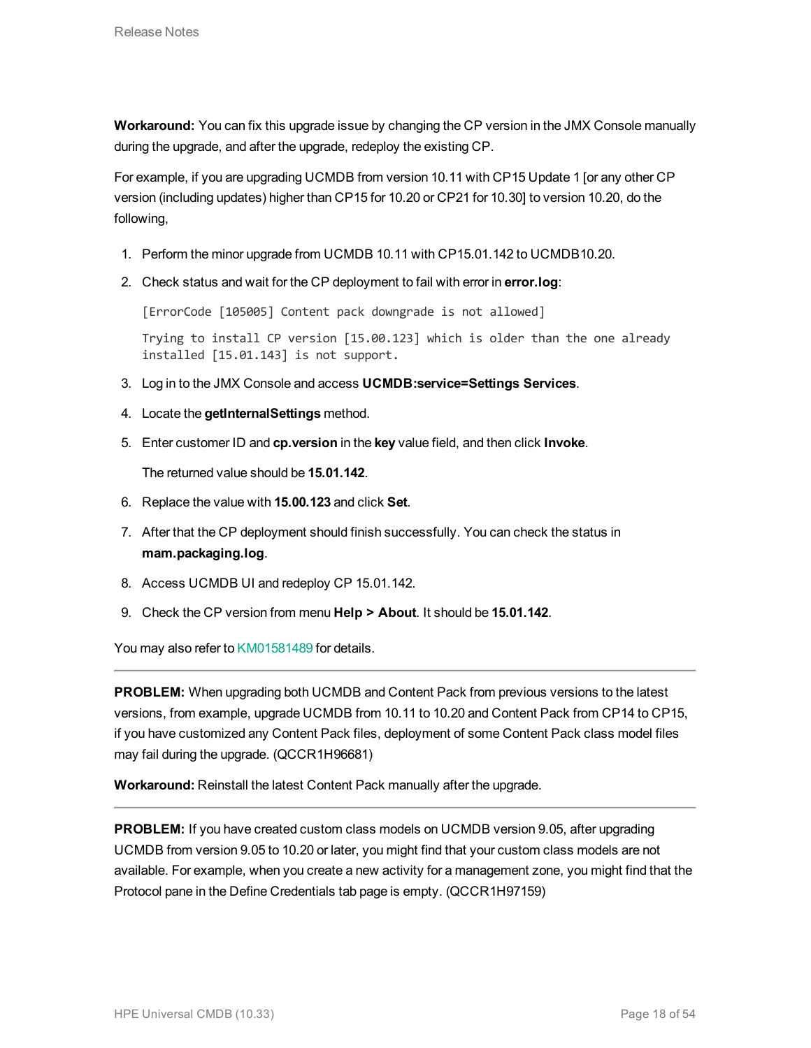**Workaround:** You can fix this upgrade issue by changing the CP version in the JMX Console manually during the upgrade, and after the upgrade, redeploy the existing CP.

For example, if you are upgrading UCMDB from version 10.11 with CP15 Update 1 [or any other CP version (including updates) higher than CP15 for 10.20 or CP21 for 10.30] to version 10.20, do the following,

1. Perform the minor upgrade from UCMDB 10.11 with CP15.01.142 to UCMDB10.20.
2. Check status and wait for the CP deployment to fail with error in **error.log**:

   ```
   [ErrorCode [105005] Content pack downgrade is not allowed]
   ```

   ```
   Trying to install CP version [15.00.123] which is older than the one already
   installed [15.01.143] is not support.
   ```

3. Log in to the JMX Console and access **UCMDB:service=Settings Services**.
4. Locate the **getInternalSettings** method.
5. Enter customer ID and **cp.version** in the **key** value field, and then click **Invoke**.

   The returned value should be **15.01.142**.

6. Replace the value with **15.00.123** and click **Set**.
7. After that the CP deployment should finish successfully. You can check the status in **mam.packaging.log**.
8. Access UCMDB UI and redeploy CP 15.01.142.
9. Check the CP version from menu **Help > About**. It should be **15.01.142**.

You may also refer to KM01581489 for details.

---

**PROBLEM:** When upgrading both UCMDB and Content Pack from previous versions to the latest versions, from example, upgrade UCMDB from 10.11 to 10.20 and Content Pack from CP14 to CP15, if you have customized any Content Pack files, deployment of some Content Pack class model files may fail during the upgrade. (QCCR1H96681)

**Workaround:** Reinstall the latest Content Pack manually after the upgrade.

---

**PROBLEM:** If you have created custom class models on UCMDB version 9.05, after upgrading UCMDB from version 9.05 to 10.20 or later, you might find that your custom class models are not available. For example, when you create a new activity for a management zone, you might find that the Protocol pane in the Define Credentials tab page is empty. (QCCR1H97159)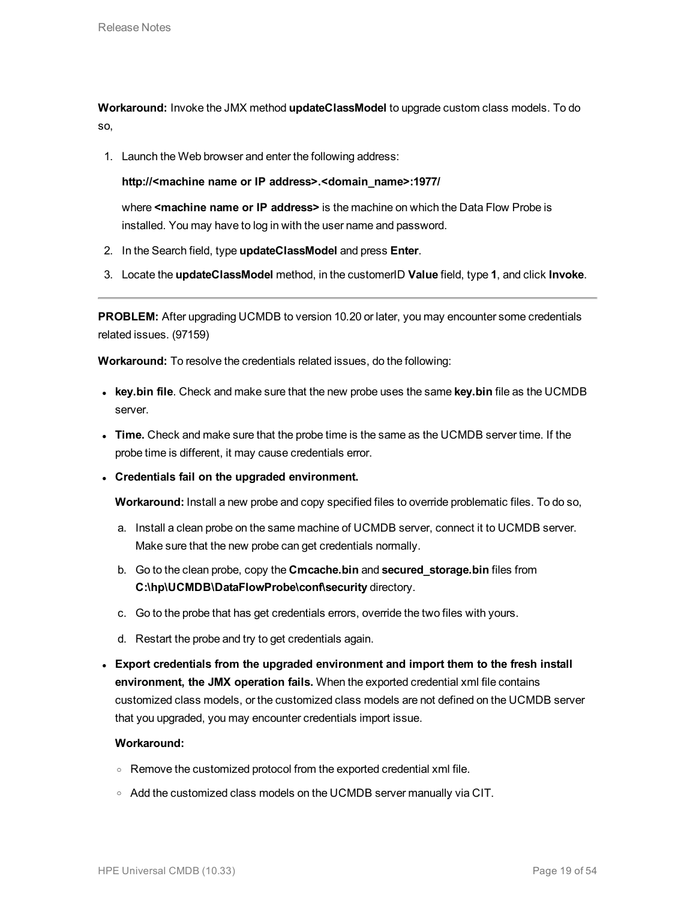**Workaround:** Invoke the JMX method **updateClassModel** to upgrade custom class models. To do so,

1. Launch the Web browser and enter the following address:

   **http://<machine name or IP address>.<domain_name>:1977/**

   where **<machine name or IP address>** is the machine on which the Data Flow Probe is installed. You may have to log in with the user name and password.

2. In the Search field, type **updateClassModel** and press **Enter**.
3. Locate the **updateClassModel** method, in the customerID **Value** field, type **1**, and click **Invoke**.

---

**PROBLEM:** After upgrading UCMDB to version 10.20 or later, you may encounter some credentials related issues. (97159)

**Workaround:** To resolve the credentials related issues, do the following:

- **key.bin file**. Check and make sure that the new probe uses the same **key.bin** file as the UCMDB server.
- **Time.** Check and make sure that the probe time is the same as the UCMDB server time. If the probe time is different, it may cause credentials error.
- **Credentials fail on the upgraded environment.**

  **Workaround:** Install a new probe and copy specified files to override problematic files. To do so,

  a. Install a clean probe on the same machine of UCMDB server, connect it to UCMDB server. Make sure that the new probe can get credentials normally.

  b. Go to the clean probe, copy the **Cmcache.bin** and **secured_storage.bin** files from **C:\hp\UCMDB\DataFlowProbe\conf\security** directory.

  c. Go to the probe that has get credentials errors, override the two files with yours.

  d. Restart the probe and try to get credentials again.

- **Export credentials from the upgraded environment and import them to the fresh install environment, the JMX operation fails.** When the exported credential xml file contains customized class models, or the customized class models are not defined on the UCMDB server that you upgraded, you may encounter credentials import issue.

  **Workaround:**

  - Remove the customized protocol from the exported credential xml file.
  - Add the customized class models on the UCMDB server manually via CIT.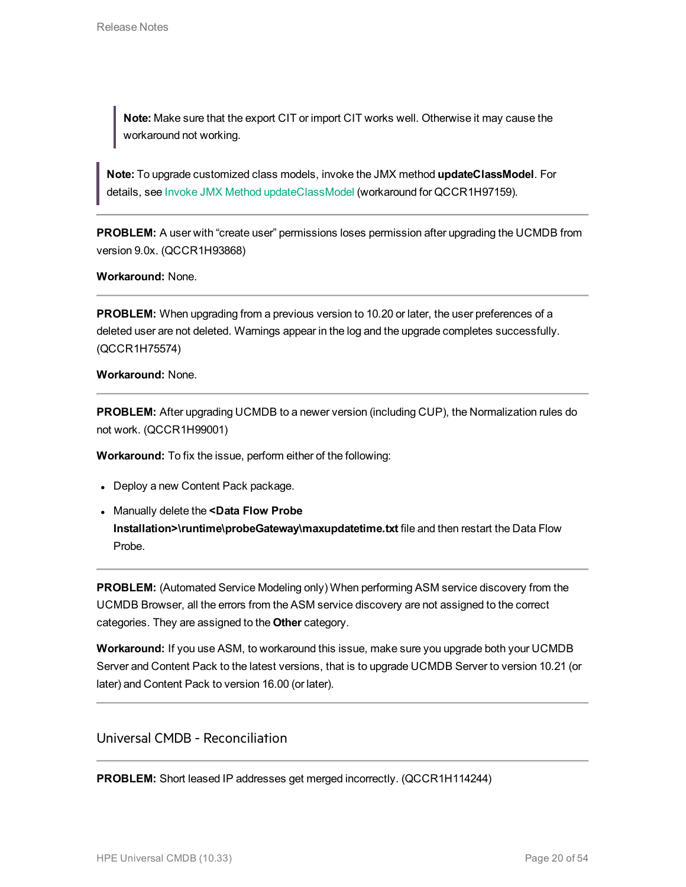> **Note:** Make sure that the export CIT or import CIT works well. Otherwise it may cause the workaround not working.

> **Note:** To upgrade customized class models, invoke the JMX method **updateClassModel**. For details, see Invoke JMX Method updateClassModel (workaround for QCCR1H97159).

---

**PROBLEM:** A user with “create user” permissions loses permission after upgrading the UCMDB from version 9.0x. (QCCR1H93868)

**Workaround:** None.

---

**PROBLEM:** When upgrading from a previous version to 10.20 or later, the user preferences of a deleted user are not deleted. Warnings appear in the log and the upgrade completes successfully. (QCCR1H75574)

**Workaround:** None.

---

**PROBLEM:** After upgrading UCMDB to a newer version (including CUP), the Normalization rules do not work. (QCCR1H99001)

**Workaround:** To fix the issue, perform either of the following:

- Deploy a new Content Pack package.
- Manually delete the **<Data Flow Probe Installation>\runtime\probeGateway\maxupdatetime.txt** file and then restart the Data Flow Probe.

---

**PROBLEM:** (Automated Service Modeling only) When performing ASM service discovery from the UCMDB Browser, all the errors from the ASM service discovery are not assigned to the correct categories. They are assigned to the **Other** category.

**Workaround:** If you use ASM, to workaround this issue, make sure you upgrade both your UCMDB Server and Content Pack to the latest versions, that is to upgrade UCMDB Server to version 10.21 (or later) and Content Pack to version 16.00 (or later).

---

## Universal CMDB - Reconciliation

---

**PROBLEM:** Short leased IP addresses get merged incorrectly. (QCCR1H114244)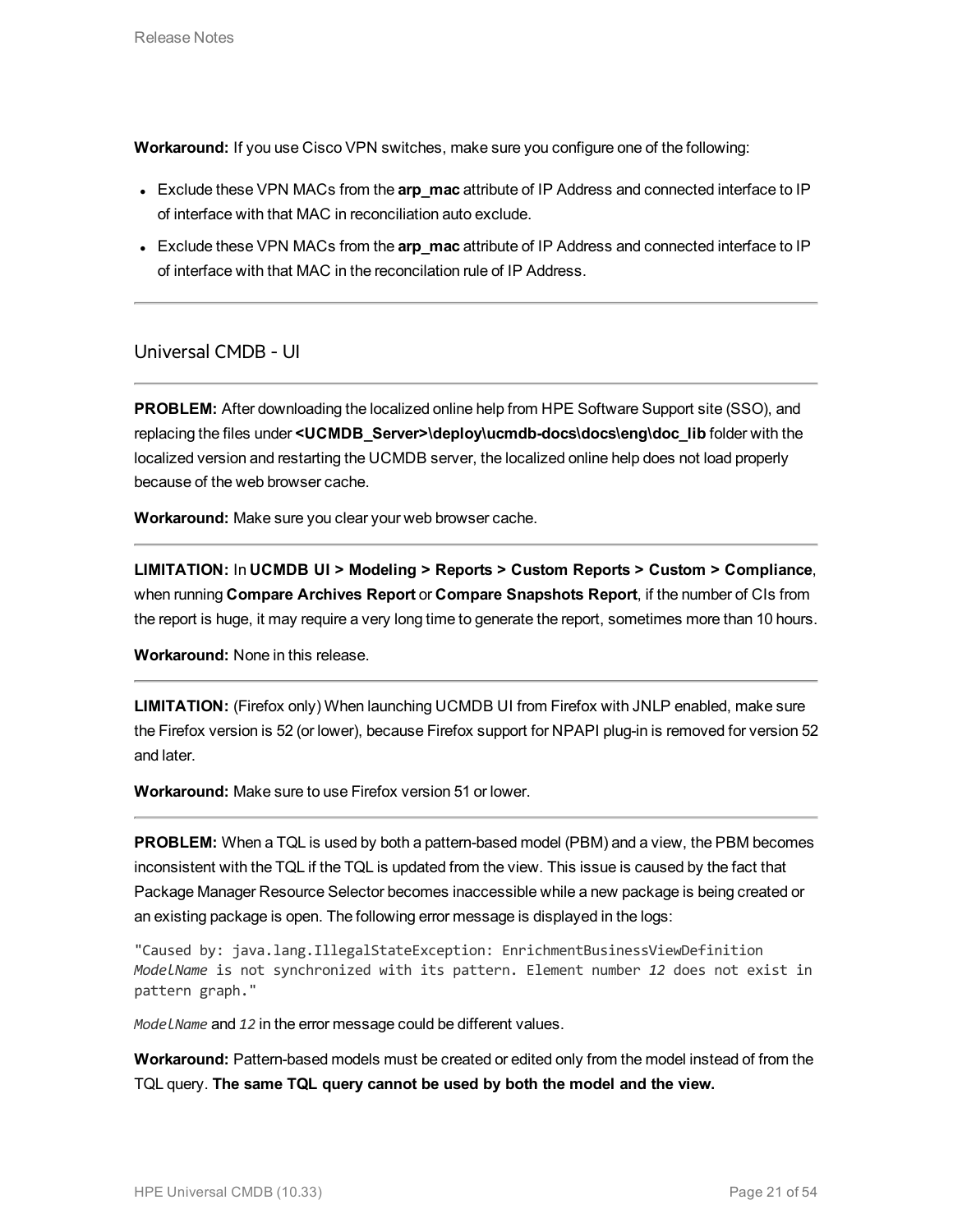**Workaround:** If you use Cisco VPN switches, make sure you configure one of the following:

- Exclude these VPN MACs from the **arp_mac** attribute of IP Address and connected interface to IP of interface with that MAC in reconciliation auto exclude.
- Exclude these VPN MACs from the **arp_mac** attribute of IP Address and connected interface to IP of interface with that MAC in the reconcilation rule of IP Address.

---

## Universal CMDB - UI

---

**PROBLEM:** After downloading the localized online help from HPE Software Support site (SSO), and replacing the files under **<UCMDB_Server>\deploy\ucmdb-docs\docs\eng\doc_lib** folder with the localized version and restarting the UCMDB server, the localized online help does not load properly because of the web browser cache.

**Workaround:** Make sure you clear your web browser cache.

---

**LIMITATION:** In **UCMDB UI > Modeling > Reports > Custom Reports > Custom > Compliance**, when running **Compare Archives Report** or **Compare Snapshots Report**, if the number of CIs from the report is huge, it may require a very long time to generate the report, sometimes more than 10 hours.

**Workaround:** None in this release.

---

**LIMITATION:** (Firefox only) When launching UCMDB UI from Firefox with JNLP enabled, make sure the Firefox version is 52 (or lower), because Firefox support for NPAPI plug-in is removed for version 52 and later.

**Workaround:** Make sure to use Firefox version 51 or lower.

---

**PROBLEM:** When a TQL is used by both a pattern-based model (PBM) and a view, the PBM becomes inconsistent with the TQL if the TQL is updated from the view. This issue is caused by the fact that Package Manager Resource Selector becomes inaccessible while a new package is being created or an existing package is open. The following error message is displayed in the logs:

```
"Caused by: java.lang.IllegalStateException: EnrichmentBusinessViewDefinition
ModelName is not synchronized with its pattern. Element number 12 does not exist in
pattern graph."
```

*ModelName* and *12* in the error message could be different values.

**Workaround:** Pattern-based models must be created or edited only from the model instead of from the TQL query. **The same TQL query cannot be used by both the model and the view.**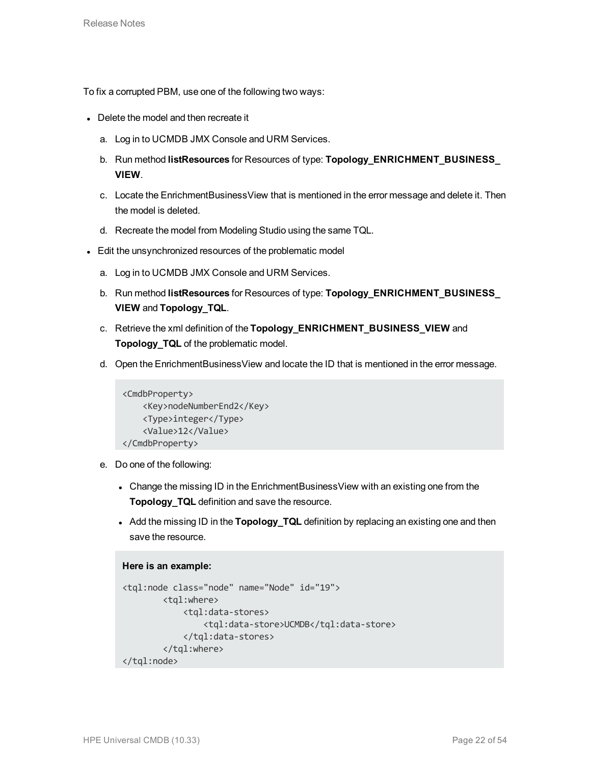To fix a corrupted PBM, use one of the following two ways:

- Delete the model and then recreate it
  a. Log in to UCMDB JMX Console and URM Services.
  b. Run method **listResources** for Resources of type: **Topology_ENRICHMENT_BUSINESS_VIEW**.
  c. Locate the EnrichmentBusinessView that is mentioned in the error message and delete it. Then the model is deleted.
  d. Recreate the model from Modeling Studio using the same TQL.
- Edit the unsynchronized resources of the problematic model
  a. Log in to UCMDB JMX Console and URM Services.
  b. Run method **listResources** for Resources of type: **Topology_ENRICHMENT_BUSINESS_VIEW** and **Topology_TQL**.
  c. Retrieve the xml definition of the **Topology_ENRICHMENT_BUSINESS_VIEW** and **Topology_TQL** of the problematic model.
  d. Open the EnrichmentBusinessView and locate the ID that is mentioned in the error message.

     ```
     <CmdbProperty>
         <Key>nodeNumberEnd2</Key>
         <Type>integer</Type>
         <Value>12</Value>
     </CmdbProperty>
     ```

  e. Do one of the following:
     - Change the missing ID in the EnrichmentBusinessView with an existing one from the **Topology_TQL** definition and save the resource.
     - Add the missing ID in the **Topology_TQL** definition by replacing an existing one and then save the resource.

     **Here is an example:**

     ```
     <tql:node class="node" name="Node" id="19">
             <tql:where>
                 <tql:data-stores>
                     <tql:data-store>UCMDB</tql:data-store>
                 </tql:data-stores>
             </tql:where>
     </tql:node>
     ```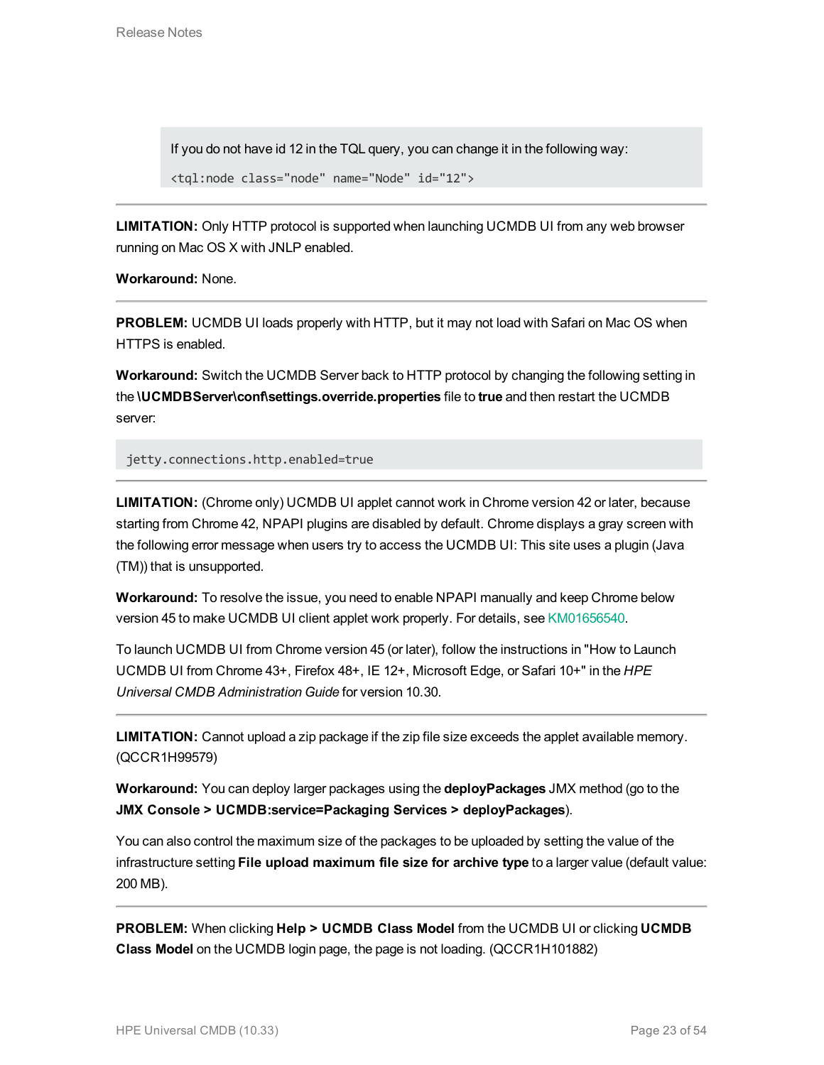If you do not have id 12 in the TQL query, you can change it in the following way:

```
<tql:node class="node" name="Node" id="12">
```

---

**LIMITATION:** Only HTTP protocol is supported when launching UCMDB UI from any web browser running on Mac OS X with JNLP enabled.

**Workaround:** None.

---

**PROBLEM:** UCMDB UI loads properly with HTTP, but it may not load with Safari on Mac OS when HTTPS is enabled.

**Workaround:** Switch the UCMDB Server back to HTTP protocol by changing the following setting in the **\UCMDBServer\conf\settings.override.properties** file to **true** and then restart the UCMDB server:

```
jetty.connections.http.enabled=true
```

---

**LIMITATION:** (Chrome only) UCMDB UI applet cannot work in Chrome version 42 or later, because starting from Chrome 42, NPAPI plugins are disabled by default. Chrome displays a gray screen with the following error message when users try to access the UCMDB UI: This site uses a plugin (Java (TM)) that is unsupported.

**Workaround:** To resolve the issue, you need to enable NPAPI manually and keep Chrome below version 45 to make UCMDB UI client applet work properly. For details, see KM01656540.

To launch UCMDB UI from Chrome version 45 (or later), follow the instructions in "How to Launch UCMDB UI from Chrome 43+, Firefox 48+, IE 12+, Microsoft Edge, or Safari 10+" in the *HPE Universal CMDB Administration Guide* for version 10.30.

---

**LIMITATION:** Cannot upload a zip package if the zip file size exceeds the applet available memory. (QCCR1H99579)

**Workaround:** You can deploy larger packages using the **deployPackages** JMX method (go to the **JMX Console > UCMDB:service=Packaging Services > deployPackages**).

You can also control the maximum size of the packages to be uploaded by setting the value of the infrastructure setting **File upload maximum file size for archive type** to a larger value (default value: 200 MB).

---

**PROBLEM:** When clicking **Help > UCMDB Class Model** from the UCMDB UI or clicking **UCMDB Class Model** on the UCMDB login page, the page is not loading. (QCCR1H101882)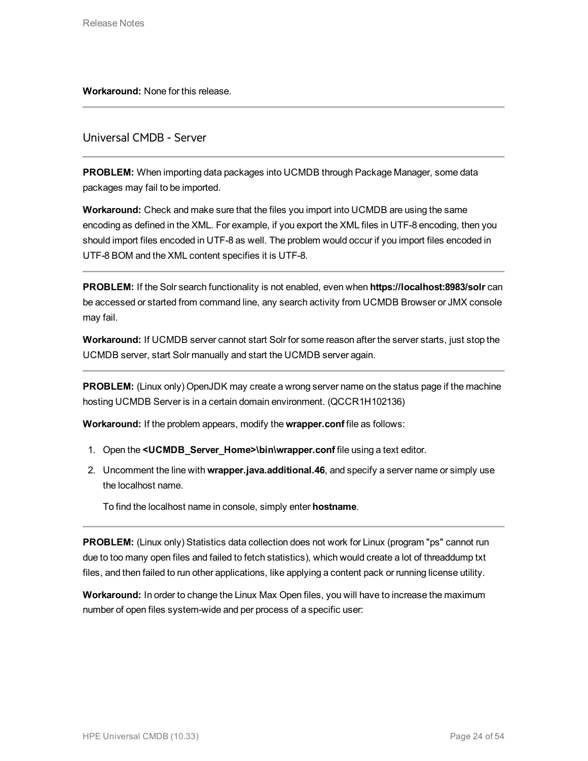**Workaround:** None for this release.

---

## Universal CMDB - Server

---

**PROBLEM:** When importing data packages into UCMDB through Package Manager, some data packages may fail to be imported.

**Workaround:** Check and make sure that the files you import into UCMDB are using the same encoding as defined in the XML. For example, if you export the XML files in UTF-8 encoding, then you should import files encoded in UTF-8 as well. The problem would occur if you import files encoded in UTF-8 BOM and the XML content specifies it is UTF-8.

---

**PROBLEM:** If the Solr search functionality is not enabled, even when **https://localhost:8983/solr** can be accessed or started from command line, any search activity from UCMDB Browser or JMX console may fail.

**Workaround:** If UCMDB server cannot start Solr for some reason after the server starts, just stop the UCMDB server, start Solr manually and start the UCMDB server again.

---

**PROBLEM:** (Linux only) OpenJDK may create a wrong server name on the status page if the machine hosting UCMDB Server is in a certain domain environment. (QCCR1H102136)

**Workaround:** If the problem appears, modify the **wrapper.conf** file as follows:

1. Open the **<UCMDB_Server_Home>\bin\wrapper.conf** file using a text editor.
2. Uncomment the line with **wrapper.java.additional.46**, and specify a server name or simply use the localhost name.

   To find the localhost name in console, simply enter **hostname**.

---

**PROBLEM:** (Linux only) Statistics data collection does not work for Linux (program "ps" cannot run due to too many open files and failed to fetch statistics), which would create a lot of threaddump txt files, and then failed to run other applications, like applying a content pack or running license utility.

**Workaround:** In order to change the Linux Max Open files, you will have to increase the maximum number of open files system-wide and per process of a specific user: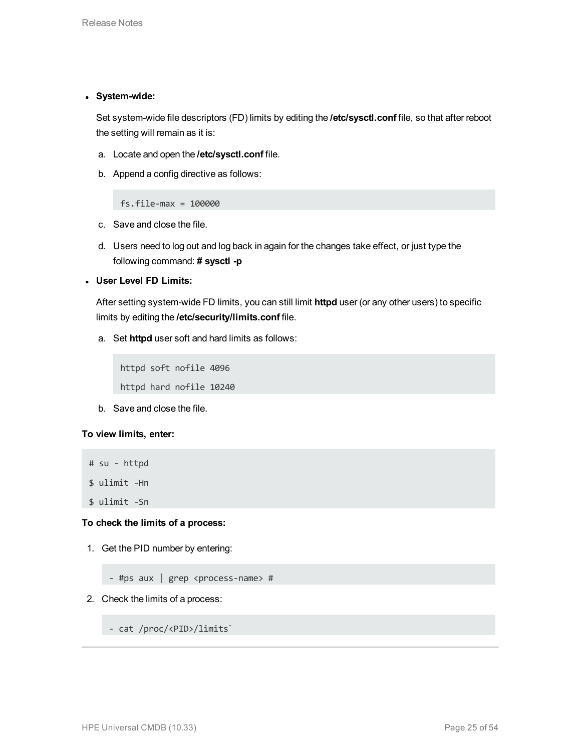- **System-wide:**

  Set system-wide file descriptors (FD) limits by editing the **/etc/sysctl.conf** file, so that after reboot the setting will remain as it is:

  a. Locate and open the **/etc/sysctl.conf** file.

  b. Append a config directive as follows:

     ```
     fs.file-max = 100000
     ```

  c. Save and close the file.

  d. Users need to log out and log back in again for the changes take effect, or just type the following command: **# sysctl -p**

- **User Level FD Limits:**

  After setting system-wide FD limits, you can still limit **httpd** user (or any other users) to specific limits by editing the **/etc/security/limits.conf** file.

  a. Set **httpd** user soft and hard limits as follows:

     ```
     httpd soft nofile 4096
     httpd hard nofile 10240
     ```

  b. Save and close the file.

**To view limits, enter:**

```
# su - httpd
$ ulimit -Hn
$ ulimit -Sn
```

**To check the limits of a process:**

1. Get the PID number by entering:

   ```
   - #ps aux | grep <process-name> #
   ```

2. Check the limits of a process:

   ```
   - cat /proc/<PID>/limits`
   ```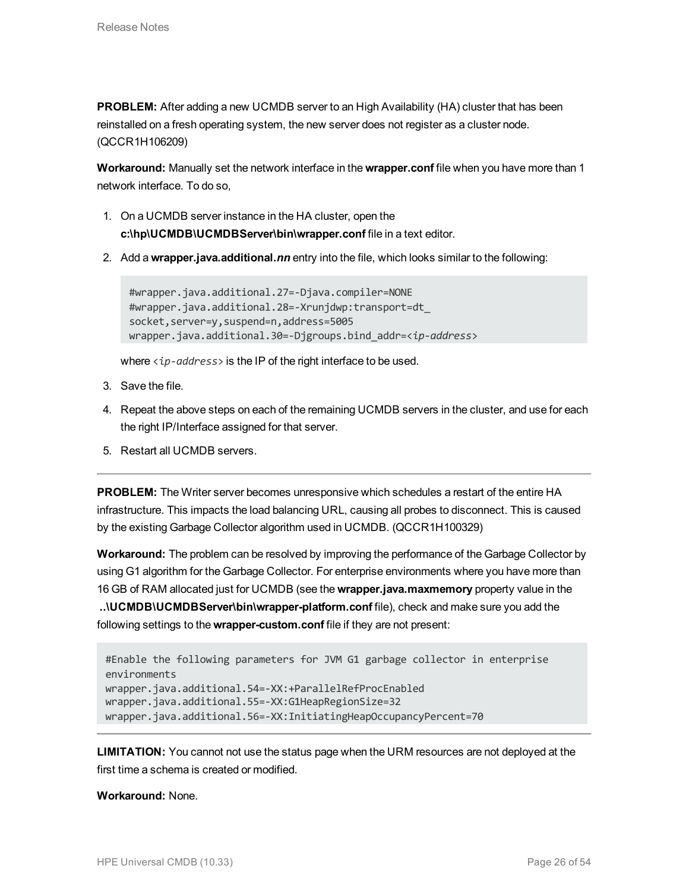**PROBLEM:** After adding a new UCMDB server to an High Availability (HA) cluster that has been reinstalled on a fresh operating system, the new server does not register as a cluster node. (QCCR1H106209)

**Workaround:** Manually set the network interface in the **wrapper.conf** file when you have more than 1 network interface. To do so,

1. On a UCMDB server instance in the HA cluster, open the **c:\hp\UCMDB\UCMDBServer\bin\wrapper.conf** file in a text editor.
2. Add a **wrapper.java.additional.*nn*** entry into the file, which looks similar to the following:

   ```
   #wrapper.java.additional.27=-Djava.compiler=NONE
   #wrapper.java.additional.28=-Xrunjdwp:transport=dt_
   socket,server=y,suspend=n,address=5005
   wrapper.java.additional.30=-Djgroups.bind_addr=<ip-address>
   ```

   where `<ip-address>` is the IP of the right interface to be used.
3. Save the file.
4. Repeat the above steps on each of the remaining UCMDB servers in the cluster, and use for each the right IP/Interface assigned for that server.
5. Restart all UCMDB servers.

---

**PROBLEM:** The Writer server becomes unresponsive which schedules a restart of the entire HA infrastructure. This impacts the load balancing URL, causing all probes to disconnect. This is caused by the existing Garbage Collector algorithm used in UCMDB. (QCCR1H100329)

**Workaround:** The problem can be resolved by improving the performance of the Garbage Collector by using G1 algorithm for the Garbage Collector. For enterprise environments where you have more than 16 GB of RAM allocated just for UCMDB (see the **wrapper.java.maxmemory** property value in the **..\UCMDB\UCMDBServer\bin\wrapper-platform.conf** file), check and make sure you add the following settings to the **wrapper-custom.conf** file if they are not present:

```
#Enable the following parameters for JVM G1 garbage collector in enterprise
environments
wrapper.java.additional.54=-XX:+ParallelRefProcEnabled
wrapper.java.additional.55=-XX:G1HeapRegionSize=32
wrapper.java.additional.56=-XX:InitiatingHeapOccupancyPercent=70
```

---

**LIMITATION:** You cannot not use the status page when the URM resources are not deployed at the first time a schema is created or modified.

**Workaround:** None.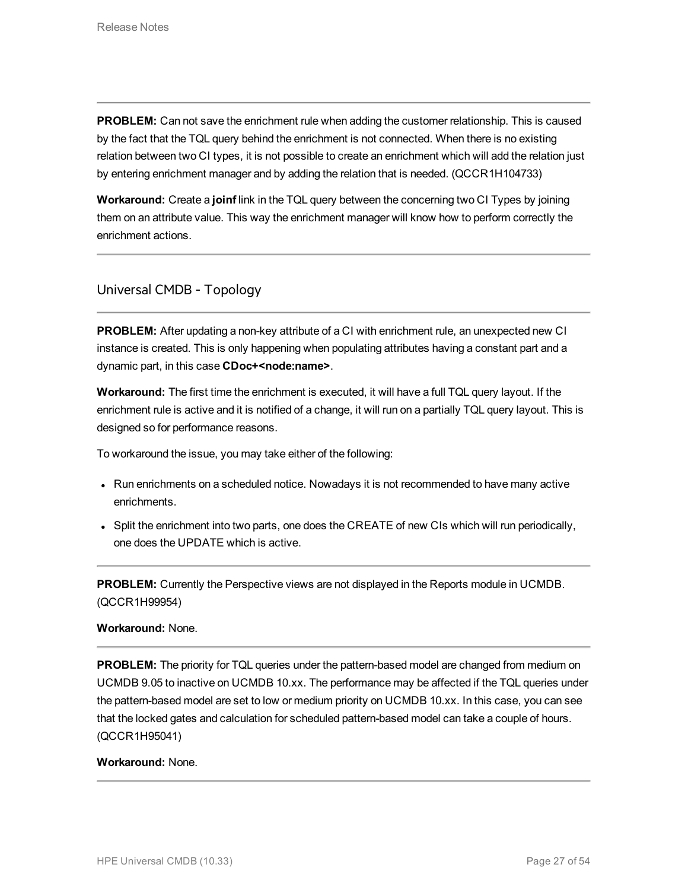**PROBLEM:** Can not save the enrichment rule when adding the customer relationship. This is caused by the fact that the TQL query behind the enrichment is not connected. When there is no existing relation between two CI types, it is not possible to create an enrichment which will add the relation just by entering enrichment manager and by adding the relation that is needed. (QCCR1H104733)

**Workaround:** Create a **joinf** link in the TQL query between the concerning two CI Types by joining them on an attribute value. This way the enrichment manager will know how to perform correctly the enrichment actions.

---

## Universal CMDB - Topology

---

**PROBLEM:** After updating a non-key attribute of a CI with enrichment rule, an unexpected new CI instance is created. This is only happening when populating attributes having a constant part and a dynamic part, in this case **CDoc+<node:name>**.

**Workaround:** The first time the enrichment is executed, it will have a full TQL query layout. If the enrichment rule is active and it is notified of a change, it will run on a partially TQL query layout. This is designed so for performance reasons.

To workaround the issue, you may take either of the following:

- Run enrichments on a scheduled notice. Nowadays it is not recommended to have many active enrichments.
- Split the enrichment into two parts, one does the CREATE of new CIs which will run periodically, one does the UPDATE which is active.

---

**PROBLEM:** Currently the Perspective views are not displayed in the Reports module in UCMDB. (QCCR1H99954)

**Workaround:** None.

---

**PROBLEM:** The priority for TQL queries under the pattern-based model are changed from medium on UCMDB 9.05 to inactive on UCMDB 10.xx. The performance may be affected if the TQL queries under the pattern-based model are set to low or medium priority on UCMDB 10.xx. In this case, you can see that the locked gates and calculation for scheduled pattern-based model can take a couple of hours. (QCCR1H95041)

**Workaround:** None.

---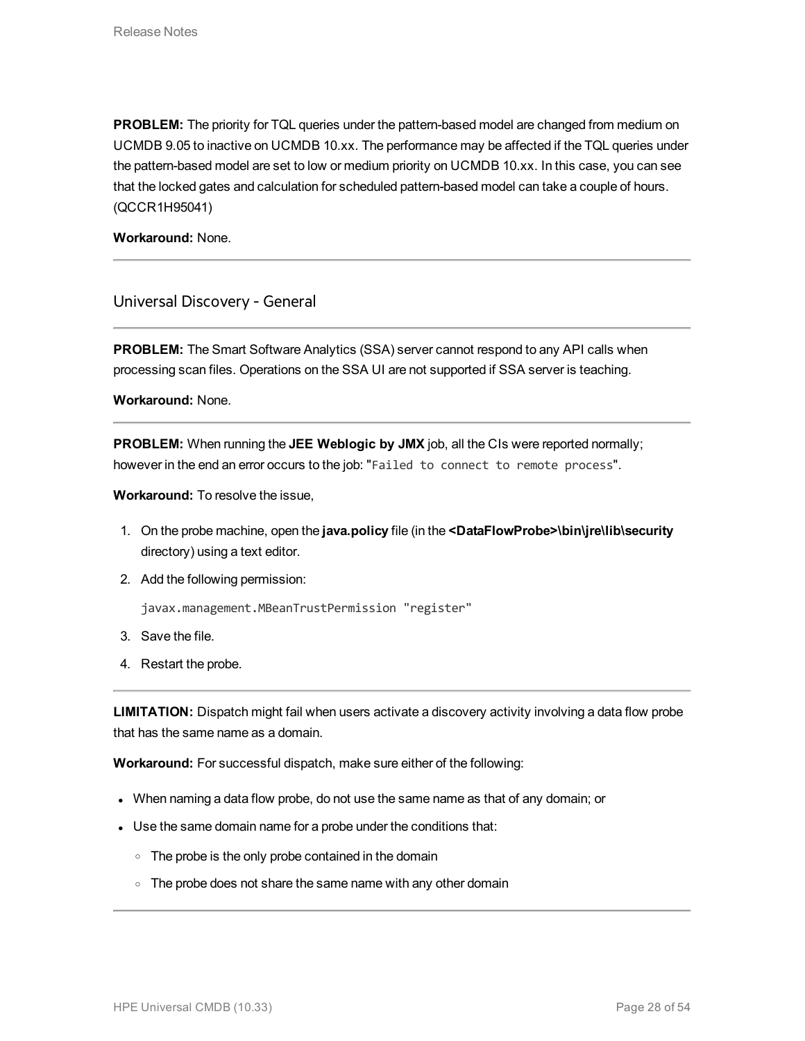**PROBLEM:** The priority for TQL queries under the pattern-based model are changed from medium on UCMDB 9.05 to inactive on UCMDB 10.xx. The performance may be affected if the TQL queries under the pattern-based model are set to low or medium priority on UCMDB 10.xx. In this case, you can see that the locked gates and calculation for scheduled pattern-based model can take a couple of hours. (QCCR1H95041)

**Workaround:** None.

---

## Universal Discovery - General

---

**PROBLEM:** The Smart Software Analytics (SSA) server cannot respond to any API calls when processing scan files. Operations on the SSA UI are not supported if SSA server is teaching.

**Workaround:** None.

---

**PROBLEM:** When running the **JEE Weblogic by JMX** job, all the CIs were reported normally; however in the end an error occurs to the job: "`Failed to connect to remote process`".

**Workaround:** To resolve the issue,

1. On the probe machine, open the **java.policy** file (in the **<DataFlowProbe>\bin\jre\lib\security** directory) using a text editor.
2. Add the following permission:

   ```
   javax.management.MBeanTrustPermission "register"
   ```

3. Save the file.
4. Restart the probe.

---

**LIMITATION:** Dispatch might fail when users activate a discovery activity involving a data flow probe that has the same name as a domain.

**Workaround:** For successful dispatch, make sure either of the following:

- When naming a data flow probe, do not use the same name as that of any domain; or
- Use the same domain name for a probe under the conditions that:
  - The probe is the only probe contained in the domain
  - The probe does not share the same name with any other domain

---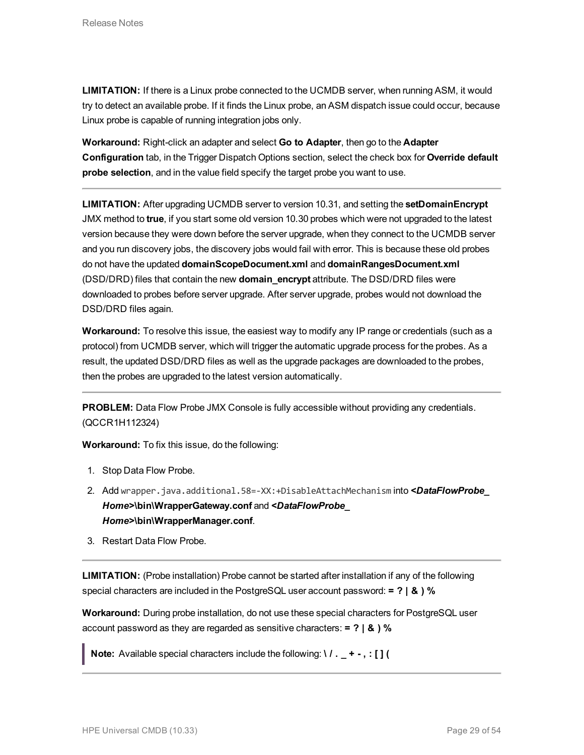**LIMITATION:** If there is a Linux probe connected to the UCMDB server, when running ASM, it would try to detect an available probe. If it finds the Linux probe, an ASM dispatch issue could occur, because Linux probe is capable of running integration jobs only.

**Workaround:** Right-click an adapter and select **Go to Adapter**, then go to the **Adapter Configuration** tab, in the Trigger Dispatch Options section, select the check box for **Override default probe selection**, and in the value field specify the target probe you want to use.

---

**LIMITATION:** After upgrading UCMDB server to version 10.31, and setting the **setDomainEncrypt** JMX method to **true**, if you start some old version 10.30 probes which were not upgraded to the latest version because they were down before the server upgrade, when they connect to the UCMDB server and you run discovery jobs, the discovery jobs would fail with error. This is because these old probes do not have the updated **domainScopeDocument.xml** and **domainRangesDocument.xml** (DSD/DRD) files that contain the new **domain_encrypt** attribute. The DSD/DRD files were downloaded to probes before server upgrade. After server upgrade, probes would not download the DSD/DRD files again.

**Workaround:** To resolve this issue, the easiest way to modify any IP range or credentials (such as a protocol) from UCMDB server, which will trigger the automatic upgrade process for the probes. As a result, the updated DSD/DRD files as well as the upgrade packages are downloaded to the probes, then the probes are upgraded to the latest version automatically.

---

**PROBLEM:** Data Flow Probe JMX Console is fully accessible without providing any credentials. (QCCR1H112324)

**Workaround:** To fix this issue, do the following:

1. Stop Data Flow Probe.
2. Add `wrapper.java.additional.58=-XX:+DisableAttachMechanism` into ***<DataFlowProbe_Home>*\bin\WrapperGateway.conf** and ***<DataFlowProbe_Home>*\bin\WrapperManager.conf**.
3. Restart Data Flow Probe.

---

**LIMITATION:** (Probe installation) Probe cannot be started after installation if any of the following special characters are included in the PostgreSQL user account password: **= ? | & ) %**

**Workaround:** During probe installation, do not use these special characters for PostgreSQL user account password as they are regarded as sensitive characters: **= ? | & ) %**

> **Note:** Available special characters include the following: **\ / . _ + - , : [ ] (**

---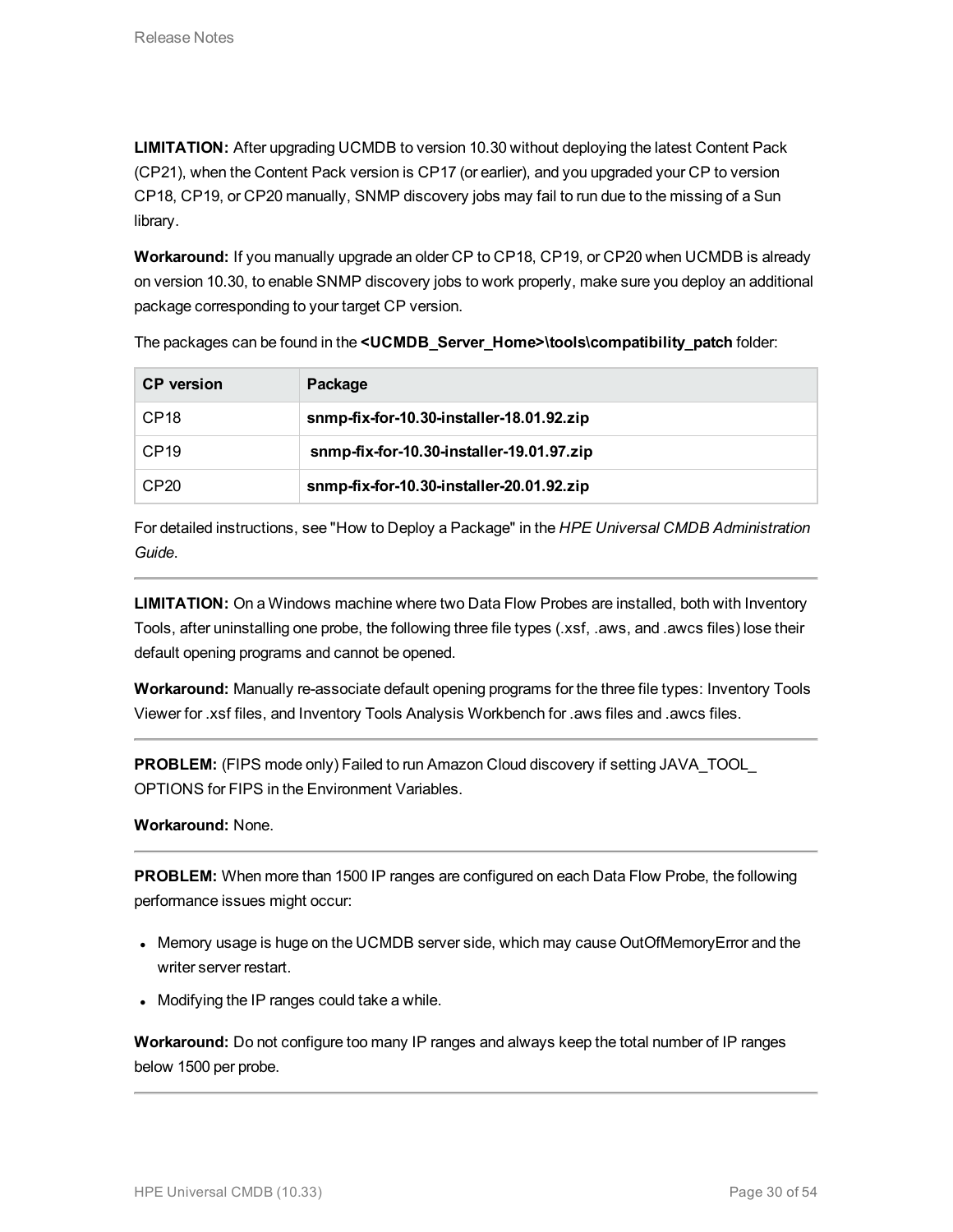**LIMITATION:** After upgrading UCMDB to version 10.30 without deploying the latest Content Pack (CP21), when the Content Pack version is CP17 (or earlier), and you upgraded your CP to version CP18, CP19, or CP20 manually, SNMP discovery jobs may fail to run due to the missing of a Sun library.

**Workaround:** If you manually upgrade an older CP to CP18, CP19, or CP20 when UCMDB is already on version 10.30, to enable SNMP discovery jobs to work properly, make sure you deploy an additional package corresponding to your target CP version.

The packages can be found in the **<UCMDB_Server_Home>\tools\compatibility_patch** folder:

| CP version | Package |
| --- | --- |
| CP18 | **snmp-fix-for-10.30-installer-18.01.92.zip** |
| CP19 | **snmp-fix-for-10.30-installer-19.01.97.zip** |
| CP20 | **snmp-fix-for-10.30-installer-20.01.92.zip** |

For detailed instructions, see "How to Deploy a Package" in the *HPE Universal CMDB Administration Guide*.

---

**LIMITATION:** On a Windows machine where two Data Flow Probes are installed, both with Inventory Tools, after uninstalling one probe, the following three file types (.xsf, .aws, and .awcs files) lose their default opening programs and cannot be opened.

**Workaround:** Manually re-associate default opening programs for the three file types: Inventory Tools Viewer for .xsf files, and Inventory Tools Analysis Workbench for .aws files and .awcs files.

---

**PROBLEM:** (FIPS mode only) Failed to run Amazon Cloud discovery if setting JAVA_TOOL_OPTIONS for FIPS in the Environment Variables.

**Workaround:** None.

---

**PROBLEM:** When more than 1500 IP ranges are configured on each Data Flow Probe, the following performance issues might occur:

- Memory usage is huge on the UCMDB server side, which may cause OutOfMemoryError and the writer server restart.
- Modifying the IP ranges could take a while.

**Workaround:** Do not configure too many IP ranges and always keep the total number of IP ranges below 1500 per probe.

---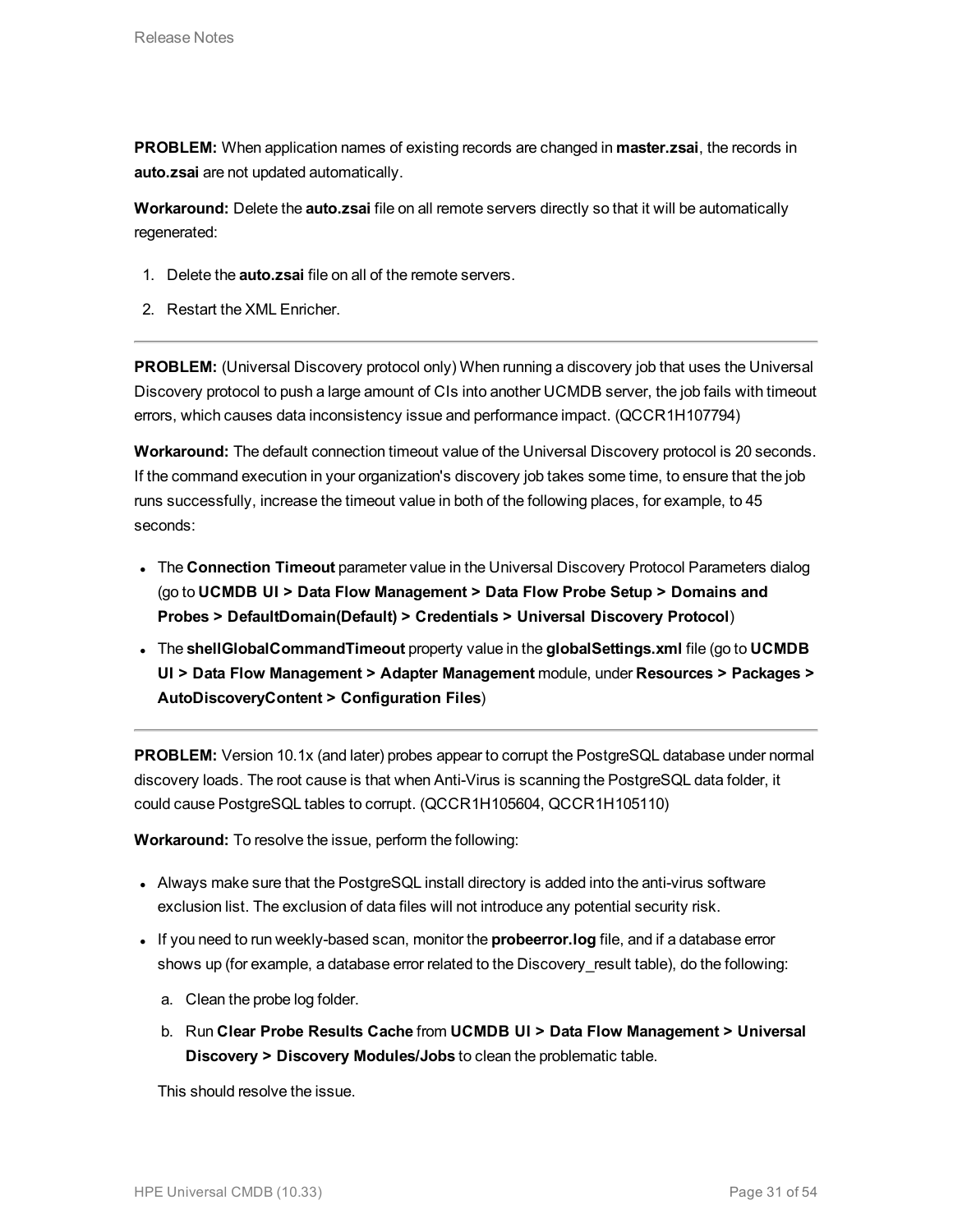**PROBLEM:** When application names of existing records are changed in **master.zsai**, the records in **auto.zsai** are not updated automatically.

**Workaround:** Delete the **auto.zsai** file on all remote servers directly so that it will be automatically regenerated:

1. Delete the **auto.zsai** file on all of the remote servers.
2. Restart the XML Enricher.

---

**PROBLEM:** (Universal Discovery protocol only) When running a discovery job that uses the Universal Discovery protocol to push a large amount of CIs into another UCMDB server, the job fails with timeout errors, which causes data inconsistency issue and performance impact. (QCCR1H107794)

**Workaround:** The default connection timeout value of the Universal Discovery protocol is 20 seconds. If the command execution in your organization's discovery job takes some time, to ensure that the job runs successfully, increase the timeout value in both of the following places, for example, to 45 seconds:

- The **Connection Timeout** parameter value in the Universal Discovery Protocol Parameters dialog (go to **UCMDB UI > Data Flow Management > Data Flow Probe Setup > Domains and Probes > DefaultDomain(Default) > Credentials > Universal Discovery Protocol**)
- The **shellGlobalCommandTimeout** property value in the **globalSettings.xml** file (go to **UCMDB UI > Data Flow Management > Adapter Management** module, under **Resources > Packages > AutoDiscoveryContent > Configuration Files**)

---

**PROBLEM:** Version 10.1x (and later) probes appear to corrupt the PostgreSQL database under normal discovery loads. The root cause is that when Anti-Virus is scanning the PostgreSQL data folder, it could cause PostgreSQL tables to corrupt. (QCCR1H105604, QCCR1H105110)

**Workaround:** To resolve the issue, perform the following:

- Always make sure that the PostgreSQL install directory is added into the anti-virus software exclusion list. The exclusion of data files will not introduce any potential security risk.
- If you need to run weekly-based scan, monitor the **probeerror.log** file, and if a database error shows up (for example, a database error related to the Discovery_result table), do the following:
    a. Clean the probe log folder.
    b. Run **Clear Probe Results Cache** from **UCMDB UI > Data Flow Management > Universal Discovery > Discovery Modules/Jobs** to clean the problematic table.

  This should resolve the issue.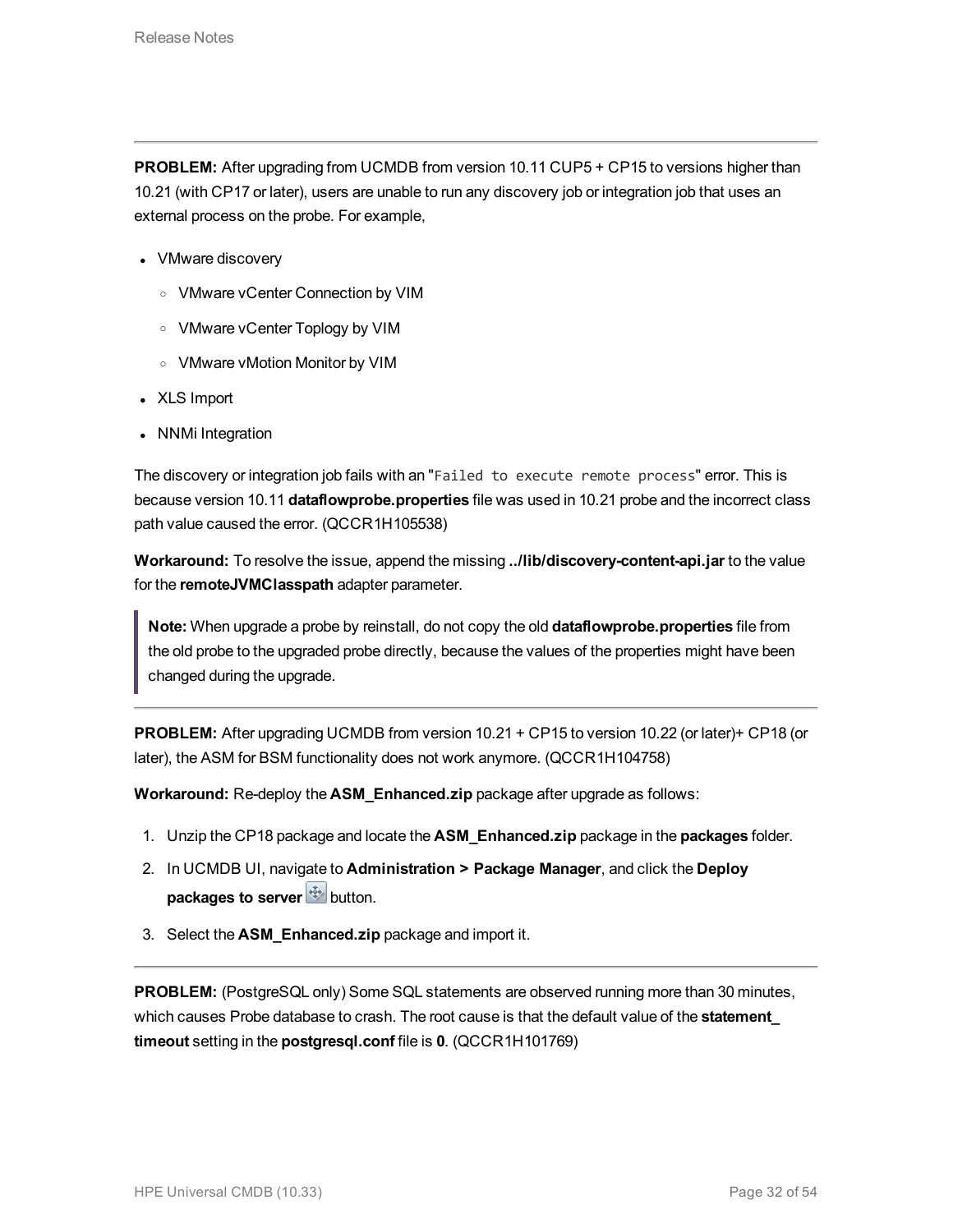---

**PROBLEM:** After upgrading from UCMDB from version 10.11 CUP5 + CP15 to versions higher than 10.21 (with CP17 or later), users are unable to run any discovery job or integration job that uses an external process on the probe. For example,

- VMware discovery
  - VMware vCenter Connection by VIM
  - VMware vCenter Toplogy by VIM
  - VMware vMotion Monitor by VIM
- XLS Import
- NNMi Integration

The discovery or integration job fails with an "`Failed to execute remote process`" error. This is because version 10.11 **dataflowprobe.properties** file was used in 10.21 probe and the incorrect class path value caused the error. (QCCR1H105538)

**Workaround:** To resolve the issue, append the missing **../lib/discovery-content-api.jar** to the value for the **remoteJVMClasspath** adapter parameter.

> **Note:** When upgrade a probe by reinstall, do not copy the old **dataflowprobe.properties** file from the old probe to the upgraded probe directly, because the values of the properties might have been changed during the upgrade.

---

**PROBLEM:** After upgrading UCMDB from version 10.21 + CP15 to version 10.22 (or later)+ CP18 (or later), the ASM for BSM functionality does not work anymore. (QCCR1H104758)

**Workaround:** Re-deploy the **ASM_Enhanced.zip** package after upgrade as follows:

1. Unzip the CP18 package and locate the **ASM_Enhanced.zip** package in the **packages** folder.
2. In UCMDB UI, navigate to **Administration > Package Manager**, and click the **Deploy packages to server** button.
3. Select the **ASM_Enhanced.zip** package and import it.

---

**PROBLEM:** (PostgreSQL only) Some SQL statements are observed running more than 30 minutes, which causes Probe database to crash. The root cause is that the default value of the **statement_timeout** setting in the **postgresql.conf** file is **0**. (QCCR1H101769)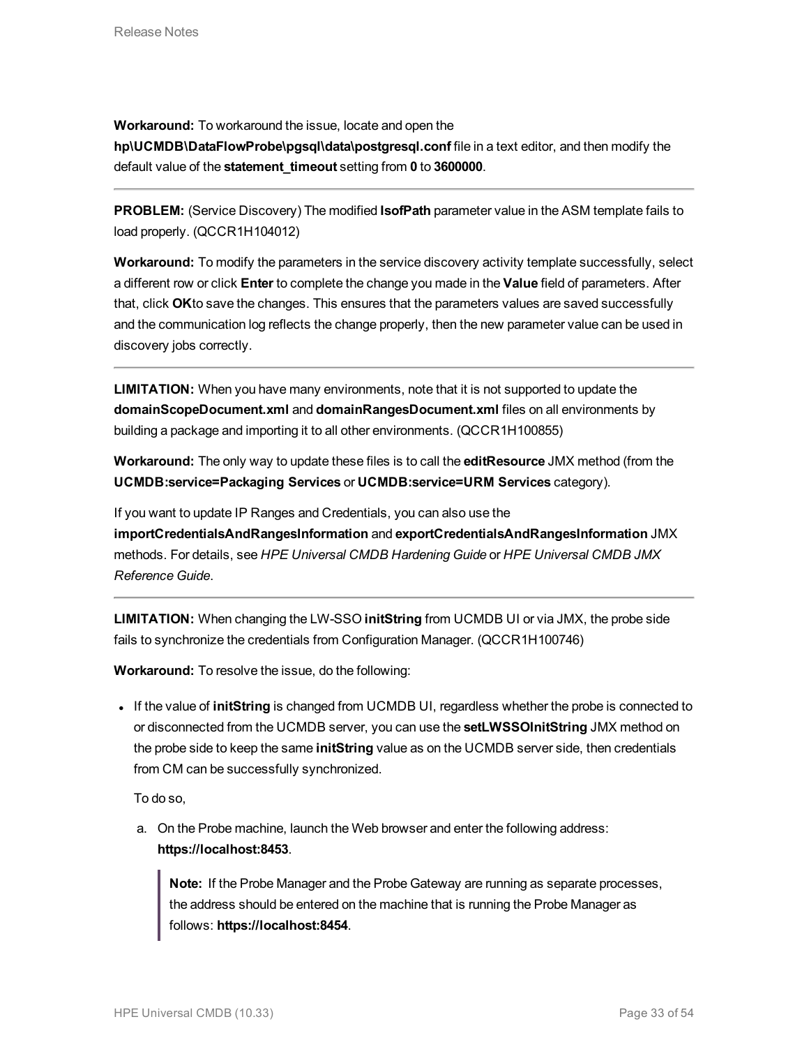**Workaround:** To workaround the issue, locate and open the **hp\UCMDB\DataFlowProbe\pgsql\data\postgresql.conf** file in a text editor, and then modify the default value of the **statement_timeout** setting from **0** to **3600000**.

---

**PROBLEM:** (Service Discovery) The modified **lsofPath** parameter value in the ASM template fails to load properly. (QCCR1H104012)

**Workaround:** To modify the parameters in the service discovery activity template successfully, select a different row or click **Enter** to complete the change you made in the **Value** field of parameters. After that, click **OK**to save the changes. This ensures that the parameters values are saved successfully and the communication log reflects the change properly, then the new parameter value can be used in discovery jobs correctly.

---

**LIMITATION:** When you have many environments, note that it is not supported to update the **domainScopeDocument.xml** and **domainRangesDocument.xml** files on all environments by building a package and importing it to all other environments. (QCCR1H100855)

**Workaround:** The only way to update these files is to call the **editResource** JMX method (from the **UCMDB:service=Packaging Services** or **UCMDB:service=URM Services** category).

If you want to update IP Ranges and Credentials, you can also use the **importCredentialsAndRangesInformation** and **exportCredentialsAndRangesInformation** JMX methods. For details, see *HPE Universal CMDB Hardening Guide* or *HPE Universal CMDB JMX Reference Guide*.

---

**LIMITATION:** When changing the LW-SSO **initString** from UCMDB UI or via JMX, the probe side fails to synchronize the credentials from Configuration Manager. (QCCR1H100746)

**Workaround:** To resolve the issue, do the following:

- If the value of **initString** is changed from UCMDB UI, regardless whether the probe is connected to or disconnected from the UCMDB server, you can use the **setLWSSOInitString** JMX method on the probe side to keep the same **initString** value as on the UCMDB server side, then credentials from CM can be successfully synchronized.

  To do so,

  a. On the Probe machine, launch the Web browser and enter the following address: **https://localhost:8453**.

     > **Note:** If the Probe Manager and the Probe Gateway are running as separate processes, the address should be entered on the machine that is running the Probe Manager as follows: **https://localhost:8454**.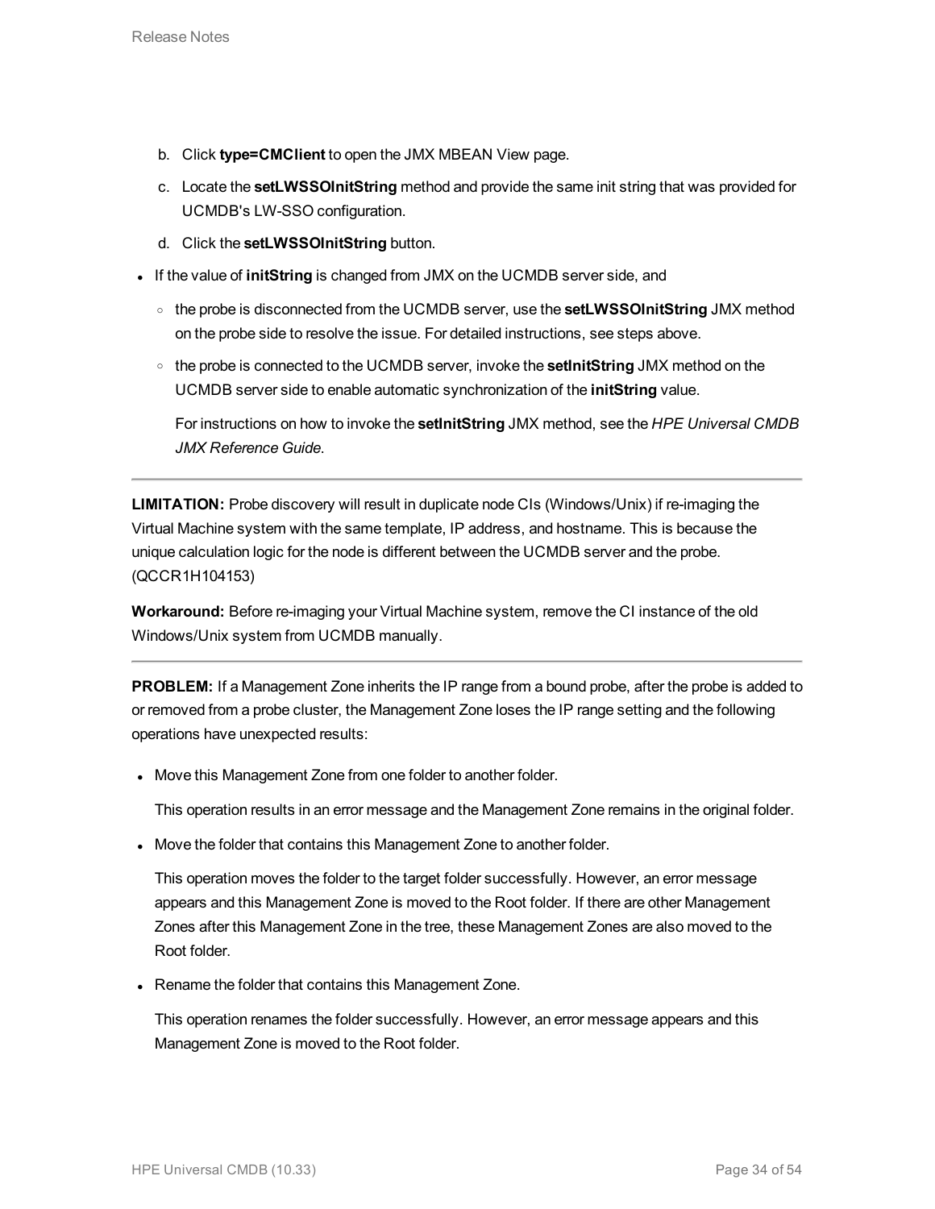b. Click **type=CMClient** to open the JMX MBEAN View page.
c. Locate the **setLWSSOInitString** method and provide the same init string that was provided for UCMDB's LW-SSO configuration.
d. Click the **setLWSSOInitString** button.

- If the value of **initString** is changed from JMX on the UCMDB server side, and
  - the probe is disconnected from the UCMDB server, use the **setLWSSOInitString** JMX method on the probe side to resolve the issue. For detailed instructions, see steps above.
  - the probe is connected to the UCMDB server, invoke the **setInitString** JMX method on the UCMDB server side to enable automatic synchronization of the **initString** value.

    For instructions on how to invoke the **setInitString** JMX method, see the *HPE Universal CMDB JMX Reference Guide*.

---

**LIMITATION:** Probe discovery will result in duplicate node CIs (Windows/Unix) if re-imaging the Virtual Machine system with the same template, IP address, and hostname. This is because the unique calculation logic for the node is different between the UCMDB server and the probe. (QCCR1H104153)

**Workaround:** Before re-imaging your Virtual Machine system, remove the CI instance of the old Windows/Unix system from UCMDB manually.

---

**PROBLEM:** If a Management Zone inherits the IP range from a bound probe, after the probe is added to or removed from a probe cluster, the Management Zone loses the IP range setting and the following operations have unexpected results:

- Move this Management Zone from one folder to another folder.

  This operation results in an error message and the Management Zone remains in the original folder.

- Move the folder that contains this Management Zone to another folder.

  This operation moves the folder to the target folder successfully. However, an error message appears and this Management Zone is moved to the Root folder. If there are other Management Zones after this Management Zone in the tree, these Management Zones are also moved to the Root folder.

- Rename the folder that contains this Management Zone.

  This operation renames the folder successfully. However, an error message appears and this Management Zone is moved to the Root folder.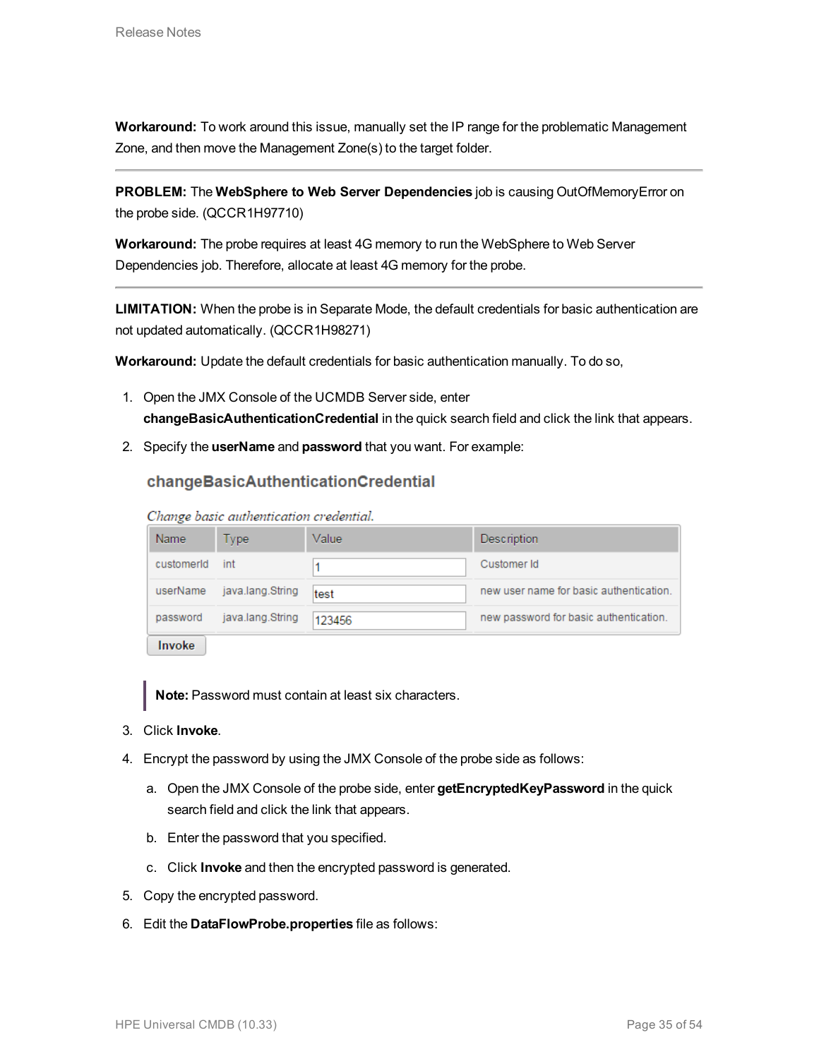**Workaround:** To work around this issue, manually set the IP range for the problematic Management Zone, and then move the Management Zone(s) to the target folder.

---

**PROBLEM:** The **WebSphere to Web Server Dependencies** job is causing OutOfMemoryError on the probe side. (QCCR1H97710)

**Workaround:** The probe requires at least 4G memory to run the WebSphere to Web Server Dependencies job. Therefore, allocate at least 4G memory for the probe.

---

**LIMITATION:** When the probe is in Separate Mode, the default credentials for basic authentication are not updated automatically. (QCCR1H98271)

**Workaround:** Update the default credentials for basic authentication manually. To do so,

1. Open the JMX Console of the UCMDB Server side, enter **changeBasicAuthenticationCredential** in the quick search field and click the link that appears.
2. Specify the **userName** and **password** that you want. For example:

   **changeBasicAuthenticationCredential**

   *Change basic authentication credential.*

   | Name | Type | Value | Description |
   | --- | --- | --- | --- |
   | customerId | int | 1 | Customer Id |
   | userName | java.lang.String | test | new user name for basic authentication. |
   | password | java.lang.String | 123456 | new password for basic authentication. |

   Invoke

   > **Note:** Password must contain at least six characters.

3. Click **Invoke**.
4. Encrypt the password by using the JMX Console of the probe side as follows:
   a. Open the JMX Console of the probe side, enter **getEncryptedKeyPassword** in the quick search field and click the link that appears.
   b. Enter the password that you specified.
   c. Click **Invoke** and then the encrypted password is generated.
5. Copy the encrypted password.
6. Edit the **DataFlowProbe.properties** file as follows: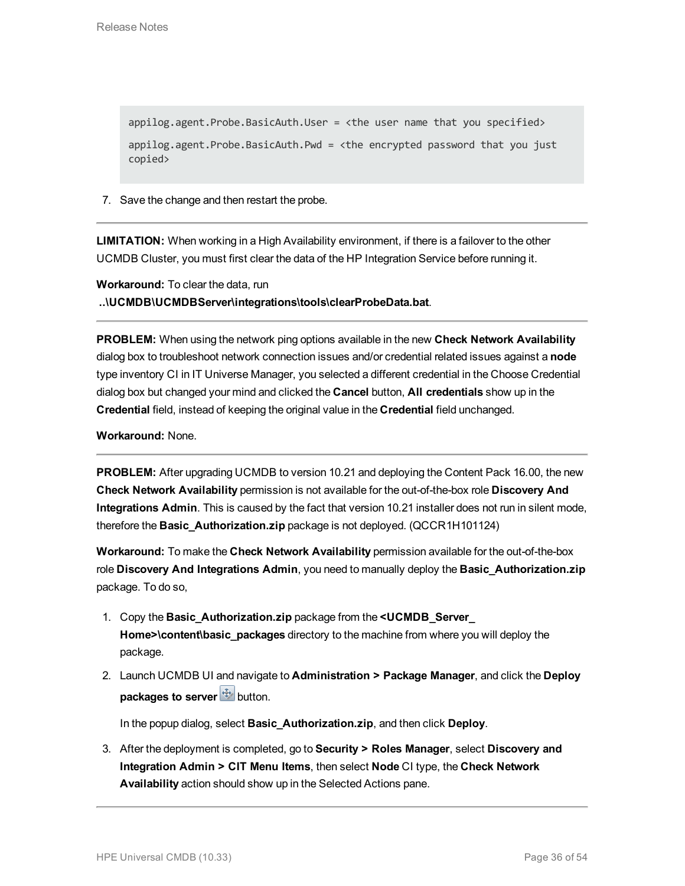```
appilog.agent.Probe.BasicAuth.User = <the user name that you specified>

appilog.agent.Probe.BasicAuth.Pwd = <the encrypted password that you just copied>
```

7. Save the change and then restart the probe.

---

**LIMITATION:** When working in a High Availability environment, if there is a failover to the other UCMDB Cluster, you must first clear the data of the HP Integration Service before running it.

**Workaround:** To clear the data, run **..\UCMDB\UCMDBServer\integrations\tools\clearProbeData.bat**.

---

**PROBLEM:** When using the network ping options available in the new **Check Network Availability** dialog box to troubleshoot network connection issues and/or credential related issues against a **node** type inventory CI in IT Universe Manager, you selected a different credential in the Choose Credential dialog box but changed your mind and clicked the **Cancel** button, **All credentials** show up in the **Credential** field, instead of keeping the original value in the **Credential** field unchanged.

**Workaround:** None.

---

**PROBLEM:** After upgrading UCMDB to version 10.21 and deploying the Content Pack 16.00, the new **Check Network Availability** permission is not available for the out-of-the-box role **Discovery And Integrations Admin**. This is caused by the fact that version 10.21 installer does not run in silent mode, therefore the **Basic_Authorization.zip** package is not deployed. (QCCR1H101124)

**Workaround:** To make the **Check Network Availability** permission available for the out-of-the-box role **Discovery And Integrations Admin**, you need to manually deploy the **Basic_Authorization.zip** package. To do so,

1. Copy the **Basic_Authorization.zip** package from the **<UCMDB_Server_Home>\content\basic_packages** directory to the machine from where you will deploy the package.
2. Launch UCMDB UI and navigate to **Administration > Package Manager**, and click the **Deploy packages to server** button.

   In the popup dialog, select **Basic_Authorization.zip**, and then click **Deploy**.
3. After the deployment is completed, go to **Security > Roles Manager**, select **Discovery and Integration Admin > CIT Menu Items**, then select **Node** CI type, the **Check Network Availability** action should show up in the Selected Actions pane.

---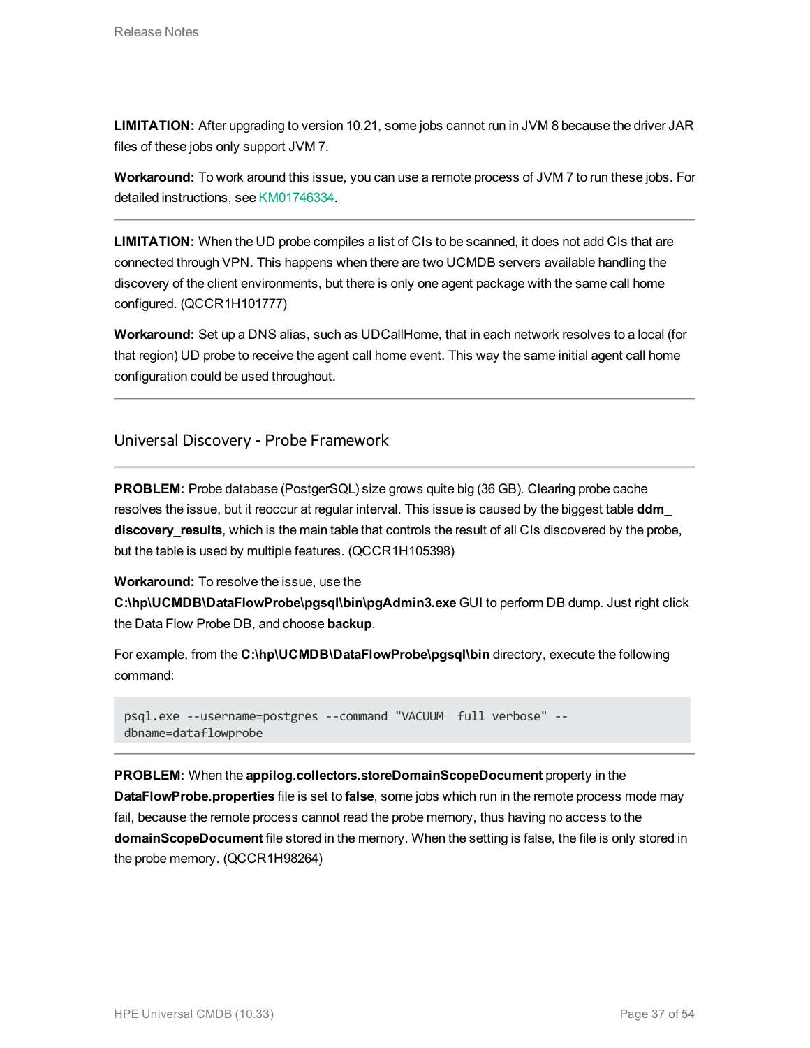**LIMITATION:** After upgrading to version 10.21, some jobs cannot run in JVM 8 because the driver JAR files of these jobs only support JVM 7.

**Workaround:** To work around this issue, you can use a remote process of JVM 7 to run these jobs. For detailed instructions, see KM01746334.

---

**LIMITATION:** When the UD probe compiles a list of CIs to be scanned, it does not add CIs that are connected through VPN. This happens when there are two UCMDB servers available handling the discovery of the client environments, but there is only one agent package with the same call home configured. (QCCR1H101777)

**Workaround:** Set up a DNS alias, such as UDCallHome, that in each network resolves to a local (for that region) UD probe to receive the agent call home event. This way the same initial agent call home configuration could be used throughout.

---

## Universal Discovery - Probe Framework

---

**PROBLEM:** Probe database (PostgerSQL) size grows quite big (36 GB). Clearing probe cache resolves the issue, but it reoccur at regular interval. This issue is caused by the biggest table **ddm_discovery_results**, which is the main table that controls the result of all CIs discovered by the probe, but the table is used by multiple features. (QCCR1H105398)

**Workaround:** To resolve the issue, use the **C:\hp\UCMDB\DataFlowProbe\pgsql\bin\pgAdmin3.exe** GUI to perform DB dump. Just right click the Data Flow Probe DB, and choose **backup**.

For example, from the **C:\hp\UCMDB\DataFlowProbe\pgsql\bin** directory, execute the following command:

```
psql.exe --username=postgres --command "VACUUM  full verbose" --
dbname=dataflowprobe
```

---

**PROBLEM:** When the **appilog.collectors.storeDomainScopeDocument** property in the **DataFlowProbe.properties** file is set to **false**, some jobs which run in the remote process mode may fail, because the remote process cannot read the probe memory, thus having no access to the **domainScopeDocument** file stored in the memory. When the setting is false, the file is only stored in the probe memory. (QCCR1H98264)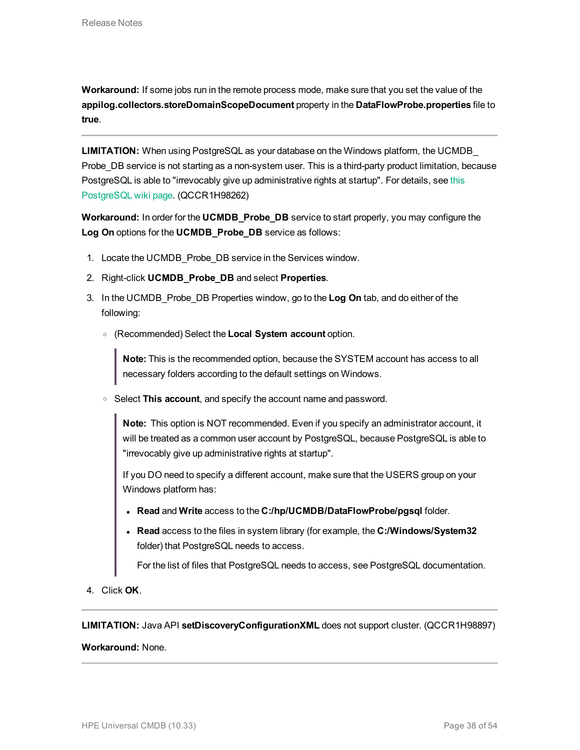**Workaround:** If some jobs run in the remote process mode, make sure that you set the value of the **appilog.collectors.storeDomainScopeDocument** property in the **DataFlowProbe.properties** file to **true**.

---

**LIMITATION:** When using PostgreSQL as your database on the Windows platform, the UCMDB_Probe_DB service is not starting as a non-system user. This is a third-party product limitation, because PostgreSQL is able to "irrevocably give up administrative rights at startup". For details, see this PostgreSQL wiki page. (QCCR1H98262)

**Workaround:** In order for the **UCMDB_Probe_DB** service to start properly, you may configure the **Log On** options for the **UCMDB_Probe_DB** service as follows:

1. Locate the UCMDB_Probe_DB service in the Services window.
2. Right-click **UCMDB_Probe_DB** and select **Properties**.
3. In the UCMDB_Probe_DB Properties window, go to the **Log On** tab, and do either of the following:
   - (Recommended) Select the **Local System account** option.

     > **Note:** This is the recommended option, because the SYSTEM account has access to all necessary folders according to the default settings on Windows.

   - Select **This account**, and specify the account name and password.

     > **Note:** This option is NOT recommended. Even if you specify an administrator account, it will be treated as a common user account by PostgreSQL, because PostgreSQL is able to "irrevocably give up administrative rights at startup".
     >
     > If you DO need to specify a different account, make sure that the USERS group on your Windows platform has:
     >
     > - **Read** and **Write** access to the **C:/hp/UCMDB/DataFlowProbe/pgsql** folder.
     > - **Read** access to the files in system library (for example, the **C:/Windows/System32** folder) that PostgreSQL needs to access.
     >
     >   For the list of files that PostgreSQL needs to access, see PostgreSQL documentation.

4. Click **OK**.

---

**LIMITATION:** Java API **setDiscoveryConfigurationXML** does not support cluster. (QCCR1H98897)

**Workaround:** None.

---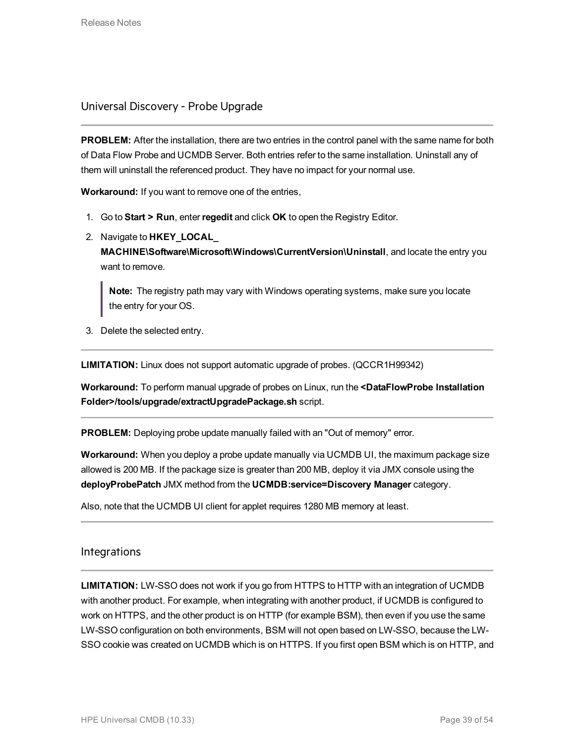## Universal Discovery - Probe Upgrade

**PROBLEM:** After the installation, there are two entries in the control panel with the same name for both of Data Flow Probe and UCMDB Server. Both entries refer to the same installation. Uninstall any of them will uninstall the referenced product. They have no impact for your normal use.

**Workaround:** If you want to remove one of the entries,

1. Go to **Start > Run**, enter **regedit** and click **OK** to open the Registry Editor.
2. Navigate to **HKEY_LOCAL_MACHINE\Software\Microsoft\Windows\CurrentVersion\Uninstall**, and locate the entry you want to remove.

   > **Note:** The registry path may vary with Windows operating systems, make sure you locate the entry for your OS.

3. Delete the selected entry.

---

**LIMITATION:** Linux does not support automatic upgrade of probes. (QCCR1H99342)

**Workaround:** To perform manual upgrade of probes on Linux, run the **<DataFlowProbe Installation Folder>/tools/upgrade/extractUpgradePackage.sh** script.

---

**PROBLEM:** Deploying probe update manually failed with an "Out of memory" error.

**Workaround:** When you deploy a probe update manually via UCMDB UI, the maximum package size allowed is 200 MB. If the package size is greater than 200 MB, deploy it via JMX console using the **deployProbePatch** JMX method from the **UCMDB:service=Discovery Manager** category.

Also, note that the UCMDB UI client for applet requires 1280 MB memory at least.

## Integrations

**LIMITATION:** LW-SSO does not work if you go from HTTPS to HTTP with an integration of UCMDB with another product. For example, when integrating with another product, if UCMDB is configured to work on HTTPS, and the other product is on HTTP (for example BSM), then even if you use the same LW-SSO configuration on both environments, BSM will not open based on LW-SSO, because the LW-SSO cookie was created on UCMDB which is on HTTPS. If you first open BSM which is on HTTP, and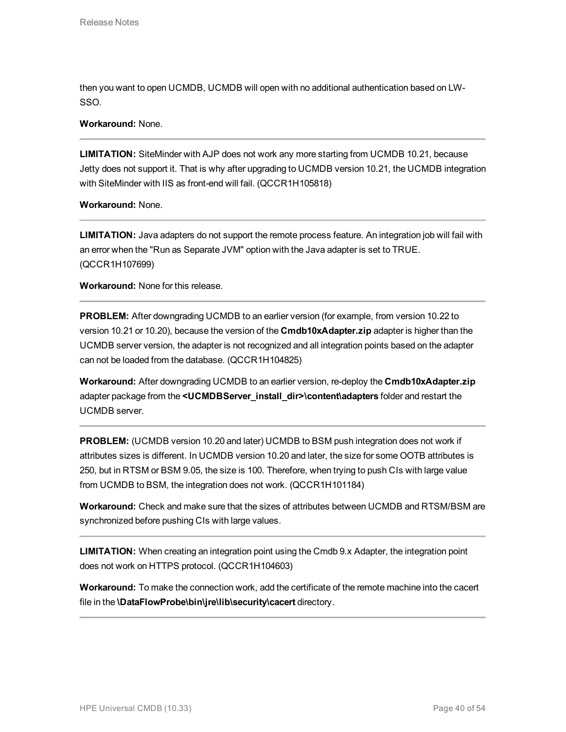then you want to open UCMDB, UCMDB will open with no additional authentication based on LW-SSO.

**Workaround:** None.

---

**LIMITATION:** SiteMinder with AJP does not work any more starting from UCMDB 10.21, because Jetty does not support it. That is why after upgrading to UCMDB version 10.21, the UCMDB integration with SiteMinder with IIS as front-end will fail. (QCCR1H105818)

**Workaround:** None.

---

**LIMITATION:** Java adapters do not support the remote process feature. An integration job will fail with an error when the "Run as Separate JVM" option with the Java adapter is set to TRUE. (QCCR1H107699)

**Workaround:** None for this release.

---

**PROBLEM:** After downgrading UCMDB to an earlier version (for example, from version 10.22 to version 10.21 or 10.20), because the version of the **Cmdb10xAdapter.zip** adapter is higher than the UCMDB server version, the adapter is not recognized and all integration points based on the adapter can not be loaded from the database. (QCCR1H104825)

**Workaround:** After downgrading UCMDB to an earlier version, re-deploy the **Cmdb10xAdapter.zip** adapter package from the **<UCMDBServer_install_dir>\content\adapters** folder and restart the UCMDB server.

---

**PROBLEM:** (UCMDB version 10.20 and later) UCMDB to BSM push integration does not work if attributes sizes is different. In UCMDB version 10.20 and later, the size for some OOTB attributes is 250, but in RTSM or BSM 9.05, the size is 100. Therefore, when trying to push CIs with large value from UCMDB to BSM, the integration does not work. (QCCR1H101184)

**Workaround:** Check and make sure that the sizes of attributes between UCMDB and RTSM/BSM are synchronized before pushing CIs with large values.

---

**LIMITATION:** When creating an integration point using the Cmdb 9.x Adapter, the integration point does not work on HTTPS protocol. (QCCR1H104603)

**Workaround:** To make the connection work, add the certificate of the remote machine into the cacert file in the **\DataFlowProbe\bin\jre\lib\security\cacert** directory.

---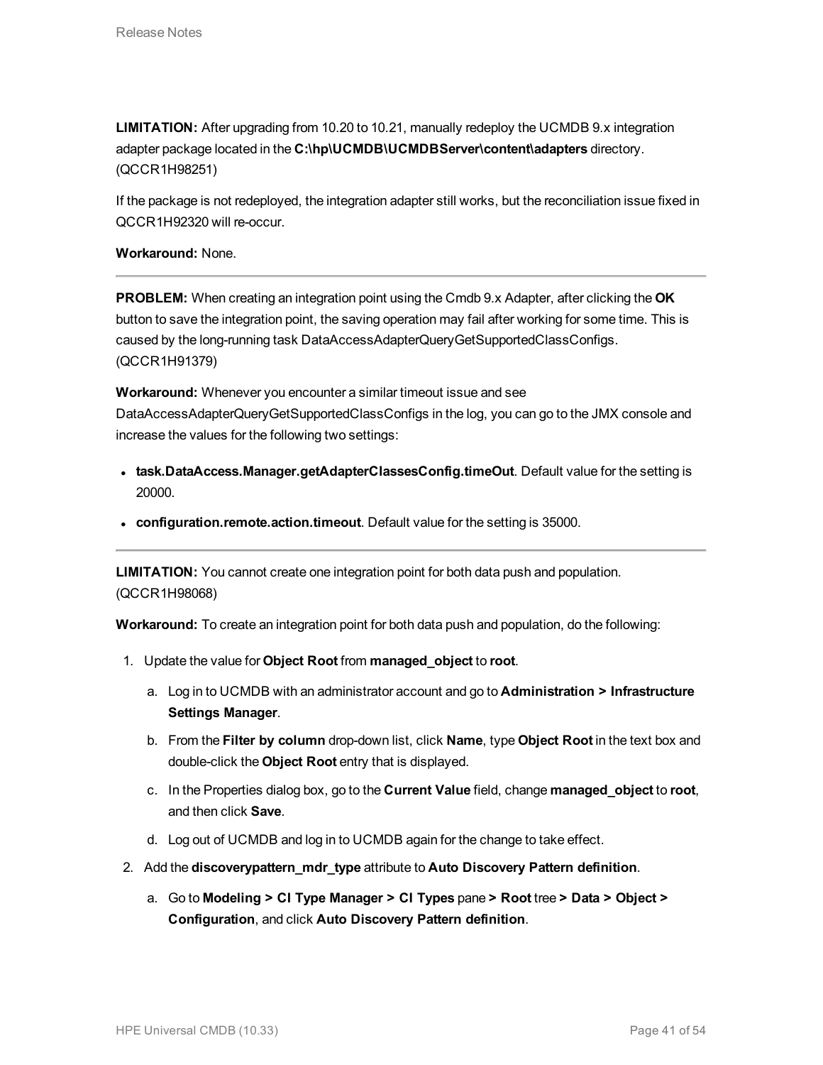**LIMITATION:** After upgrading from 10.20 to 10.21, manually redeploy the UCMDB 9.x integration adapter package located in the **C:\hp\UCMDB\UCMDBServer\content\adapters** directory. (QCCR1H98251)

If the package is not redeployed, the integration adapter still works, but the reconciliation issue fixed in QCCR1H92320 will re-occur.

**Workaround:** None.

---

**PROBLEM:** When creating an integration point using the Cmdb 9.x Adapter, after clicking the **OK** button to save the integration point, the saving operation may fail after working for some time. This is caused by the long-running task DataAccessAdapterQueryGetSupportedClassConfigs. (QCCR1H91379)

**Workaround:** Whenever you encounter a similar timeout issue and see DataAccessAdapterQueryGetSupportedClassConfigs in the log, you can go to the JMX console and increase the values for the following two settings:

- **task.DataAccess.Manager.getAdapterClassesConfig.timeOut**. Default value for the setting is 20000.
- **configuration.remote.action.timeout**. Default value for the setting is 35000.

---

**LIMITATION:** You cannot create one integration point for both data push and population. (QCCR1H98068)

**Workaround:** To create an integration point for both data push and population, do the following:

1. Update the value for **Object Root** from **managed_object** to **root**.
   a. Log in to UCMDB with an administrator account and go to **Administration > Infrastructure Settings Manager**.
   b. From the **Filter by column** drop-down list, click **Name**, type **Object Root** in the text box and double-click the **Object Root** entry that is displayed.
   c. In the Properties dialog box, go to the **Current Value** field, change **managed_object** to **root**, and then click **Save**.
   d. Log out of UCMDB and log in to UCMDB again for the change to take effect.
2. Add the **discoverypattern_mdr_type** attribute to **Auto Discovery Pattern definition**.
   a. Go to **Modeling > CI Type Manager > CI Types** pane **> Root** tree **> Data > Object > Configuration**, and click **Auto Discovery Pattern definition**.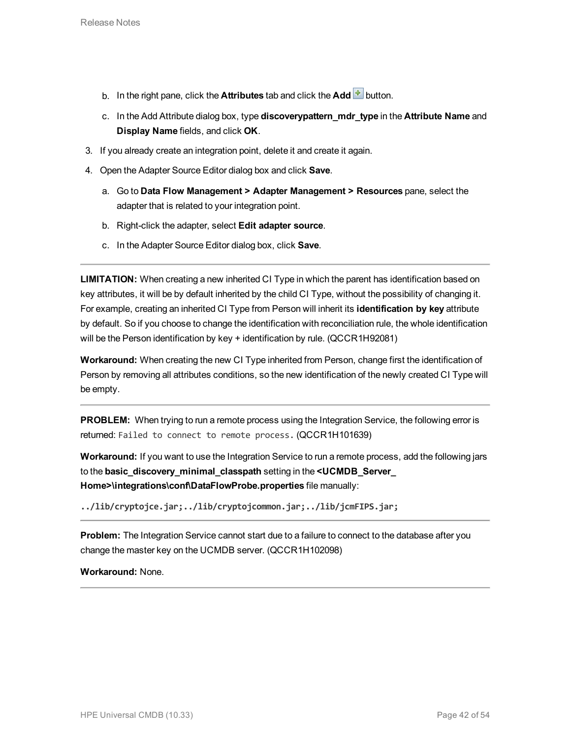b. In the right pane, click the **Attributes** tab and click the **Add** button.

   c. In the Add Attribute dialog box, type **discoverypattern_mdr_type** in the **Attribute Name** and **Display Name** fields, and click **OK**.

3. If you already create an integration point, delete it and create it again.

4. Open the Adapter Source Editor dialog box and click **Save**.

   a. Go to **Data Flow Management > Adapter Management > Resources** pane, select the adapter that is related to your integration point.

   b. Right-click the adapter, select **Edit adapter source**.

   c. In the Adapter Source Editor dialog box, click **Save**.

---

**LIMITATION:** When creating a new inherited CI Type in which the parent has identification based on key attributes, it will be by default inherited by the child CI Type, without the possibility of changing it. For example, creating an inherited CI Type from Person will inherit its **identification by key** attribute by default. So if you choose to change the identification with reconciliation rule, the whole identification will be the Person identification by key + identification by rule. (QCCR1H92081)

**Workaround:** When creating the new CI Type inherited from Person, change first the identification of Person by removing all attributes conditions, so the new identification of the newly created CI Type will be empty.

---

**PROBLEM:** When trying to run a remote process using the Integration Service, the following error is returned: `Failed to connect to remote process.` (QCCR1H101639)

**Workaround:** If you want to use the Integration Service to run a remote process, add the following jars to the **basic_discovery_minimal_classpath** setting in the **<UCMDB_Server_Home>\integrations\conf\DataFlowProbe.properties** file manually:

```
../lib/cryptojce.jar;../lib/cryptojcommon.jar;../lib/jcmFIPS.jar;
```

---

**Problem:** The Integration Service cannot start due to a failure to connect to the database after you change the master key on the UCMDB server. (QCCR1H102098)

**Workaround:** None.

---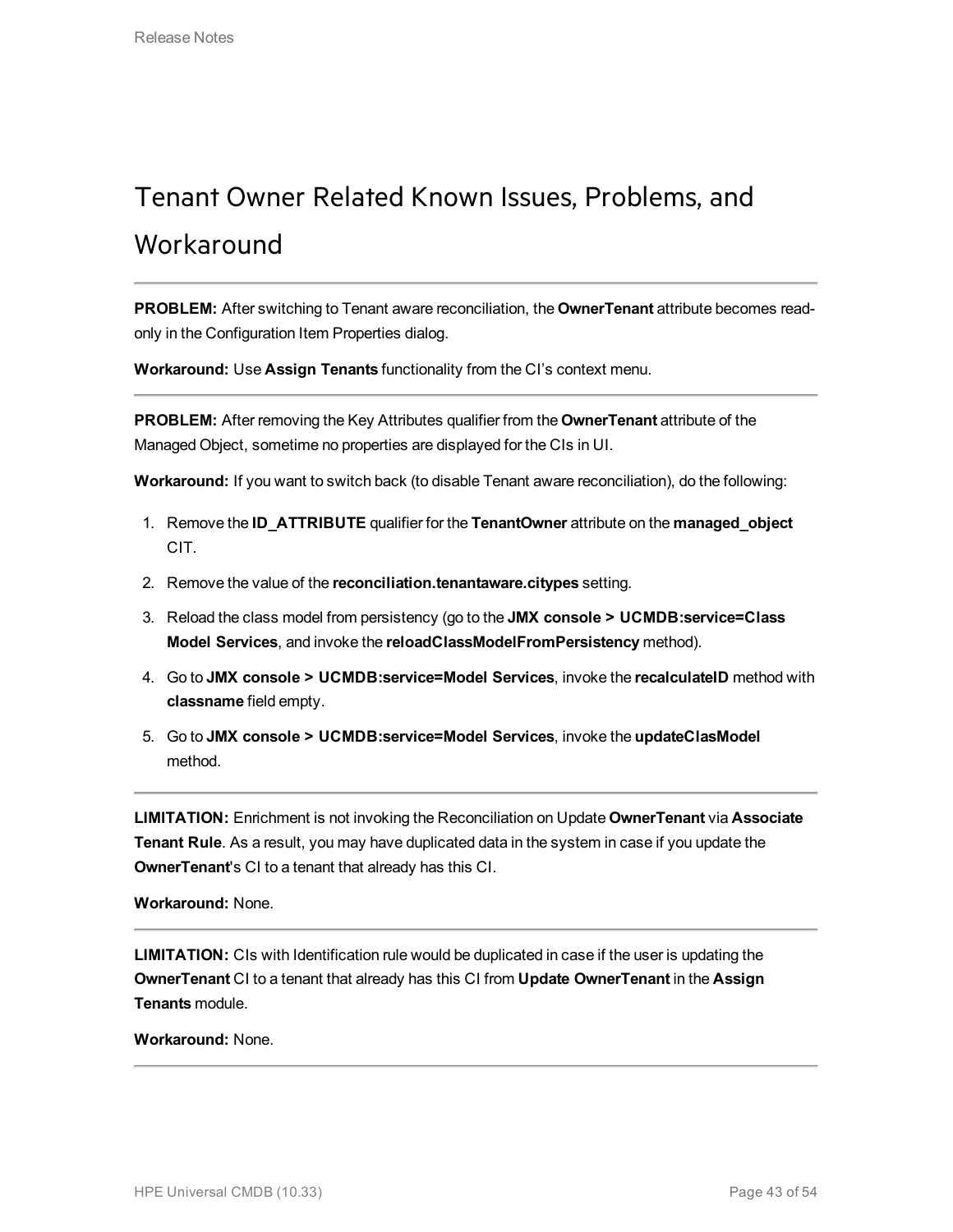# Tenant Owner Related Known Issues, Problems, and Workaround

---

**PROBLEM:** After switching to Tenant aware reconciliation, the **OwnerTenant** attribute becomes read-only in the Configuration Item Properties dialog.

**Workaround:** Use **Assign Tenants** functionality from the CI's context menu.

---

**PROBLEM:** After removing the Key Attributes qualifier from the **OwnerTenant** attribute of the Managed Object, sometime no properties are displayed for the CIs in UI.

**Workaround:** If you want to switch back (to disable Tenant aware reconciliation), do the following:

1. Remove the **ID_ATTRIBUTE** qualifier for the **TenantOwner** attribute on the **managed_object** CIT.
2. Remove the value of the **reconciliation.tenantaware.citypes** setting.
3. Reload the class model from persistency (go to the **JMX console > UCMDB:service=Class Model Services**, and invoke the **reloadClassModelFromPersistency** method).
4. Go to **JMX console > UCMDB:service=Model Services**, invoke the **recalculateID** method with **classname** field empty.
5. Go to **JMX console > UCMDB:service=Model Services**, invoke the **updateClasModel** method.

---

**LIMITATION:** Enrichment is not invoking the Reconciliation on Update **OwnerTenant** via **Associate Tenant Rule**. As a result, you may have duplicated data in the system in case if you update the **OwnerTenant**'s CI to a tenant that already has this CI.

**Workaround:** None.

---

**LIMITATION:** CIs with Identification rule would be duplicated in case if the user is updating the **OwnerTenant** CI to a tenant that already has this CI from **Update OwnerTenant** in the **Assign Tenants** module.

**Workaround:** None.

---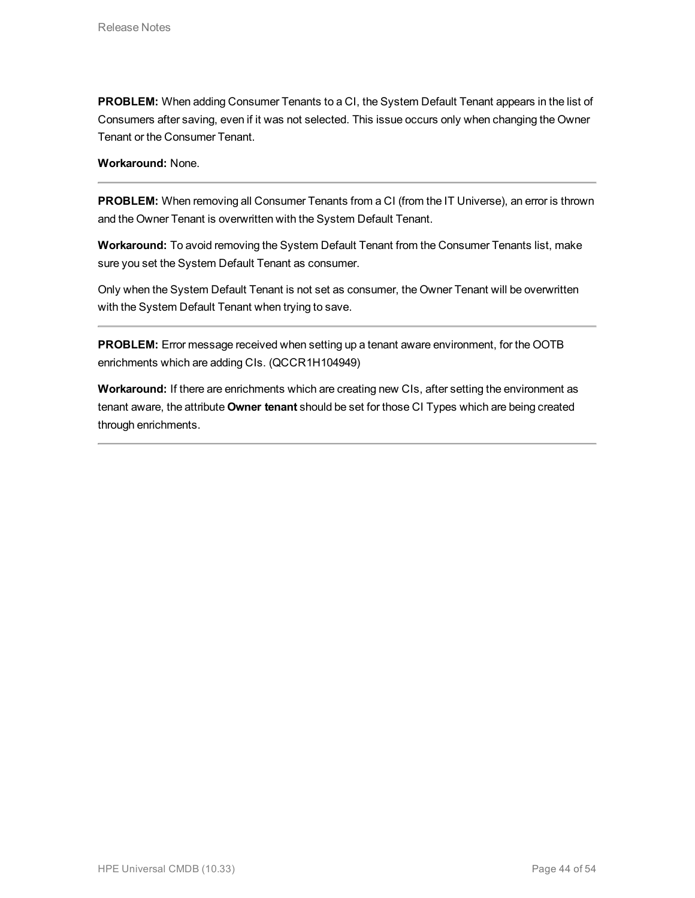**PROBLEM:** When adding Consumer Tenants to a CI, the System Default Tenant appears in the list of Consumers after saving, even if it was not selected. This issue occurs only when changing the Owner Tenant or the Consumer Tenant.

**Workaround:** None.

---

**PROBLEM:** When removing all Consumer Tenants from a CI (from the IT Universe), an error is thrown and the Owner Tenant is overwritten with the System Default Tenant.

**Workaround:** To avoid removing the System Default Tenant from the Consumer Tenants list, make sure you set the System Default Tenant as consumer.

Only when the System Default Tenant is not set as consumer, the Owner Tenant will be overwritten with the System Default Tenant when trying to save.

---

**PROBLEM:** Error message received when setting up a tenant aware environment, for the OOTB enrichments which are adding CIs. (QCCR1H104949)

**Workaround:** If there are enrichments which are creating new CIs, after setting the environment as tenant aware, the attribute **Owner tenant** should be set for those CI Types which are being created through enrichments.

---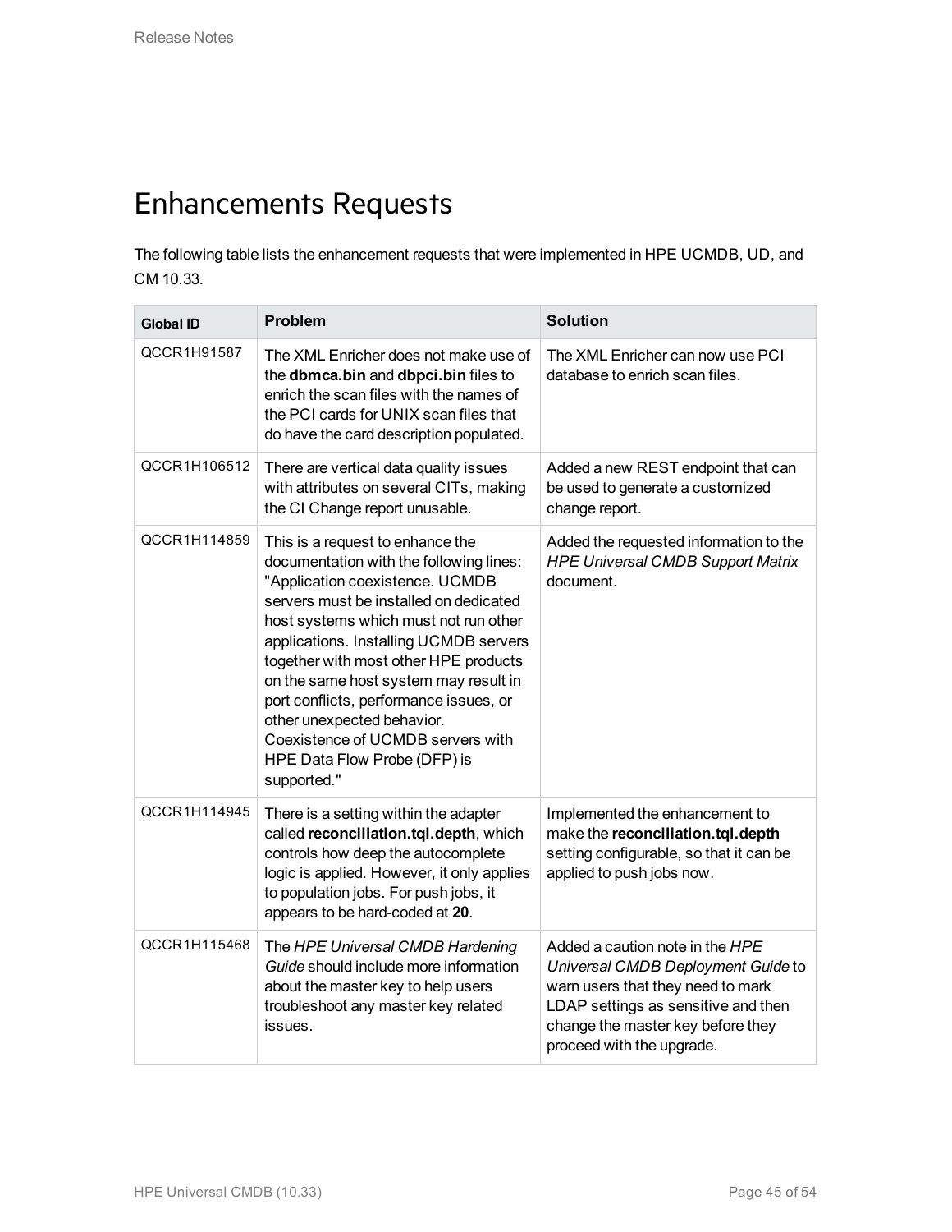# Enhancements Requests

The following table lists the enhancement requests that were implemented in HPE UCMDB, UD, and CM 10.33.

| Global ID | Problem | Solution |
| --- | --- | --- |
| QCCR1H91587 | The XML Enricher does not make use of the **dbmca.bin** and **dbpci.bin** files to enrich the scan files with the names of the PCI cards for UNIX scan files that do have the card description populated. | The XML Enricher can now use PCI database to enrich scan files. |
| QCCR1H106512 | There are vertical data quality issues with attributes on several CITs, making the CI Change report unusable. | Added a new REST endpoint that can be used to generate a customized change report. |
| QCCR1H114859 | This is a request to enhance the documentation with the following lines: "Application coexistence. UCMDB servers must be installed on dedicated host systems which must not run other applications. Installing UCMDB servers together with most other HPE products on the same host system may result in port conflicts, performance issues, or other unexpected behavior. Coexistence of UCMDB servers with HPE Data Flow Probe (DFP) is supported." | Added the requested information to the *HPE Universal CMDB Support Matrix* document. |
| QCCR1H114945 | There is a setting within the adapter called **reconciliation.tql.depth**, which controls how deep the autocomplete logic is applied. However, it only applies to population jobs. For push jobs, it appears to be hard-coded at **20**. | Implemented the enhancement to make the **reconciliation.tql.depth** setting configurable, so that it can be applied to push jobs now. |
| QCCR1H115468 | The *HPE Universal CMDB Hardening Guide* should include more information about the master key to help users troubleshoot any master key related issues. | Added a caution note in the *HPE Universal CMDB Deployment Guide* to warn users that they need to mark LDAP settings as sensitive and then change the master key before they proceed with the upgrade. |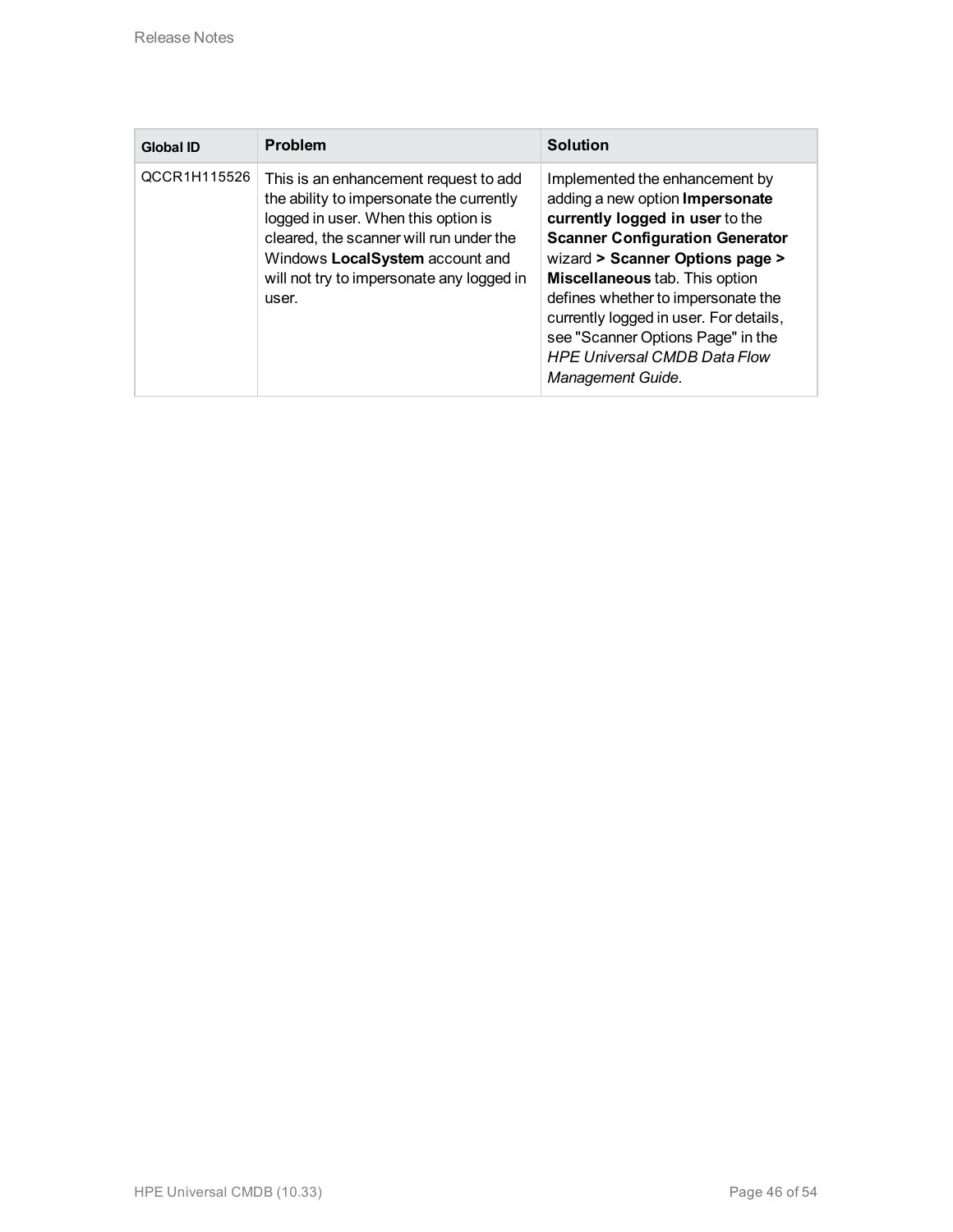| Global ID | Problem | Solution |
| --- | --- | --- |
| QCCR1H115526 | This is an enhancement request to add the ability to impersonate the currently logged in user. When this option is cleared, the scanner will run under the Windows **LocalSystem** account and will not try to impersonate any logged in user. | Implemented the enhancement by adding a new option **Impersonate currently logged in user** to the **Scanner Configuration Generator** wizard **> Scanner Options page > Miscellaneous** tab. This option defines whether to impersonate the currently logged in user. For details, see "Scanner Options Page" in the *HPE Universal CMDB Data Flow Management Guide*. |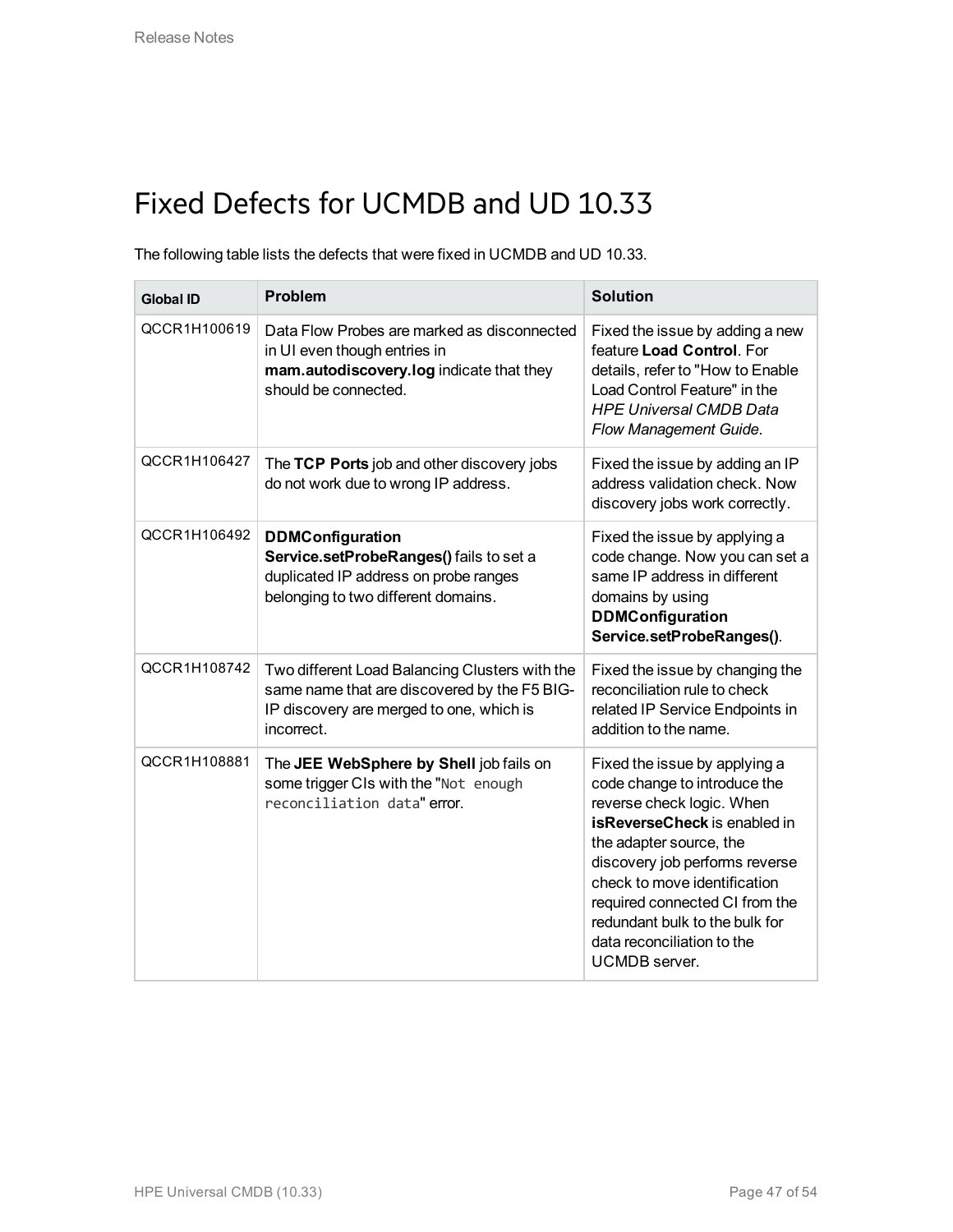# Fixed Defects for UCMDB and UD 10.33

The following table lists the defects that were fixed in UCMDB and UD 10.33.

| Global ID | Problem | Solution |
|---|---|---|
| QCCR1H100619 | Data Flow Probes are marked as disconnected in UI even though entries in **mam.autodiscovery.log** indicate that they should be connected. | Fixed the issue by adding a new feature **Load Control**. For details, refer to "How to Enable Load Control Feature" in the *HPE Universal CMDB Data Flow Management Guide*. |
| QCCR1H106427 | The **TCP Ports** job and other discovery jobs do not work due to wrong IP address. | Fixed the issue by adding an IP address validation check. Now discovery jobs work correctly. |
| QCCR1H106492 | **DDMConfiguration Service.setProbeRanges()** fails to set a duplicated IP address on probe ranges belonging to two different domains. | Fixed the issue by applying a code change. Now you can set a same IP address in different domains by using **DDMConfiguration Service.setProbeRanges()**. |
| QCCR1H108742 | Two different Load Balancing Clusters with the same name that are discovered by the F5 BIG-IP discovery are merged to one, which is incorrect. | Fixed the issue by changing the reconciliation rule to check related IP Service Endpoints in addition to the name. |
| QCCR1H108881 | The **JEE WebSphere by Shell** job fails on some trigger CIs with the "`Not enough reconciliation data`" error. | Fixed the issue by applying a code change to introduce the reverse check logic. When **isReverseCheck** is enabled in the adapter source, the discovery job performs reverse check to move identification required connected CI from the redundant bulk to the bulk for data reconciliation to the UCMDB server. |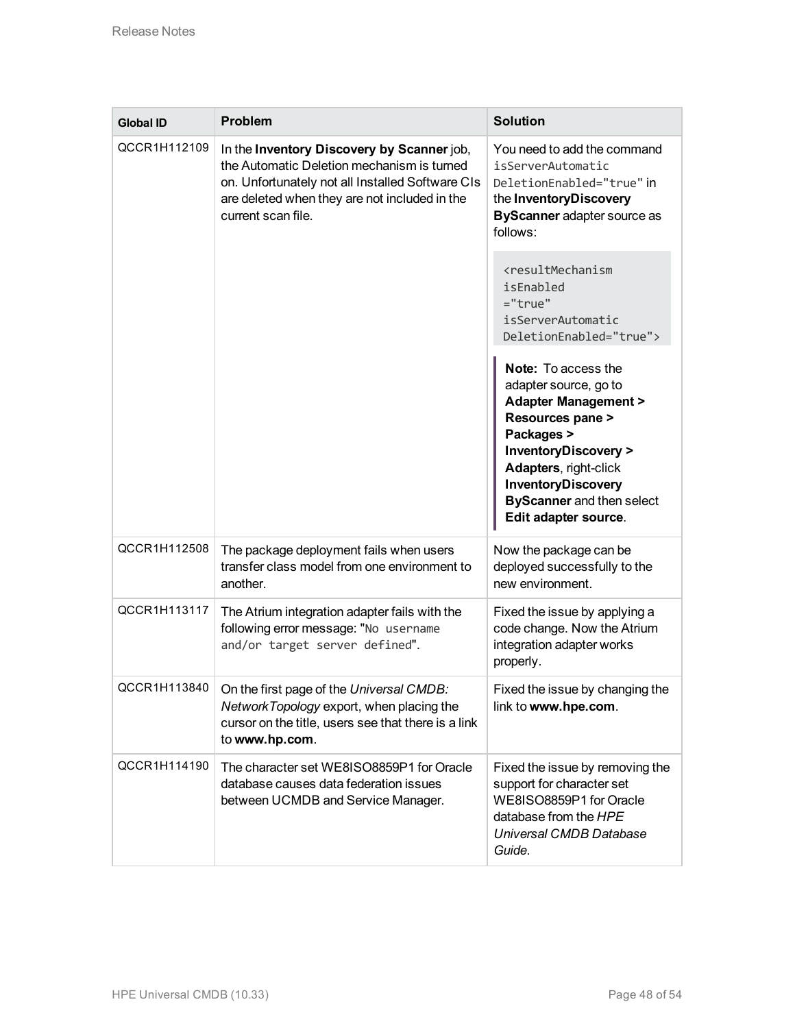| Global ID | Problem | Solution |
|---|---|---|
| QCCR1H112109 | In the **Inventory Discovery by Scanner** job, the Automatic Deletion mechanism is turned on. Unfortunately not all Installed Software CIs are deleted when they are not included in the current scan file. | You need to add the command `isServerAutomaticDeletionEnabled="true"` in the **InventoryDiscoveryByScanner** adapter source as follows: `<resultMechanism isEnabled="true" isServerAutomaticDeletionEnabled="true">` **Note:** To access the adapter source, go to **Adapter Management > Resources pane > Packages > InventoryDiscovery > Adapters**, right-click **InventoryDiscoveryByScanner** and then select **Edit adapter source**. |
| QCCR1H112508 | The package deployment fails when users transfer class model from one environment to another. | Now the package can be deployed successfully to the new environment. |
| QCCR1H113117 | The Atrium integration adapter fails with the following error message: "`No username and/or target server defined`". | Fixed the issue by applying a code change. Now the Atrium integration adapter works properly. |
| QCCR1H113840 | On the first page of the *Universal CMDB: NetworkTopology* export, when placing the cursor on the title, users see that there is a link to **www.hp.com**. | Fixed the issue by changing the link to **www.hpe.com**. |
| QCCR1H114190 | The character set WE8ISO8859P1 for Oracle database causes data federation issues between UCMDB and Service Manager. | Fixed the issue by removing the support for character set WE8ISO8859P1 for Oracle database from the *HPE Universal CMDB Database Guide*. |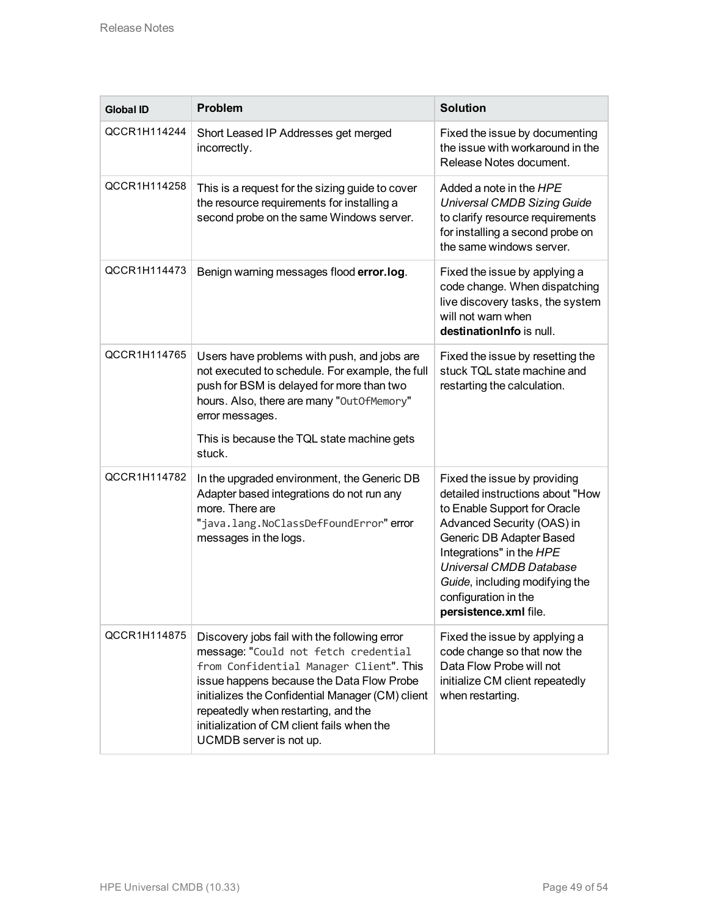| Global ID | Problem | Solution |
|---|---|---|
| QCCR1H114244 | Short Leased IP Addresses get merged incorrectly. | Fixed the issue by documenting the issue with workaround in the Release Notes document. |
| QCCR1H114258 | This is a request for the sizing guide to cover the resource requirements for installing a second probe on the same Windows server. | Added a note in the *HPE Universal CMDB Sizing Guide* to clarify resource requirements for installing a second probe on the same windows server. |
| QCCR1H114473 | Benign warning messages flood **error.log**. | Fixed the issue by applying a code change. When dispatching live discovery tasks, the system will not warn when **destinationInfo** is null. |
| QCCR1H114765 | Users have problems with push, and jobs are not executed to schedule. For example, the full push for BSM is delayed for more than two hours. Also, there are many "`OutOfMemory`" error messages.<br><br>This is because the TQL state machine gets stuck. | Fixed the issue by resetting the stuck TQL state machine and restarting the calculation. |
| QCCR1H114782 | In the upgraded environment, the Generic DB Adapter based integrations do not run any more. There are "`java.lang.NoClassDefFoundError`" error messages in the logs. | Fixed the issue by providing detailed instructions about "How to Enable Support for Oracle Advanced Security (OAS) in Generic DB Adapter Based Integrations" in the *HPE Universal CMDB Database Guide*, including modifying the configuration in the **persistence.xml** file. |
| QCCR1H114875 | Discovery jobs fail with the following error message: "`Could not fetch credential from Confidential Manager Client`". This issue happens because the Data Flow Probe initializes the Confidential Manager (CM) client repeatedly when restarting, and the initialization of CM client fails when the UCMDB server is not up. | Fixed the issue by applying a code change so that now the Data Flow Probe will not initialize CM client repeatedly when restarting. |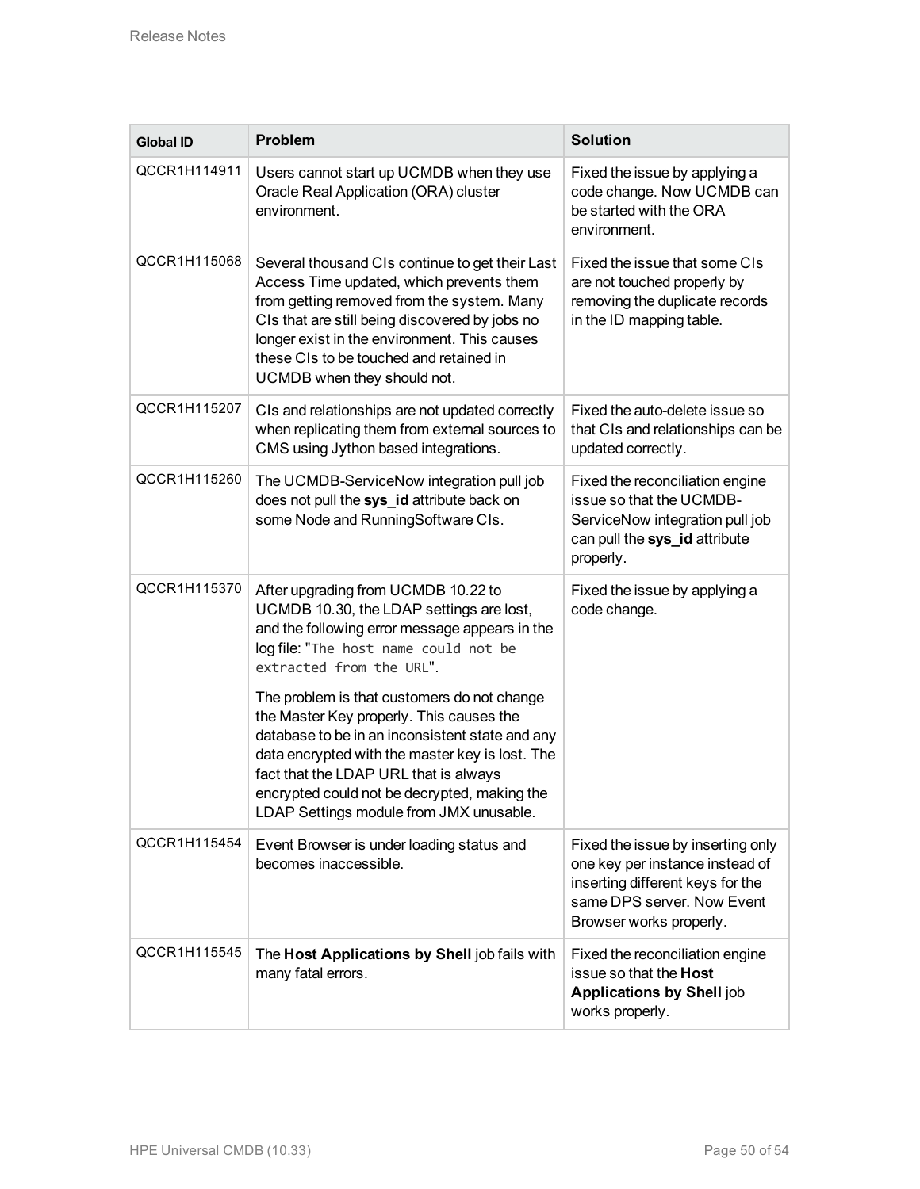| Global ID | Problem | Solution |
| --- | --- | --- |
| QCCR1H114911 | Users cannot start up UCMDB when they use Oracle Real Application (ORA) cluster environment. | Fixed the issue by applying a code change. Now UCMDB can be started with the ORA environment. |
| QCCR1H115068 | Several thousand CIs continue to get their Last Access Time updated, which prevents them from getting removed from the system. Many CIs that are still being discovered by jobs no longer exist in the environment. This causes these CIs to be touched and retained in UCMDB when they should not. | Fixed the issue that some CIs are not touched properly by removing the duplicate records in the ID mapping table. |
| QCCR1H115207 | CIs and relationships are not updated correctly when replicating them from external sources to CMS using Jython based integrations. | Fixed the auto-delete issue so that CIs and relationships can be updated correctly. |
| QCCR1H115260 | The UCMDB-ServiceNow integration pull job does not pull the **sys_id** attribute back on some Node and RunningSoftware CIs. | Fixed the reconciliation engine issue so that the UCMDB-ServiceNow integration pull job can pull the **sys_id** attribute properly. |
| QCCR1H115370 | After upgrading from UCMDB 10.22 to UCMDB 10.30, the LDAP settings are lost, and the following error message appears in the log file: "`The host name could not be extracted from the URL`".<br><br>The problem is that customers do not change the Master Key properly. This causes the database to be in an inconsistent state and any data encrypted with the master key is lost. The fact that the LDAP URL that is always encrypted could not be decrypted, making the LDAP Settings module from JMX unusable. | Fixed the issue by applying a code change. |
| QCCR1H115454 | Event Browser is under loading status and becomes inaccessible. | Fixed the issue by inserting only one key per instance instead of inserting different keys for the same DPS server. Now Event Browser works properly. |
| QCCR1H115545 | The **Host Applications by Shell** job fails with many fatal errors. | Fixed the reconciliation engine issue so that the **Host Applications by Shell** job works properly. |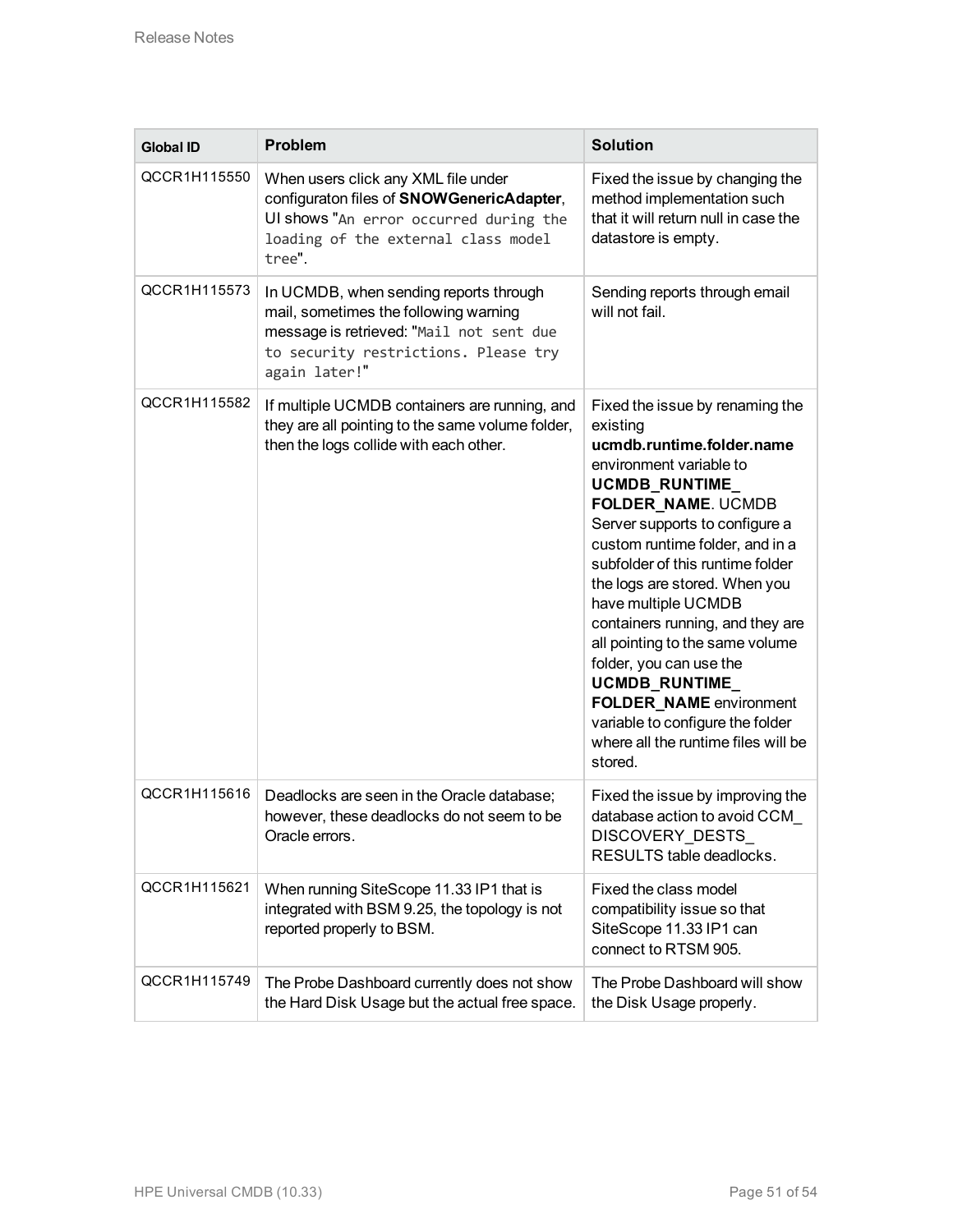| Global ID | Problem | Solution |
|---|---|---|
| QCCR1H115550 | When users click any XML file under configuraton files of **SNOWGenericAdapter**, UI shows "`An error occurred during the loading of the external class model tree`". | Fixed the issue by changing the method implementation such that it will return null in case the datastore is empty. |
| QCCR1H115573 | In UCMDB, when sending reports through mail, sometimes the following warning message is retrieved: "`Mail not sent due to security restrictions. Please try again later!`" | Sending reports through email will not fail. |
| QCCR1H115582 | If multiple UCMDB containers are running, and they are all pointing to the same volume folder, then the logs collide with each other. | Fixed the issue by renaming the existing **ucmdb.runtime.folder.name** environment variable to **UCMDB_RUNTIME_FOLDER_NAME**. UCMDB Server supports to configure a custom runtime folder, and in a subfolder of this runtime folder the logs are stored. When you have multiple UCMDB containers running, and they are all pointing to the same volume folder, you can use the **UCMDB_RUNTIME_FOLDER_NAME** environment variable to configure the folder where all the runtime files will be stored. |
| QCCR1H115616 | Deadlocks are seen in the Oracle database; however, these deadlocks do not seem to be Oracle errors. | Fixed the issue by improving the database action to avoid CCM_DISCOVERY_DESTS_RESULTS table deadlocks. |
| QCCR1H115621 | When running SiteScope 11.33 IP1 that is integrated with BSM 9.25, the topology is not reported properly to BSM. | Fixed the class model compatibility issue so that SiteScope 11.33 IP1 can connect to RTSM 905. |
| QCCR1H115749 | The Probe Dashboard currently does not show the Hard Disk Usage but the actual free space. | The Probe Dashboard will show the Disk Usage properly. |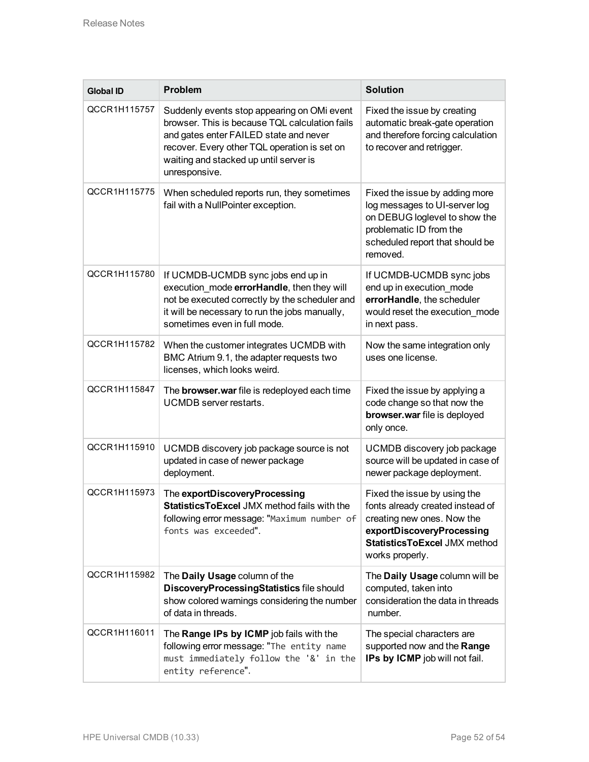| Global ID | Problem | Solution |
| --- | --- | --- |
| QCCR1H115757 | Suddenly events stop appearing on OMi event browser. This is because TQL calculation fails and gates enter FAILED state and never recover. Every other TQL operation is set on waiting and stacked up until server is unresponsive. | Fixed the issue by creating automatic break-gate operation and therefore forcing calculation to recover and retrigger. |
| QCCR1H115775 | When scheduled reports run, they sometimes fail with a NullPointer exception. | Fixed the issue by adding more log messages to UI-server log on DEBUG loglevel to show the problematic ID from the scheduled report that should be removed. |
| QCCR1H115780 | If UCMDB-UCMDB sync jobs end up in execution_mode **errorHandle**, then they will not be executed correctly by the scheduler and it will be necessary to run the jobs manually, sometimes even in full mode. | If UCMDB-UCMDB sync jobs end up in execution_mode **errorHandle**, the scheduler would reset the execution_mode in next pass. |
| QCCR1H115782 | When the customer integrates UCMDB with BMC Atrium 9.1, the adapter requests two licenses, which looks weird. | Now the same integration only uses one license. |
| QCCR1H115847 | The **browser.war** file is redeployed each time UCMDB server restarts. | Fixed the issue by applying a code change so that now the **browser.war** file is deployed only once. |
| QCCR1H115910 | UCMDB discovery job package source is not updated in case of newer package deployment. | UCMDB discovery job package source will be updated in case of newer package deployment. |
| QCCR1H115973 | The **exportDiscoveryProcessing StatisticsToExcel** JMX method fails with the following error message: "`Maximum number of fonts was exceeded`". | Fixed the issue by using the fonts already created instead of creating new ones. Now the **exportDiscoveryProcessing StatisticsToExcel** JMX method works properly. |
| QCCR1H115982 | The **Daily Usage** column of the **DiscoveryProcessingStatistics** file should show colored warnings considering the number of data in threads. | The **Daily Usage** column will be computed, taken into consideration the data in threads number. |
| QCCR1H116011 | The **Range IPs by ICMP** job fails with the following error message: "`The entity name must immediately follow the '&' in the entity reference`". | The special characters are supported now and the **Range IPs by ICMP** job will not fail. |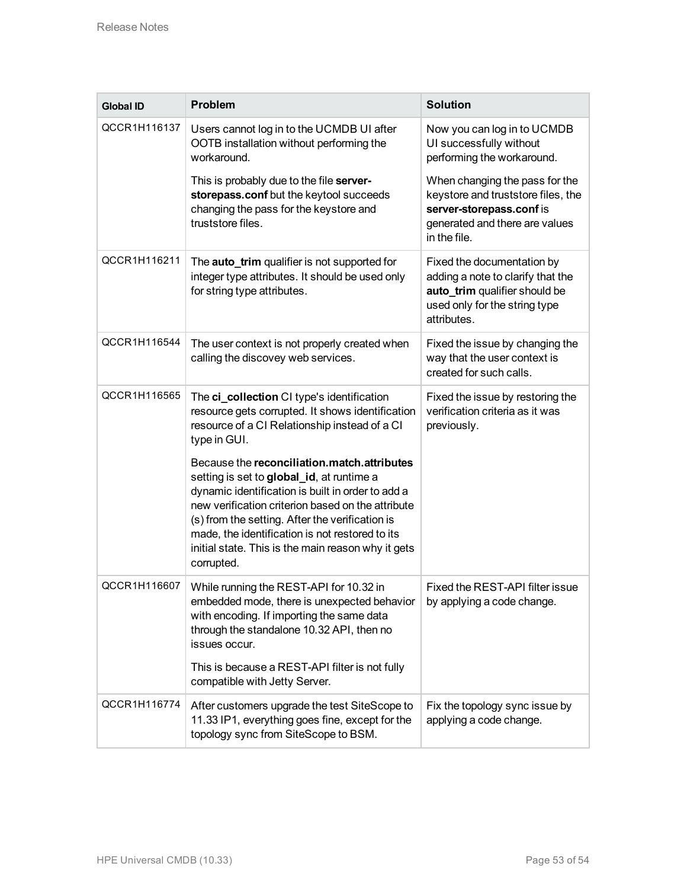| Global ID | Problem | Solution |
| --- | --- | --- |
| QCCR1H116137 | Users cannot log in to the UCMDB UI after OOTB installation without performing the workaround.<br><br>This is probably due to the file **server-storepass.conf** but the keytool succeeds changing the pass for the keystore and truststore files. | Now you can log in to UCMDB UI successfully without performing the workaround.<br><br>When changing the pass for the keystore and truststore files, the **server-storepass.conf** is generated and there are values in the file. |
| QCCR1H116211 | The **auto_trim** qualifier is not supported for integer type attributes. It should be used only for string type attributes. | Fixed the documentation by adding a note to clarify that the **auto_trim** qualifier should be used only for the string type attributes. |
| QCCR1H116544 | The user context is not properly created when calling the discovey web services. | Fixed the issue by changing the way that the user context is created for such calls. |
| QCCR1H116565 | The **ci_collection** CI type's identification resource gets corrupted. It shows identification resource of a CI Relationship instead of a CI type in GUI.<br><br>Because the **reconciliation.match.attributes** setting is set to **global_id**, at runtime a dynamic identification is built in order to add a new verification criterion based on the attribute (s) from the setting. After the verification is made, the identification is not restored to its initial state. This is the main reason why it gets corrupted. | Fixed the issue by restoring the verification criteria as it was previously. |
| QCCR1H116607 | While running the REST-API for 10.32 in embedded mode, there is unexpected behavior with encoding. If importing the same data through the standalone 10.32 API, then no issues occur.<br><br>This is because a REST-API filter is not fully compatible with Jetty Server. | Fixed the REST-API filter issue by applying a code change. |
| QCCR1H116774 | After customers upgrade the test SiteScope to 11.33 IP1, everything goes fine, except for the topology sync from SiteScope to BSM. | Fix the topology sync issue by applying a code change. |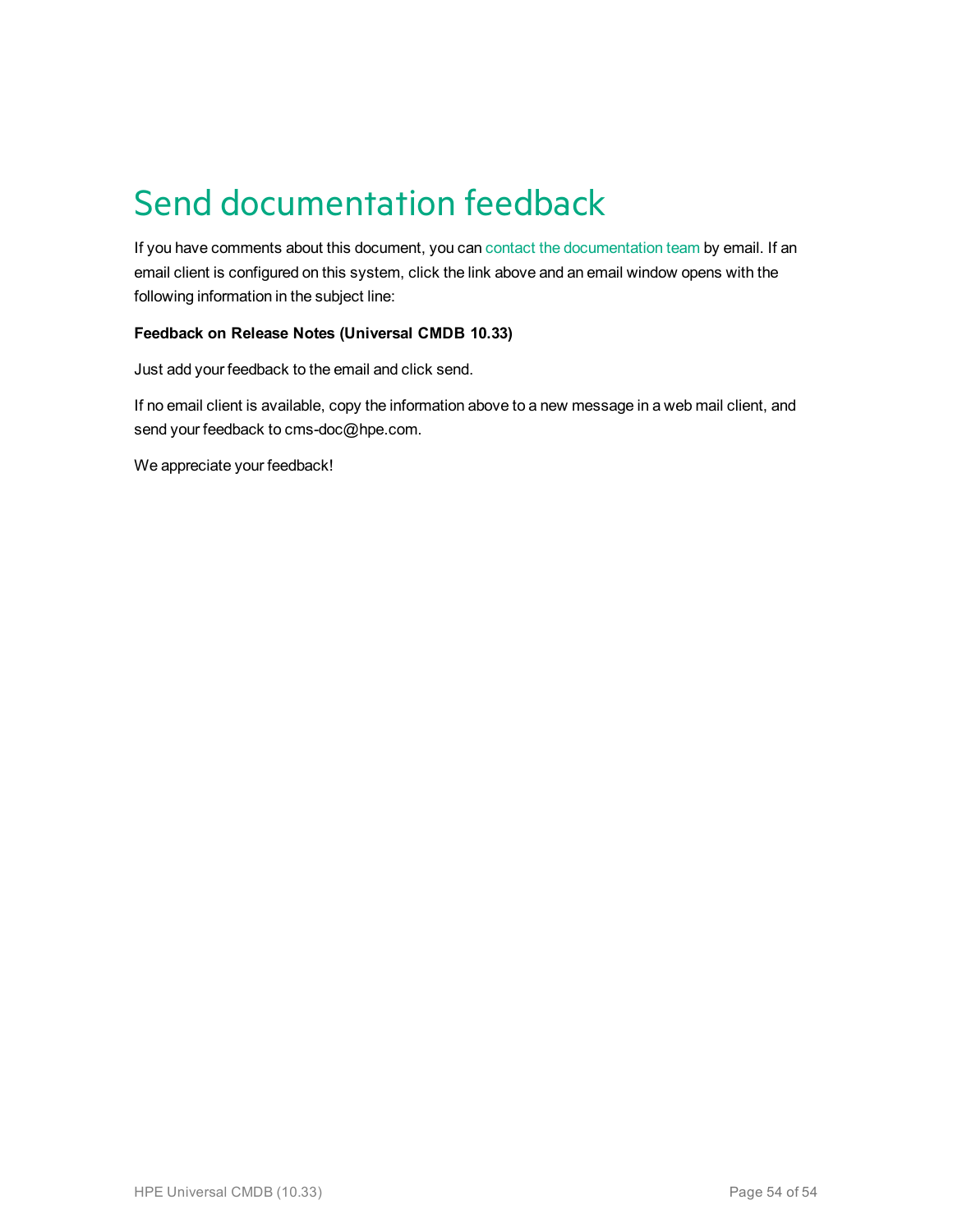# Send documentation feedback

If you have comments about this document, you can contact the documentation team by email. If an email client is configured on this system, click the link above and an email window opens with the following information in the subject line:

**Feedback on Release Notes (Universal CMDB 10.33)**

Just add your feedback to the email and click send.

If no email client is available, copy the information above to a new message in a web mail client, and send your feedback to cms-doc@hpe.com.

We appreciate your feedback!